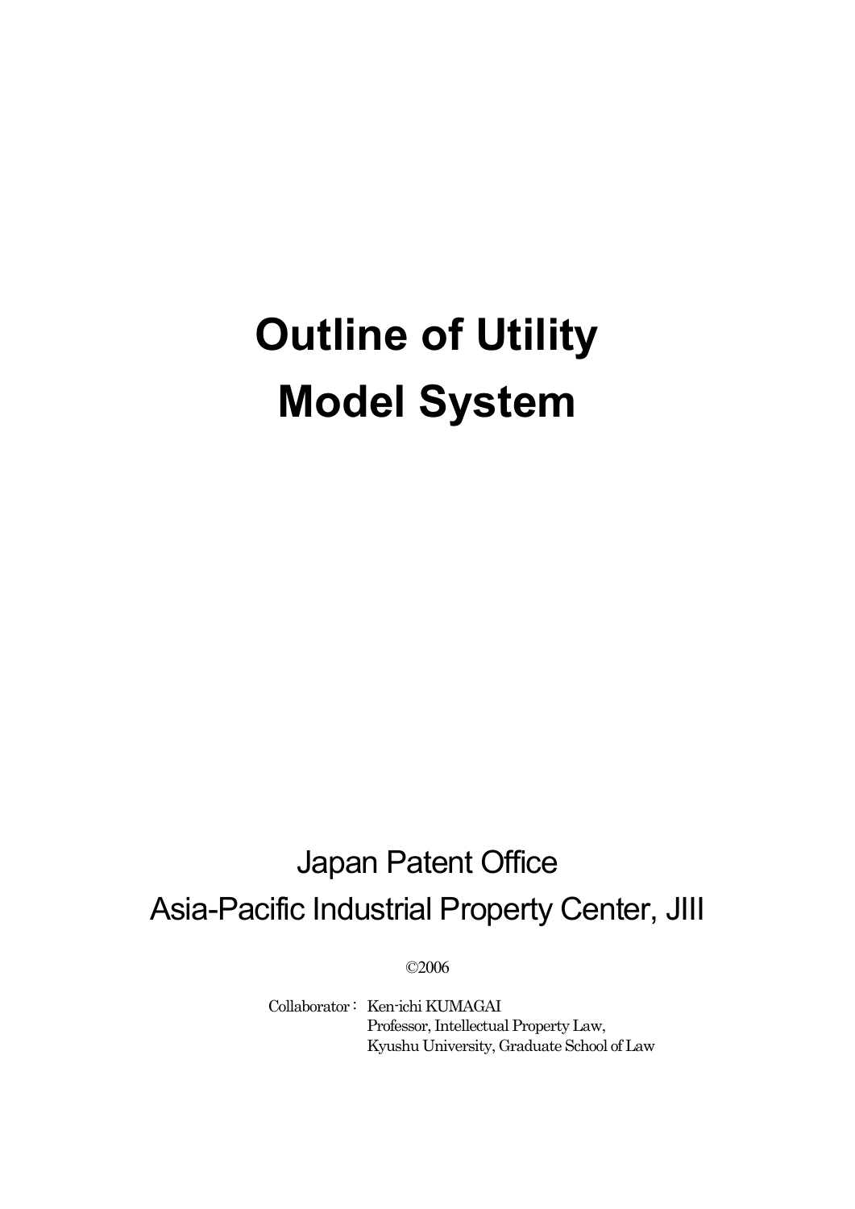# Outline of Utility Model System

Japan Patent Office

Asia-Pacific Industrial Property Center, JIII

©2006

Collaborator： Ken-ichi KUMAGAI
Professor, Intellectual Property Law,
Kyushu University, Graduate School of Law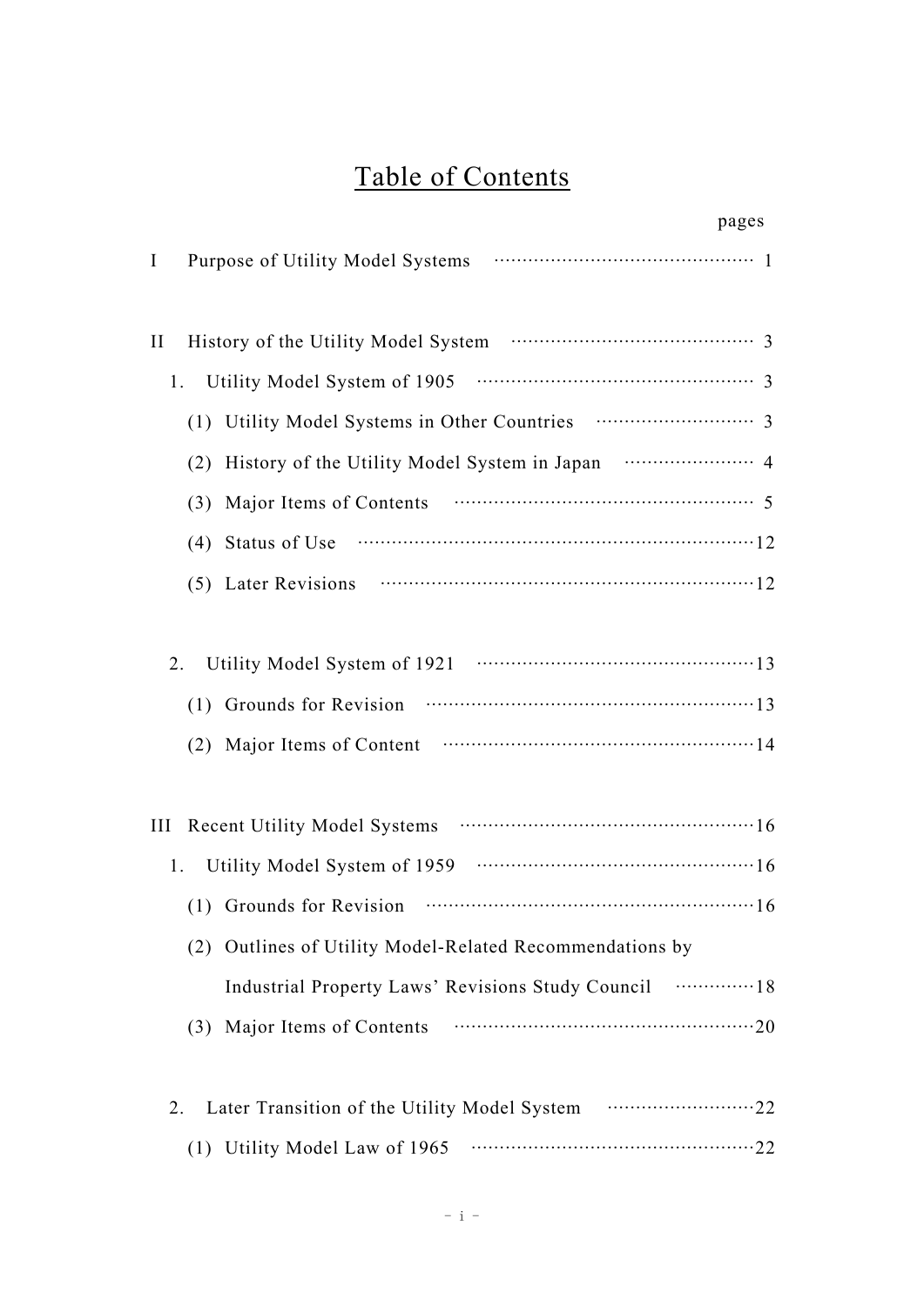# Table of Contents

pages

I Purpose of Utility Model Systems ………………………………………… 1

II History of the Utility Model System ……………………………………… 3

1. Utility Model System of 1905 …………………………………………… 3

(1) Utility Model Systems in Other Countries ……………………… 3

(2) History of the Utility Model System in Japan …………………… 4

(3) Major Items of Contents ……………………………………………… 5

(4) Status of Use …………………………………………………………… 12

(5) Later Revisions ………………………………………………………… 12

2. Utility Model System of 1921 …………………………………………… 13

(1) Grounds for Revision ………………………………………………… 13

(2) Major Items of Content ……………………………………………… 14

III Recent Utility Model Systems ……………………………………………… 16

1. Utility Model System of 1959 …………………………………………… 16

(1) Grounds for Revision ………………………………………………… 16

(2) Outlines of Utility Model-Related Recommendations by Industrial Property Laws' Revisions Study Council …………… 18

(3) Major Items of Contents ……………………………………………… 20

2. Later Transition of the Utility Model System …………………………… 22

(1) Utility Model Law of 1965 …………………………………………… 22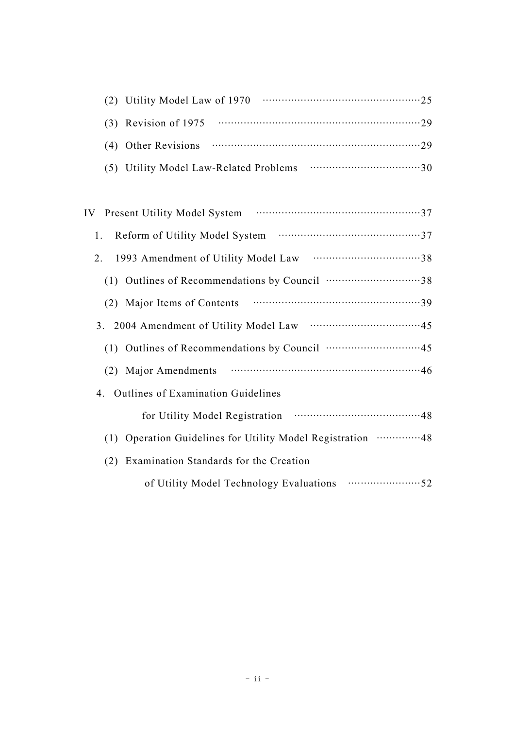(2) Utility Model Law of 1970 ……………………………………………25

(3) Revision of 1975 …………………………………………………………29

(4) Other Revisions ……………………………………………………………29

(5) Utility Model Law-Related Problems ………………………………30

IV Present Utility Model System ………………………………………………37

1. Reform of Utility Model System ………………………………………37

2. 1993 Amendment of Utility Model Law ………………………………38

(1) Outlines of Recommendations by Council …………………………38

(2) Major Items of Contents ………………………………………………39

3. 2004 Amendment of Utility Model Law ………………………………45

(1) Outlines of Recommendations by Council …………………………45

(2) Major Amendments ……………………………………………………46

4. Outlines of Examination Guidelines for Utility Model Registration ……………………………………48

(1) Operation Guidelines for Utility Model Registration ……………48

(2) Examination Standards for the Creation of Utility Model Technology Evaluations ……………………52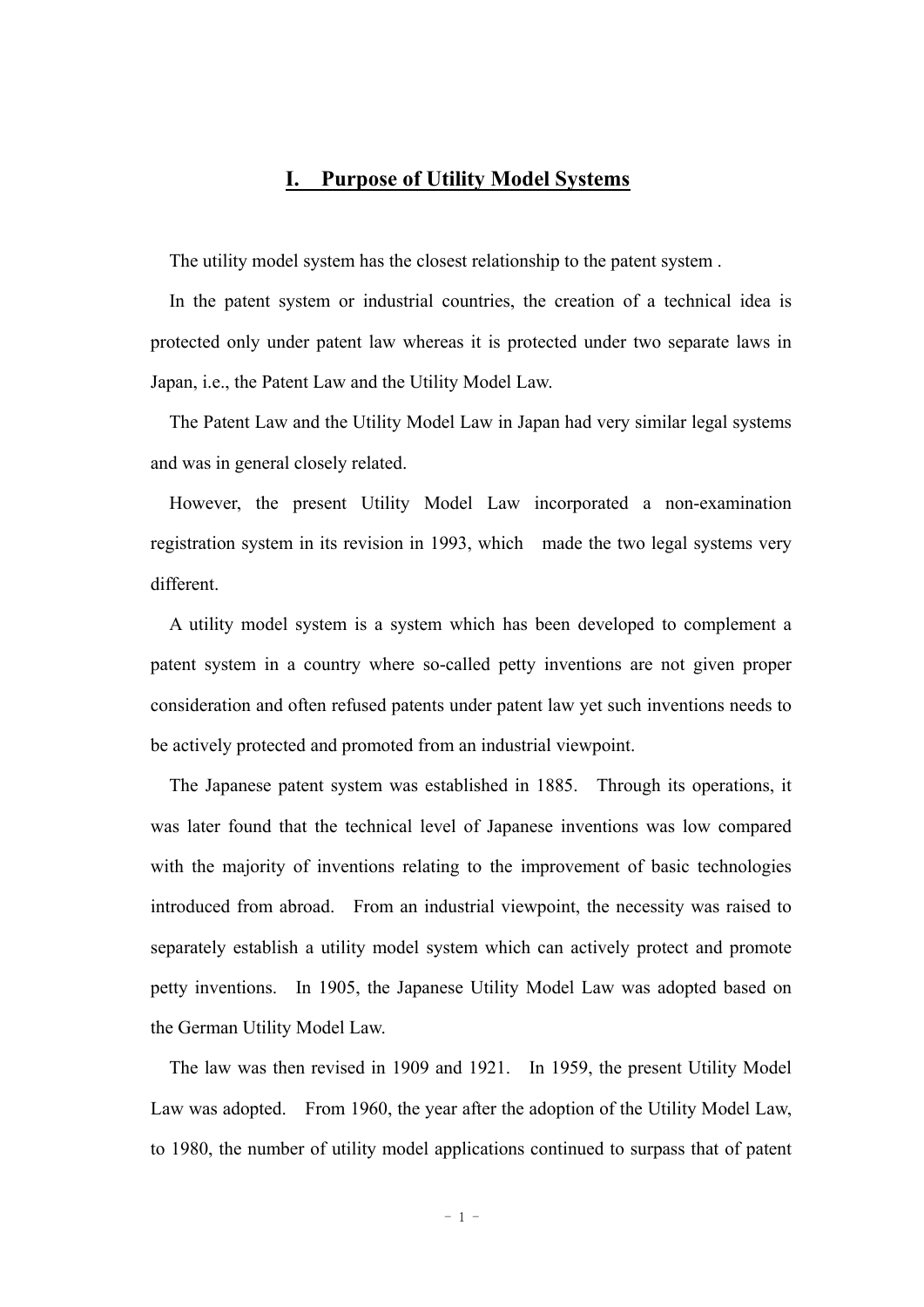## I. Purpose of Utility Model Systems

The utility model system has the closest relationship to the patent system .

In the patent system or industrial countries, the creation of a technical idea is protected only under patent law whereas it is protected under two separate laws in Japan, i.e., the Patent Law and the Utility Model Law.

The Patent Law and the Utility Model Law in Japan had very similar legal systems and was in general closely related.

However, the present Utility Model Law incorporated a non-examination registration system in its revision in 1993, which made the two legal systems very different.

A utility model system is a system which has been developed to complement a patent system in a country where so-called petty inventions are not given proper consideration and often refused patents under patent law yet such inventions needs to be actively protected and promoted from an industrial viewpoint.

The Japanese patent system was established in 1885. Through its operations, it was later found that the technical level of Japanese inventions was low compared with the majority of inventions relating to the improvement of basic technologies introduced from abroad. From an industrial viewpoint, the necessity was raised to separately establish a utility model system which can actively protect and promote petty inventions. In 1905, the Japanese Utility Model Law was adopted based on the German Utility Model Law.

The law was then revised in 1909 and 1921. In 1959, the present Utility Model Law was adopted. From 1960, the year after the adoption of the Utility Model Law, to 1980, the number of utility model applications continued to surpass that of patent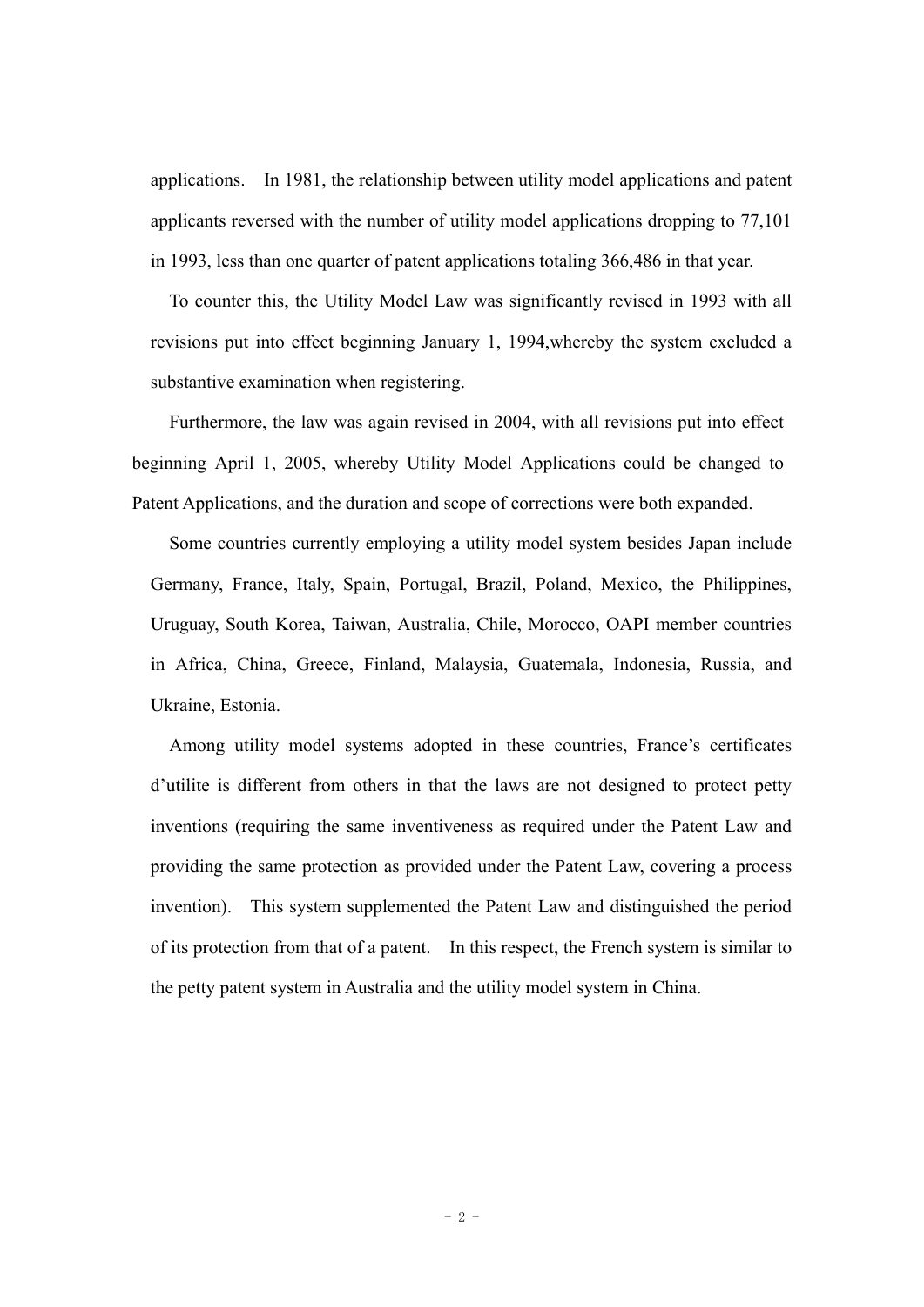applications. In 1981, the relationship between utility model applications and patent applicants reversed with the number of utility model applications dropping to 77,101 in 1993, less than one quarter of patent applications totaling 366,486 in that year.

To counter this, the Utility Model Law was significantly revised in 1993 with all revisions put into effect beginning January 1, 1994,whereby the system excluded a substantive examination when registering.

Furthermore, the law was again revised in 2004, with all revisions put into effect beginning April 1, 2005, whereby Utility Model Applications could be changed to Patent Applications, and the duration and scope of corrections were both expanded.

Some countries currently employing a utility model system besides Japan include Germany, France, Italy, Spain, Portugal, Brazil, Poland, Mexico, the Philippines, Uruguay, South Korea, Taiwan, Australia, Chile, Morocco, OAPI member countries in Africa, China, Greece, Finland, Malaysia, Guatemala, Indonesia, Russia, and Ukraine, Estonia.

Among utility model systems adopted in these countries, France's certificates d'utilite is different from others in that the laws are not designed to protect petty inventions (requiring the same inventiveness as required under the Patent Law and providing the same protection as provided under the Patent Law, covering a process invention). This system supplemented the Patent Law and distinguished the period of its protection from that of a patent. In this respect, the French system is similar to the petty patent system in Australia and the utility model system in China.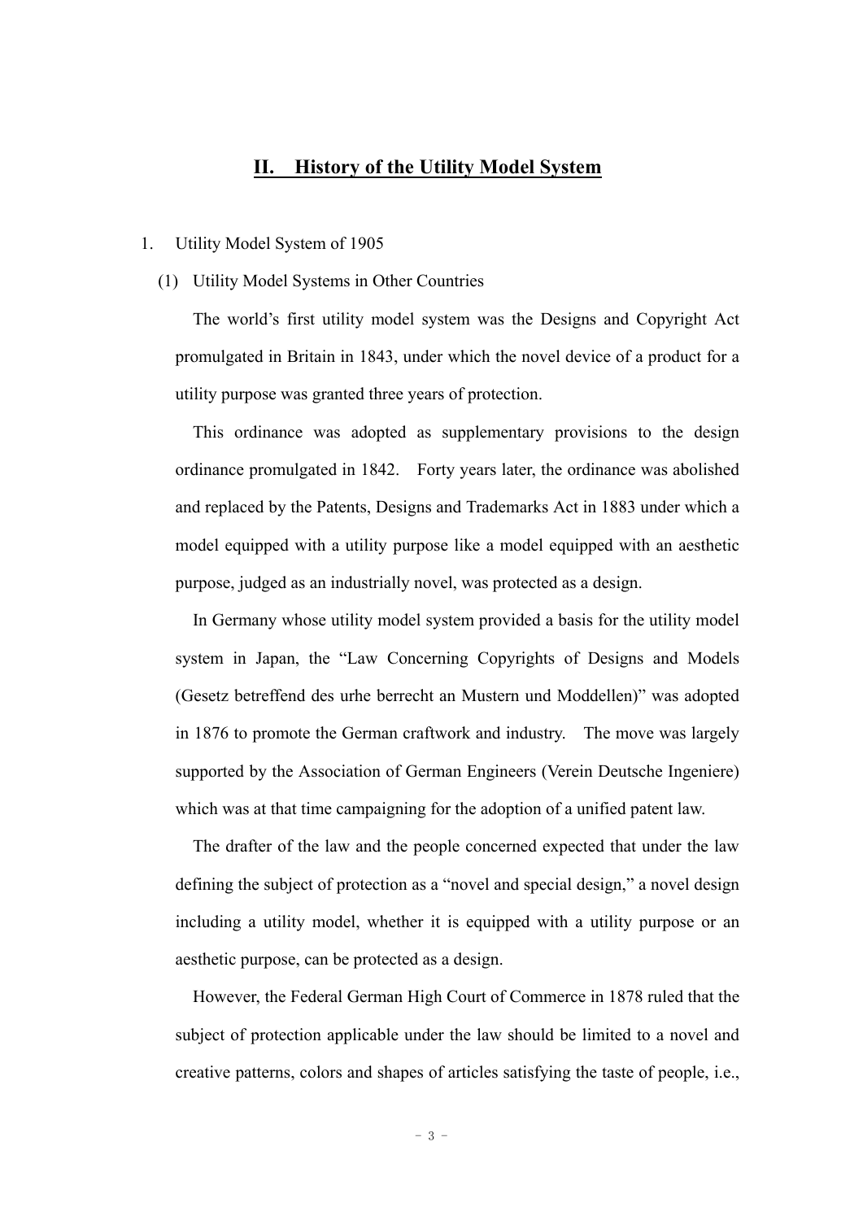## II. History of the Utility Model System

1. Utility Model System of 1905

(1) Utility Model Systems in Other Countries

The world's first utility model system was the Designs and Copyright Act promulgated in Britain in 1843, under which the novel device of a product for a utility purpose was granted three years of protection.

This ordinance was adopted as supplementary provisions to the design ordinance promulgated in 1842. Forty years later, the ordinance was abolished and replaced by the Patents, Designs and Trademarks Act in 1883 under which a model equipped with a utility purpose like a model equipped with an aesthetic purpose, judged as an industrially novel, was protected as a design.

In Germany whose utility model system provided a basis for the utility model system in Japan, the "Law Concerning Copyrights of Designs and Models (Gesetz betreffend des urhe berrecht an Mustern und Moddellen)" was adopted in 1876 to promote the German craftwork and industry. The move was largely supported by the Association of German Engineers (Verein Deutsche Ingeniere) which was at that time campaigning for the adoption of a unified patent law.

The drafter of the law and the people concerned expected that under the law defining the subject of protection as a "novel and special design," a novel design including a utility model, whether it is equipped with a utility purpose or an aesthetic purpose, can be protected as a design.

However, the Federal German High Court of Commerce in 1878 ruled that the subject of protection applicable under the law should be limited to a novel and creative patterns, colors and shapes of articles satisfying the taste of people, i.e.,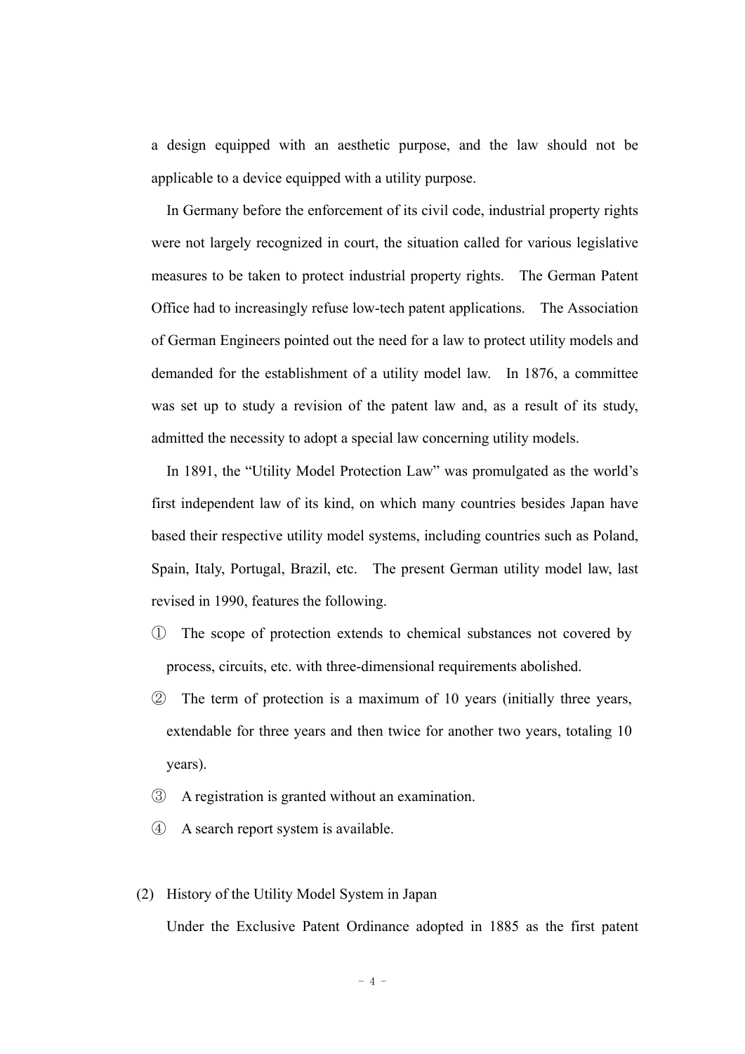a design equipped with an aesthetic purpose, and the law should not be applicable to a device equipped with a utility purpose.

In Germany before the enforcement of its civil code, industrial property rights were not largely recognized in court, the situation called for various legislative measures to be taken to protect industrial property rights. The German Patent Office had to increasingly refuse low-tech patent applications. The Association of German Engineers pointed out the need for a law to protect utility models and demanded for the establishment of a utility model law. In 1876, a committee was set up to study a revision of the patent law and, as a result of its study, admitted the necessity to adopt a special law concerning utility models.

In 1891, the "Utility Model Protection Law" was promulgated as the world's first independent law of its kind, on which many countries besides Japan have based their respective utility model systems, including countries such as Poland, Spain, Italy, Portugal, Brazil, etc. The present German utility model law, last revised in 1990, features the following.

① The scope of protection extends to chemical substances not covered by process, circuits, etc. with three-dimensional requirements abolished.

② The term of protection is a maximum of 10 years (initially three years, extendable for three years and then twice for another two years, totaling 10 years).

③ A registration is granted without an examination.

④ A search report system is available.

## (2) History of the Utility Model System in Japan

Under the Exclusive Patent Ordinance adopted in 1885 as the first patent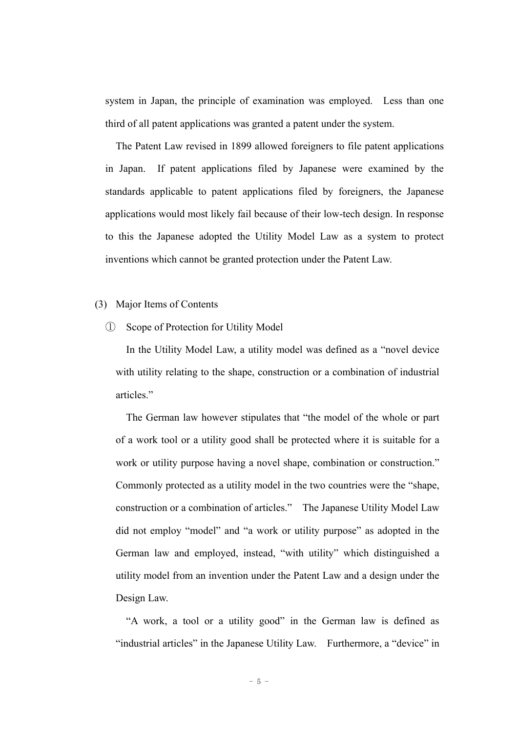system in Japan, the principle of examination was employed. Less than one third of all patent applications was granted a patent under the system.

The Patent Law revised in 1899 allowed foreigners to file patent applications in Japan. If patent applications filed by Japanese were examined by the standards applicable to patent applications filed by foreigners, the Japanese applications would most likely fail because of their low-tech design. In response to this the Japanese adopted the Utility Model Law as a system to protect inventions which cannot be granted protection under the Patent Law.

(3) Major Items of Contents

① Scope of Protection for Utility Model

In the Utility Model Law, a utility model was defined as a "novel device with utility relating to the shape, construction or a combination of industrial articles."

The German law however stipulates that "the model of the whole or part of a work tool or a utility good shall be protected where it is suitable for a work or utility purpose having a novel shape, combination or construction." Commonly protected as a utility model in the two countries were the "shape, construction or a combination of articles." The Japanese Utility Model Law did not employ "model" and "a work or utility purpose" as adopted in the German law and employed, instead, "with utility" which distinguished a utility model from an invention under the Patent Law and a design under the Design Law.

"A work, a tool or a utility good" in the German law is defined as "industrial articles" in the Japanese Utility Law. Furthermore, a "device" in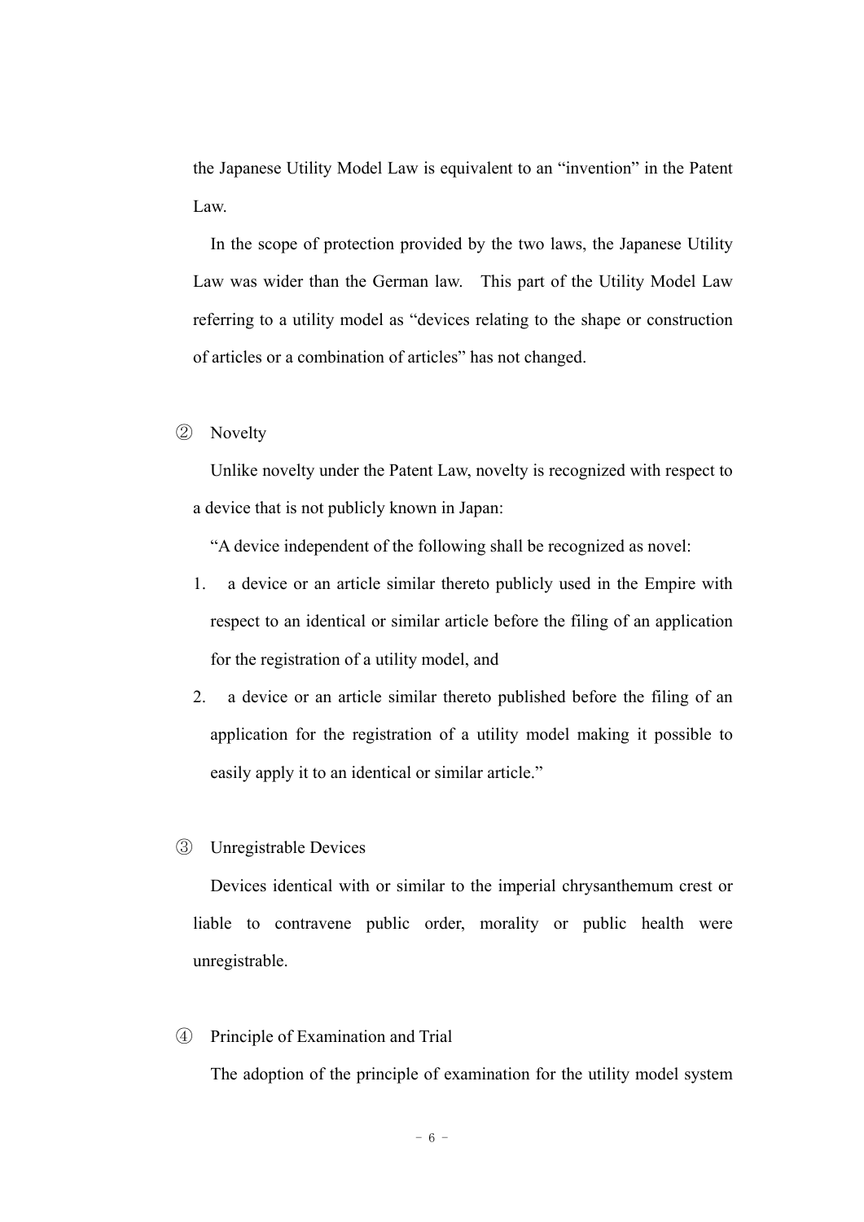the Japanese Utility Model Law is equivalent to an "invention" in the Patent Law.

In the scope of protection provided by the two laws, the Japanese Utility Law was wider than the German law. This part of the Utility Model Law referring to a utility model as "devices relating to the shape or construction of articles or a combination of articles" has not changed.

② Novelty

Unlike novelty under the Patent Law, novelty is recognized with respect to a device that is not publicly known in Japan:

"A device independent of the following shall be recognized as novel:

1. a device or an article similar thereto publicly used in the Empire with respect to an identical or similar article before the filing of an application for the registration of a utility model, and
2. a device or an article similar thereto published before the filing of an application for the registration of a utility model making it possible to easily apply it to an identical or similar article."

③ Unregistrable Devices

Devices identical with or similar to the imperial chrysanthemum crest or liable to contravene public order, morality or public health were unregistrable.

④ Principle of Examination and Trial

The adoption of the principle of examination for the utility model system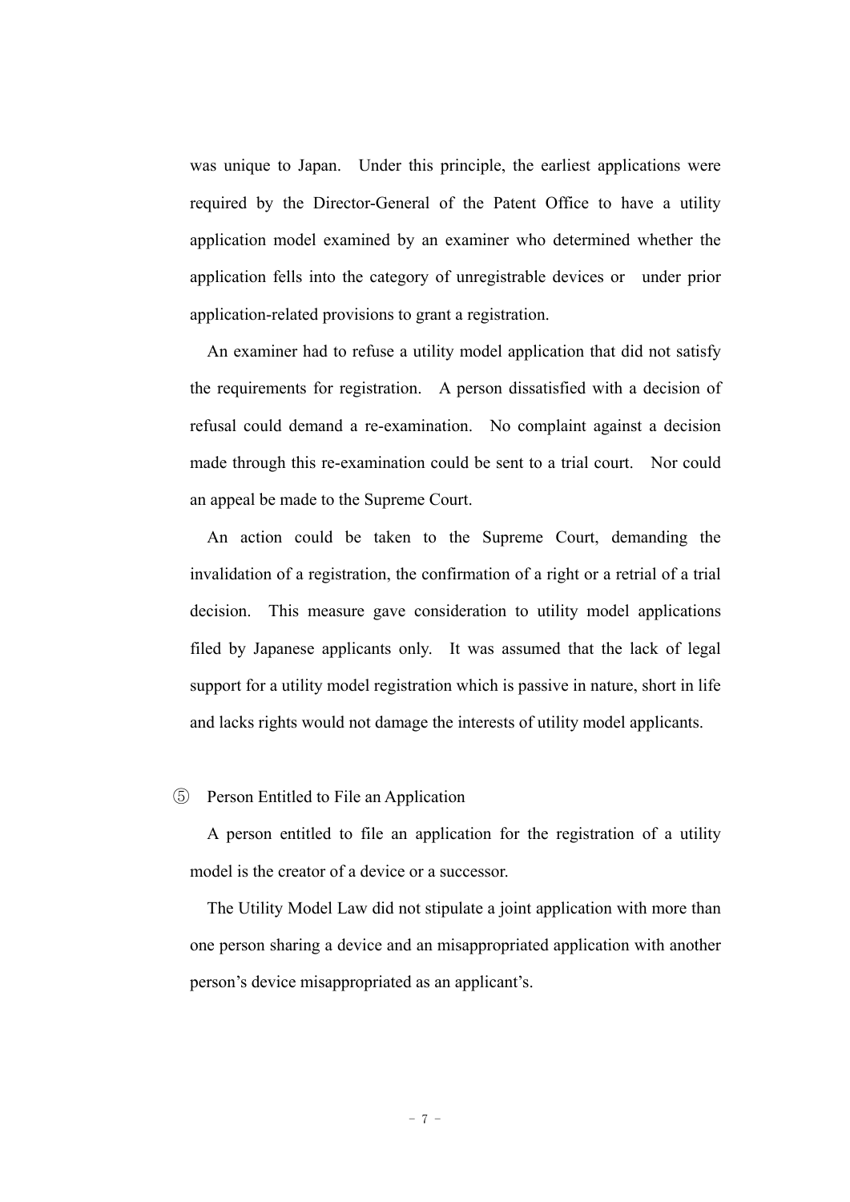was unique to Japan. Under this principle, the earliest applications were required by the Director-General of the Patent Office to have a utility application model examined by an examiner who determined whether the application fells into the category of unregistrable devices or under prior application-related provisions to grant a registration.

An examiner had to refuse a utility model application that did not satisfy the requirements for registration. A person dissatisfied with a decision of refusal could demand a re-examination. No complaint against a decision made through this re-examination could be sent to a trial court. Nor could an appeal be made to the Supreme Court.

An action could be taken to the Supreme Court, demanding the invalidation of a registration, the confirmation of a right or a retrial of a trial decision. This measure gave consideration to utility model applications filed by Japanese applicants only. It was assumed that the lack of legal support for a utility model registration which is passive in nature, short in life and lacks rights would not damage the interests of utility model applicants.

⑤ Person Entitled to File an Application

A person entitled to file an application for the registration of a utility model is the creator of a device or a successor.

The Utility Model Law did not stipulate a joint application with more than one person sharing a device and an misappropriated application with another person's device misappropriated as an applicant's.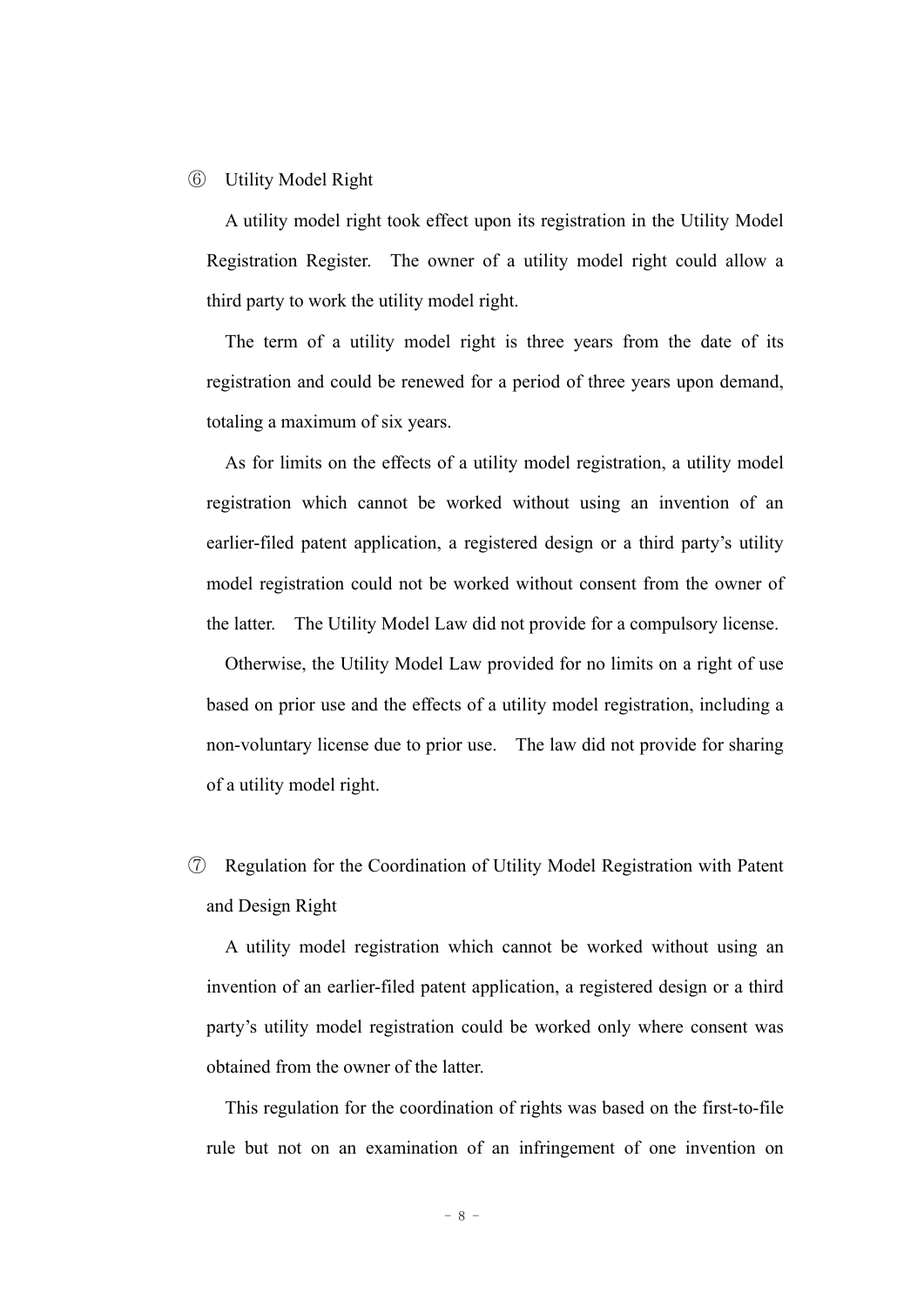⑥ Utility Model Right

A utility model right took effect upon its registration in the Utility Model Registration Register. The owner of a utility model right could allow a third party to work the utility model right.

The term of a utility model right is three years from the date of its registration and could be renewed for a period of three years upon demand, totaling a maximum of six years.

As for limits on the effects of a utility model registration, a utility model registration which cannot be worked without using an invention of an earlier-filed patent application, a registered design or a third party's utility model registration could not be worked without consent from the owner of the latter. The Utility Model Law did not provide for a compulsory license.

Otherwise, the Utility Model Law provided for no limits on a right of use based on prior use and the effects of a utility model registration, including a non-voluntary license due to prior use. The law did not provide for sharing of a utility model right.

⑦ Regulation for the Coordination of Utility Model Registration with Patent and Design Right

A utility model registration which cannot be worked without using an invention of an earlier-filed patent application, a registered design or a third party's utility model registration could be worked only where consent was obtained from the owner of the latter.

This regulation for the coordination of rights was based on the first-to-file rule but not on an examination of an infringement of one invention on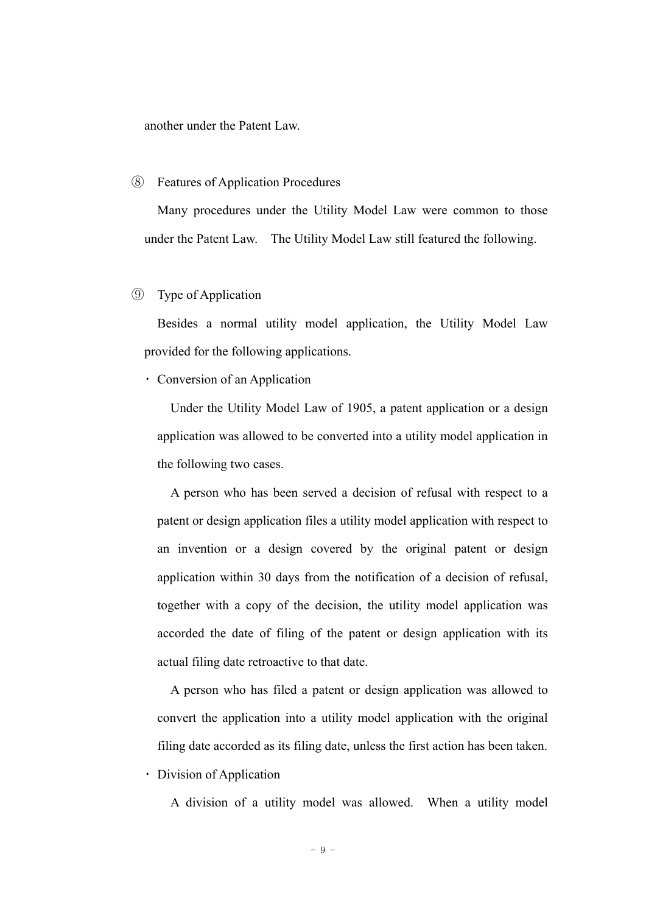another under the Patent Law.

⑧ Features of Application Procedures

Many procedures under the Utility Model Law were common to those under the Patent Law. The Utility Model Law still featured the following.

⑨ Type of Application

Besides a normal utility model application, the Utility Model Law provided for the following applications.

・ Conversion of an Application

Under the Utility Model Law of 1905, a patent application or a design application was allowed to be converted into a utility model application in the following two cases.

A person who has been served a decision of refusal with respect to a patent or design application files a utility model application with respect to an invention or a design covered by the original patent or design application within 30 days from the notification of a decision of refusal, together with a copy of the decision, the utility model application was accorded the date of filing of the patent or design application with its actual filing date retroactive to that date.

A person who has filed a patent or design application was allowed to convert the application into a utility model application with the original filing date accorded as its filing date, unless the first action has been taken.

・ Division of Application

A division of a utility model was allowed. When a utility model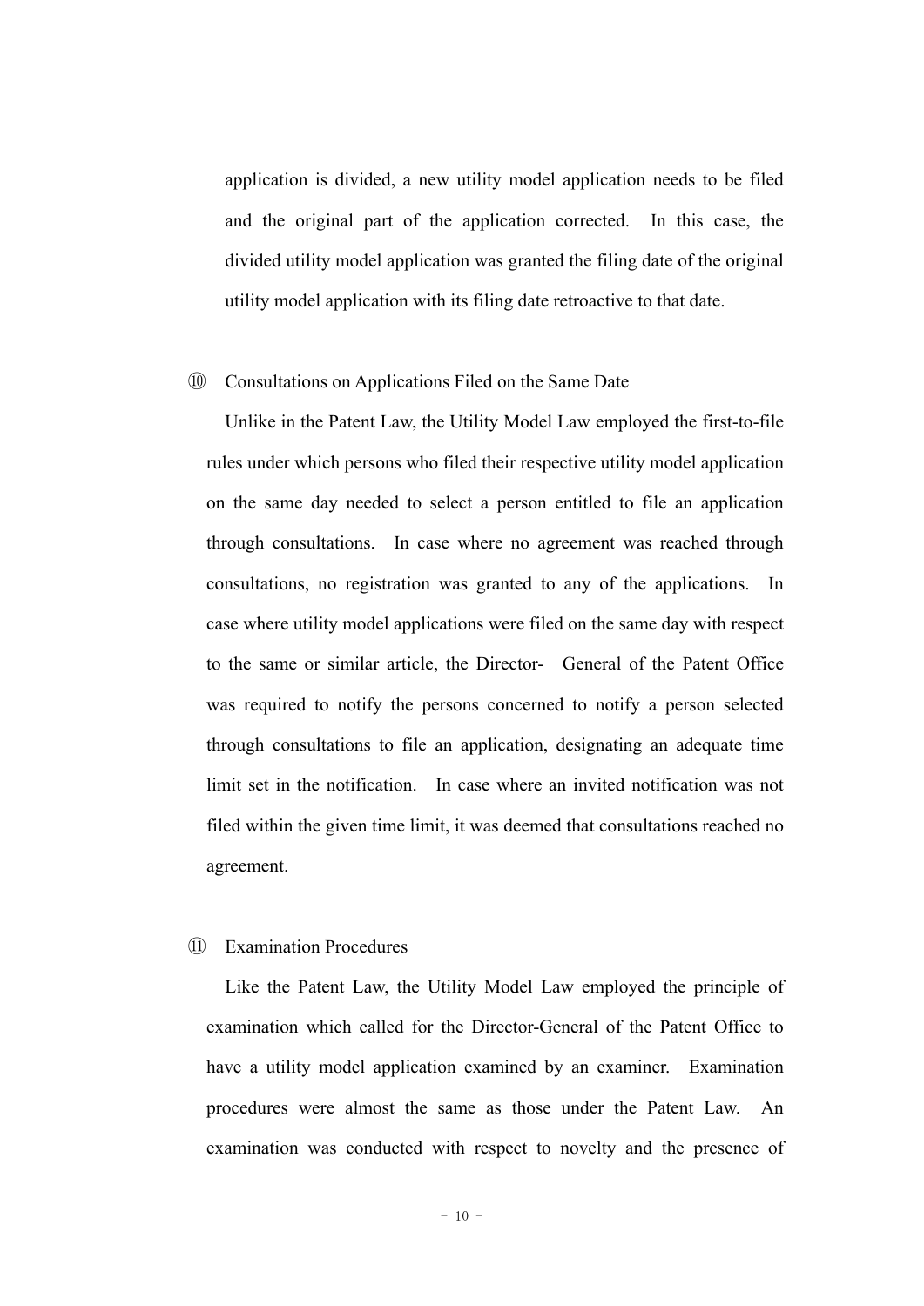application is divided, a new utility model application needs to be filed and the original part of the application corrected. In this case, the divided utility model application was granted the filing date of the original utility model application with its filing date retroactive to that date.

⑩ Consultations on Applications Filed on the Same Date

Unlike in the Patent Law, the Utility Model Law employed the first-to-file rules under which persons who filed their respective utility model application on the same day needed to select a person entitled to file an application through consultations. In case where no agreement was reached through consultations, no registration was granted to any of the applications. In case where utility model applications were filed on the same day with respect to the same or similar article, the Director- General of the Patent Office was required to notify the persons concerned to notify a person selected through consultations to file an application, designating an adequate time limit set in the notification. In case where an invited notification was not filed within the given time limit, it was deemed that consultations reached no agreement.

⑪ Examination Procedures

Like the Patent Law, the Utility Model Law employed the principle of examination which called for the Director-General of the Patent Office to have a utility model application examined by an examiner. Examination procedures were almost the same as those under the Patent Law. An examination was conducted with respect to novelty and the presence of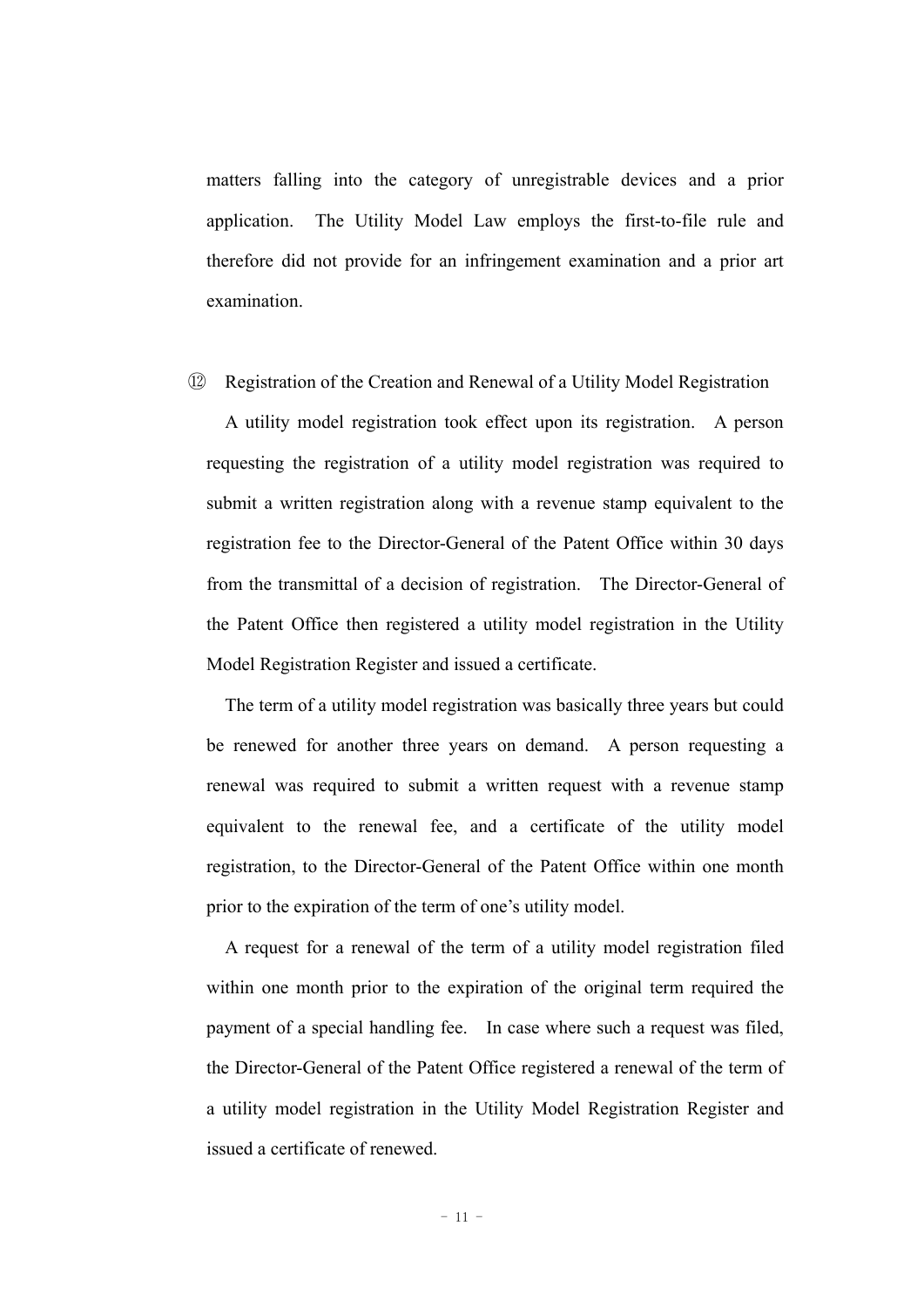matters falling into the category of unregistrable devices and a prior application. The Utility Model Law employs the first-to-file rule and therefore did not provide for an infringement examination and a prior art examination.

⑫ Registration of the Creation and Renewal of a Utility Model Registration

A utility model registration took effect upon its registration. A person requesting the registration of a utility model registration was required to submit a written registration along with a revenue stamp equivalent to the registration fee to the Director-General of the Patent Office within 30 days from the transmittal of a decision of registration. The Director-General of the Patent Office then registered a utility model registration in the Utility Model Registration Register and issued a certificate.

The term of a utility model registration was basically three years but could be renewed for another three years on demand. A person requesting a renewal was required to submit a written request with a revenue stamp equivalent to the renewal fee, and a certificate of the utility model registration, to the Director-General of the Patent Office within one month prior to the expiration of the term of one's utility model.

A request for a renewal of the term of a utility model registration filed within one month prior to the expiration of the original term required the payment of a special handling fee. In case where such a request was filed, the Director-General of the Patent Office registered a renewal of the term of a utility model registration in the Utility Model Registration Register and issued a certificate of renewed.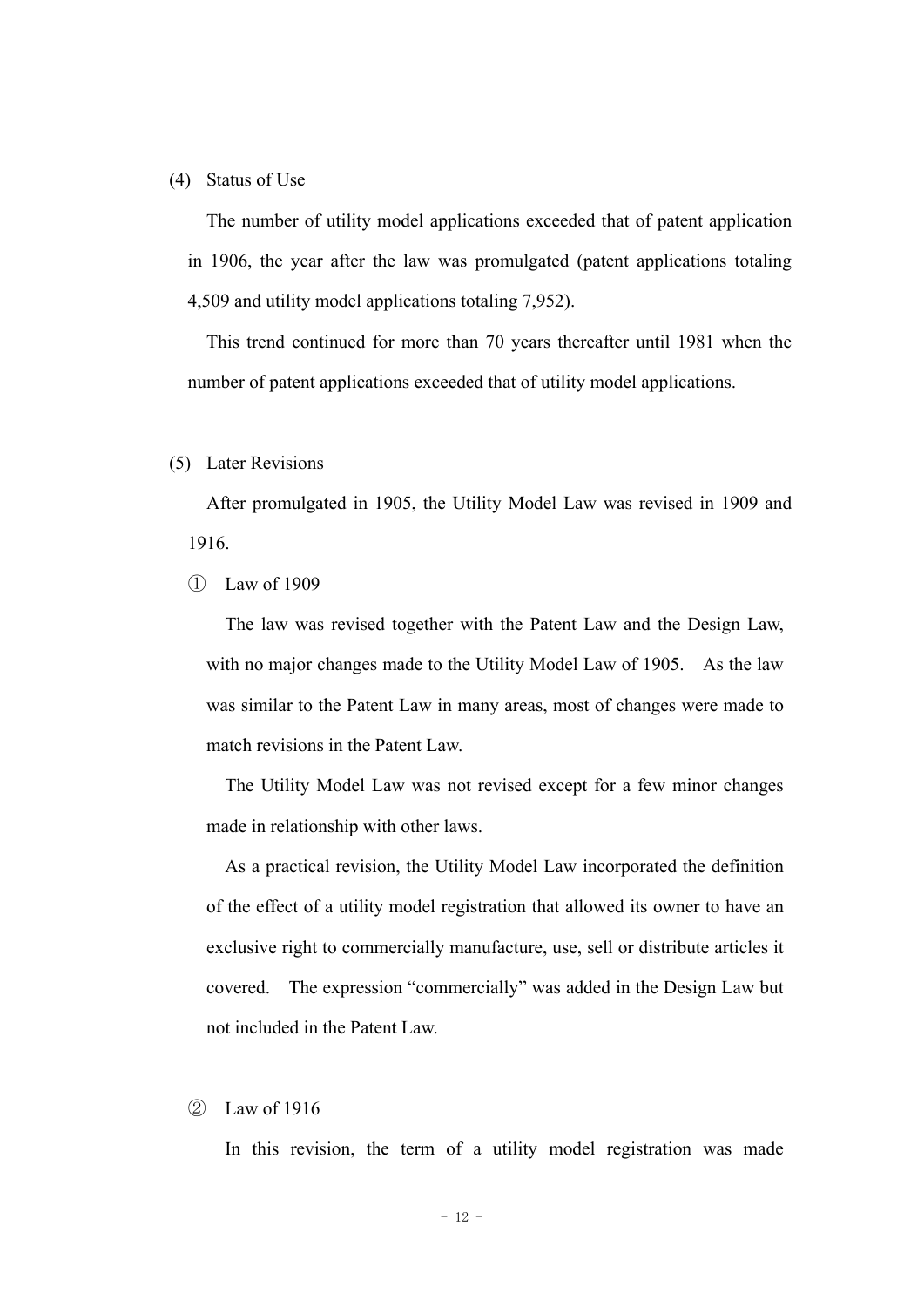(4) Status of Use

The number of utility model applications exceeded that of patent application in 1906, the year after the law was promulgated (patent applications totaling 4,509 and utility model applications totaling 7,952).

This trend continued for more than 70 years thereafter until 1981 when the number of patent applications exceeded that of utility model applications.

(5) Later Revisions

After promulgated in 1905, the Utility Model Law was revised in 1909 and 1916.

① Law of 1909

The law was revised together with the Patent Law and the Design Law, with no major changes made to the Utility Model Law of 1905. As the law was similar to the Patent Law in many areas, most of changes were made to match revisions in the Patent Law.

The Utility Model Law was not revised except for a few minor changes made in relationship with other laws.

As a practical revision, the Utility Model Law incorporated the definition of the effect of a utility model registration that allowed its owner to have an exclusive right to commercially manufacture, use, sell or distribute articles it covered. The expression “commercially” was added in the Design Law but not included in the Patent Law.

② Law of 1916

In this revision, the term of a utility model registration was made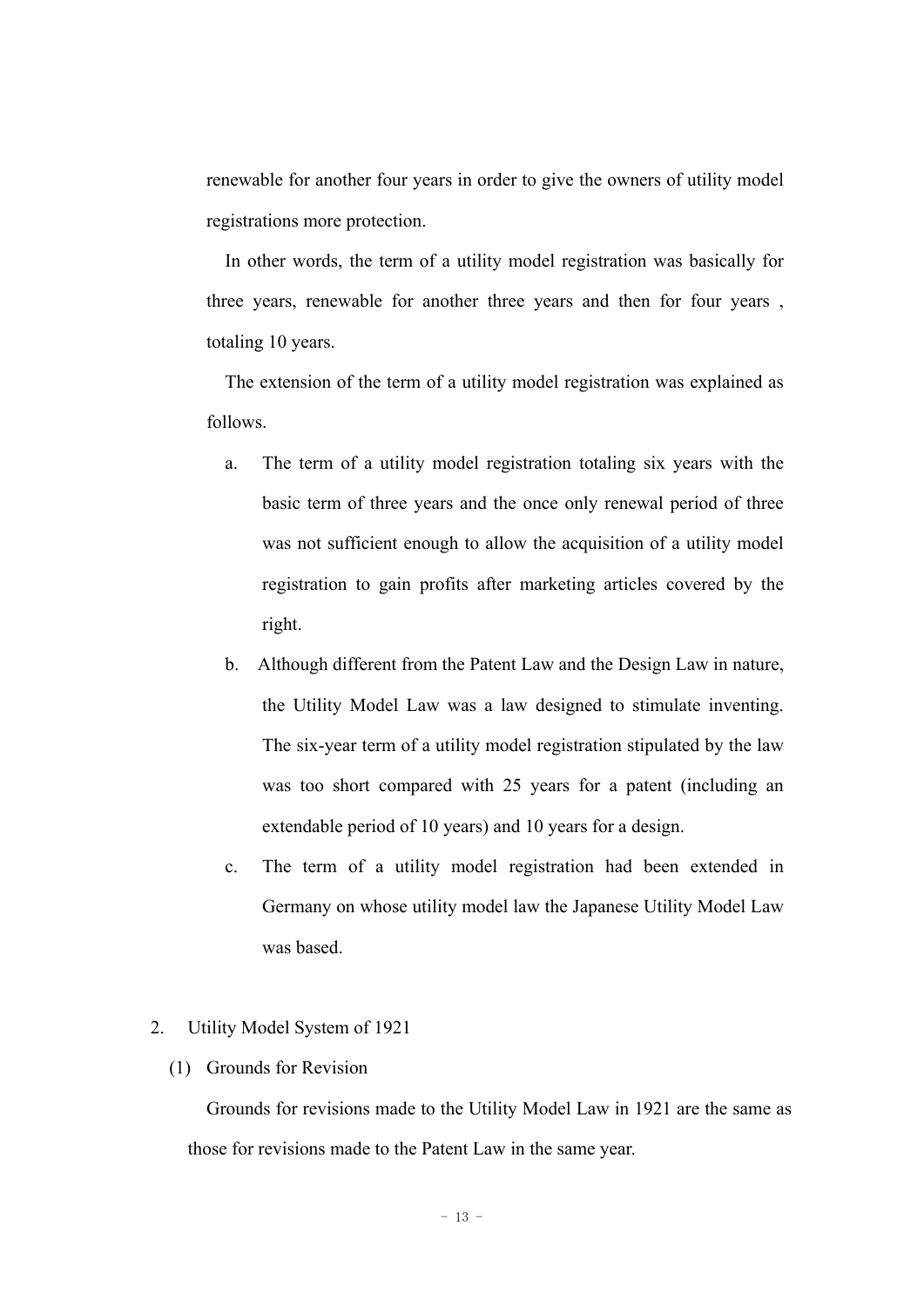renewable for another four years in order to give the owners of utility model registrations more protection.

In other words, the term of a utility model registration was basically for three years, renewable for another three years and then for four years , totaling 10 years.

The extension of the term of a utility model registration was explained as follows.

a. The term of a utility model registration totaling six years with the basic term of three years and the once only renewal period of three was not sufficient enough to allow the acquisition of a utility model registration to gain profits after marketing articles covered by the right.

b. Although different from the Patent Law and the Design Law in nature, the Utility Model Law was a law designed to stimulate inventing. The six-year term of a utility model registration stipulated by the law was too short compared with 25 years for a patent (including an extendable period of 10 years) and 10 years for a design.

c. The term of a utility model registration had been extended in Germany on whose utility model law the Japanese Utility Model Law was based.

## 2. Utility Model System of 1921

### (1) Grounds for Revision

Grounds for revisions made to the Utility Model Law in 1921 are the same as those for revisions made to the Patent Law in the same year.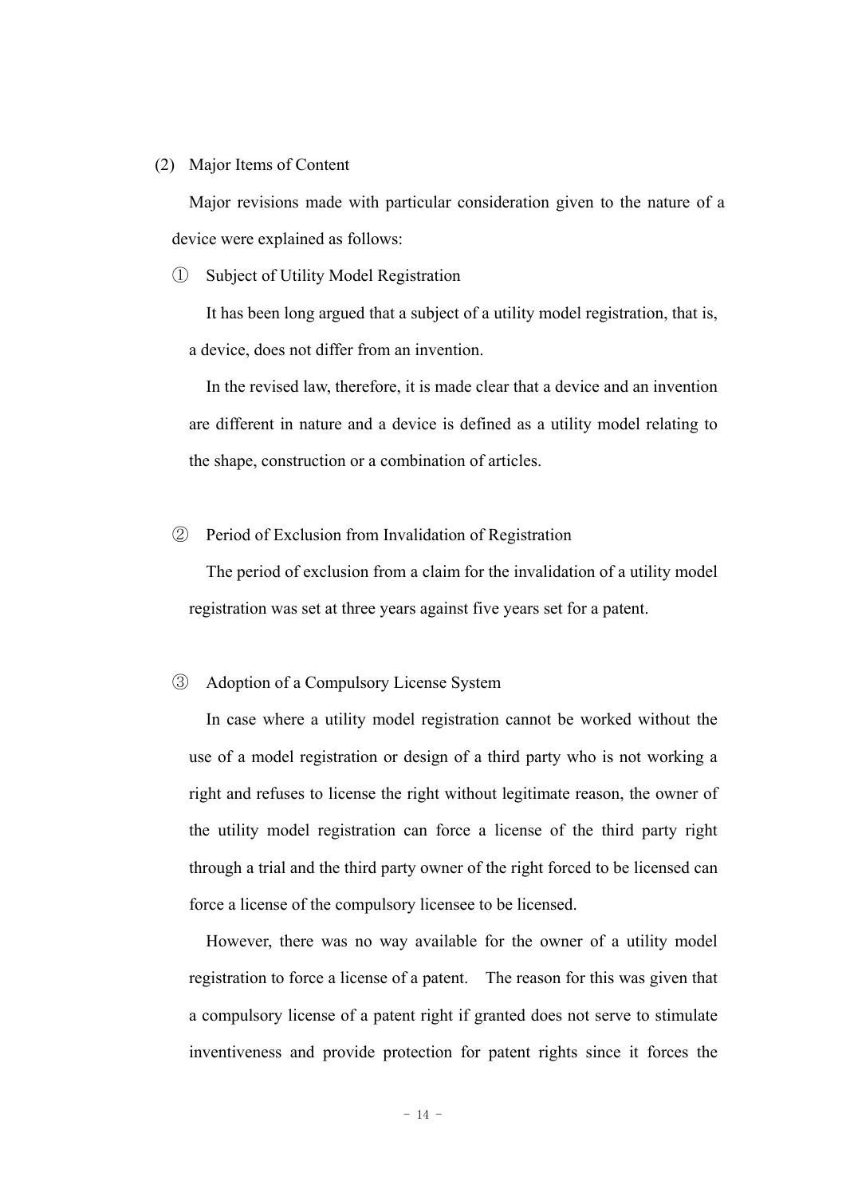(2) Major Items of Content

Major revisions made with particular consideration given to the nature of a device were explained as follows:

① Subject of Utility Model Registration

It has been long argued that a subject of a utility model registration, that is, a device, does not differ from an invention.

In the revised law, therefore, it is made clear that a device and an invention are different in nature and a device is defined as a utility model relating to the shape, construction or a combination of articles.

② Period of Exclusion from Invalidation of Registration

The period of exclusion from a claim for the invalidation of a utility model registration was set at three years against five years set for a patent.

③ Adoption of a Compulsory License System

In case where a utility model registration cannot be worked without the use of a model registration or design of a third party who is not working a right and refuses to license the right without legitimate reason, the owner of the utility model registration can force a license of the third party right through a trial and the third party owner of the right forced to be licensed can force a license of the compulsory licensee to be licensed.

However, there was no way available for the owner of a utility model registration to force a license of a patent. The reason for this was given that a compulsory license of a patent right if granted does not serve to stimulate inventiveness and provide protection for patent rights since it forces the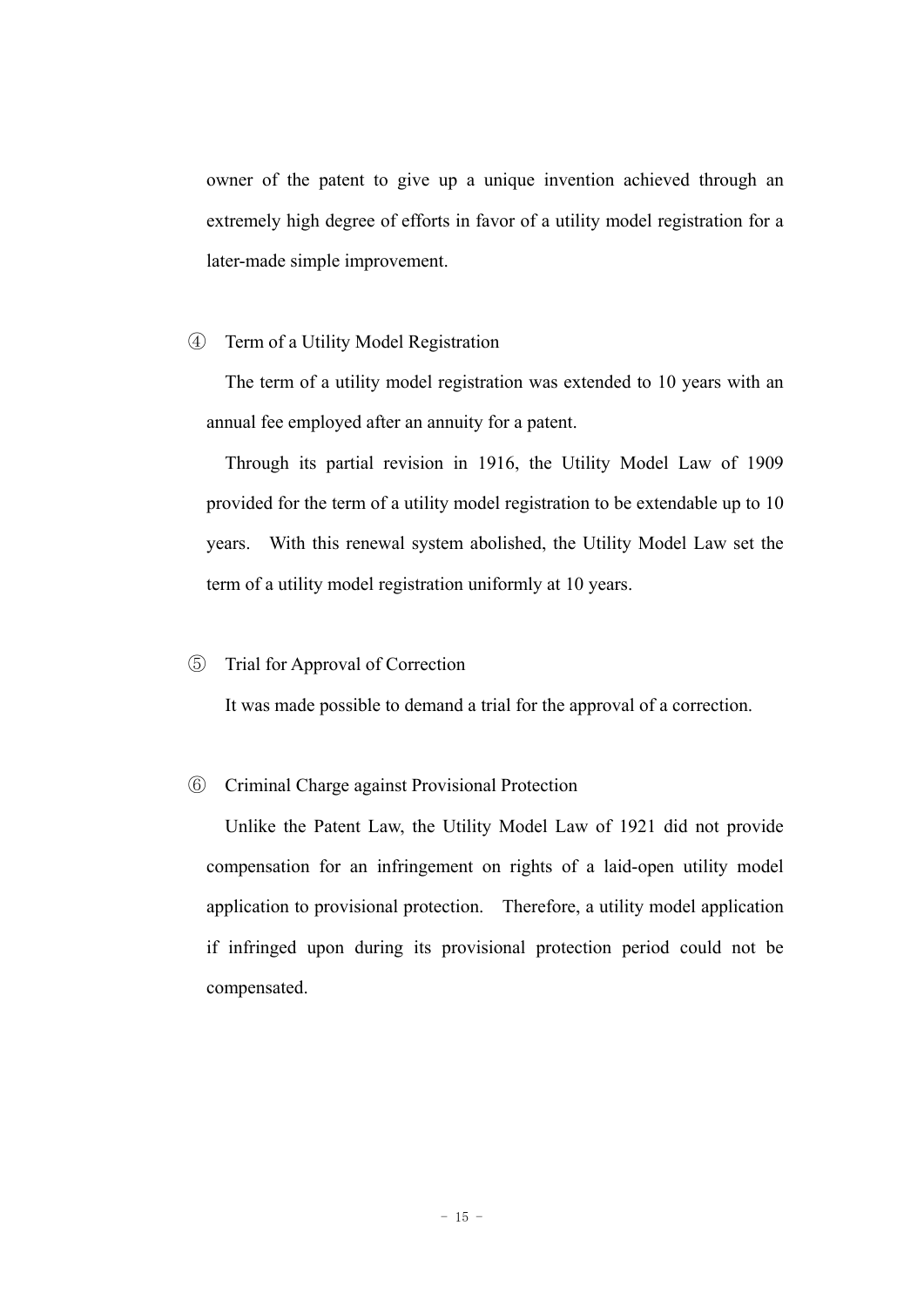owner of the patent to give up a unique invention achieved through an extremely high degree of efforts in favor of a utility model registration for a later-made simple improvement.

④ Term of a Utility Model Registration

The term of a utility model registration was extended to 10 years with an annual fee employed after an annuity for a patent.

Through its partial revision in 1916, the Utility Model Law of 1909 provided for the term of a utility model registration to be extendable up to 10 years. With this renewal system abolished, the Utility Model Law set the term of a utility model registration uniformly at 10 years.

⑤ Trial for Approval of Correction

It was made possible to demand a trial for the approval of a correction.

⑥ Criminal Charge against Provisional Protection

Unlike the Patent Law, the Utility Model Law of 1921 did not provide compensation for an infringement on rights of a laid-open utility model application to provisional protection. Therefore, a utility model application if infringed upon during its provisional protection period could not be compensated.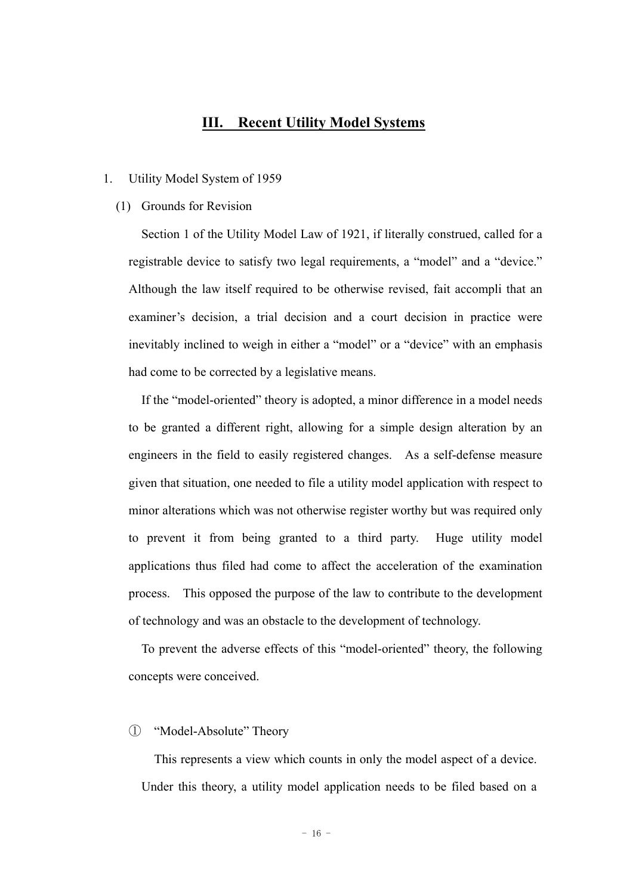## III. Recent Utility Model Systems

1. Utility Model System of 1959

   (1) Grounds for Revision

Section 1 of the Utility Model Law of 1921, if literally construed, called for a registrable device to satisfy two legal requirements, a "model" and a "device." Although the law itself required to be otherwise revised, fait accompli that an examiner's decision, a trial decision and a court decision in practice were inevitably inclined to weigh in either a "model" or a "device" with an emphasis had come to be corrected by a legislative means.

If the "model-oriented" theory is adopted, a minor difference in a model needs to be granted a different right, allowing for a simple design alteration by an engineers in the field to easily registered changes. As a self-defense measure given that situation, one needed to file a utility model application with respect to minor alterations which was not otherwise register worthy but was required only to prevent it from being granted to a third party. Huge utility model applications thus filed had come to affect the acceleration of the examination process. This opposed the purpose of the law to contribute to the development of technology and was an obstacle to the development of technology.

To prevent the adverse effects of this "model-oriented" theory, the following concepts were conceived.

① "Model-Absolute" Theory

This represents a view which counts in only the model aspect of a device. Under this theory, a utility model application needs to be filed based on a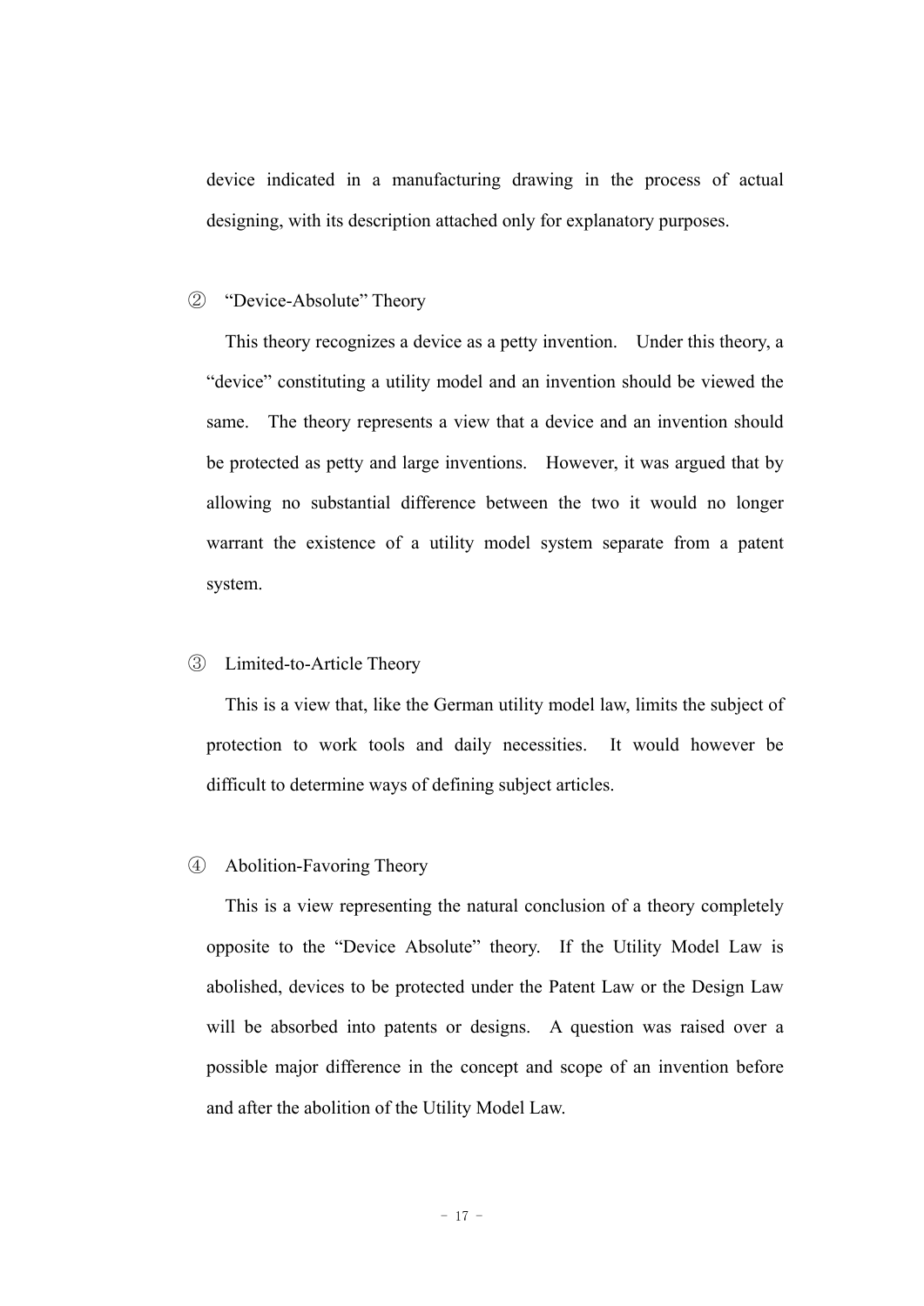device indicated in a manufacturing drawing in the process of actual designing, with its description attached only for explanatory purposes.

② "Device-Absolute" Theory

This theory recognizes a device as a petty invention. Under this theory, a "device" constituting a utility model and an invention should be viewed the same. The theory represents a view that a device and an invention should be protected as petty and large inventions. However, it was argued that by allowing no substantial difference between the two it would no longer warrant the existence of a utility model system separate from a patent system.

③ Limited-to-Article Theory

This is a view that, like the German utility model law, limits the subject of protection to work tools and daily necessities. It would however be difficult to determine ways of defining subject articles.

④ Abolition-Favoring Theory

This is a view representing the natural conclusion of a theory completely opposite to the "Device Absolute" theory. If the Utility Model Law is abolished, devices to be protected under the Patent Law or the Design Law will be absorbed into patents or designs. A question was raised over a possible major difference in the concept and scope of an invention before and after the abolition of the Utility Model Law.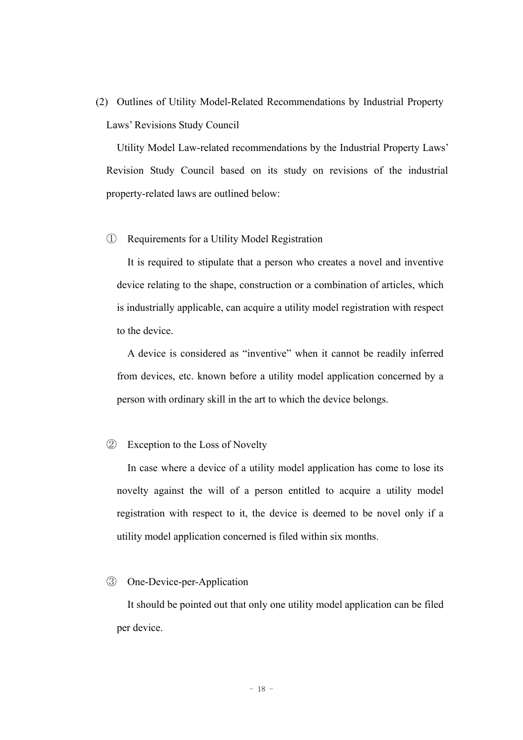### (2) Outlines of Utility Model-Related Recommendations by Industrial Property Laws' Revisions Study Council

Utility Model Law-related recommendations by the Industrial Property Laws' Revision Study Council based on its study on revisions of the industrial property-related laws are outlined below:

#### ① Requirements for a Utility Model Registration

It is required to stipulate that a person who creates a novel and inventive device relating to the shape, construction or a combination of articles, which is industrially applicable, can acquire a utility model registration with respect to the device.

A device is considered as "inventive" when it cannot be readily inferred from devices, etc. known before a utility model application concerned by a person with ordinary skill in the art to which the device belongs.

#### ② Exception to the Loss of Novelty

In case where a device of a utility model application has come to lose its novelty against the will of a person entitled to acquire a utility model registration with respect to it, the device is deemed to be novel only if a utility model application concerned is filed within six months.

#### ③ One-Device-per-Application

It should be pointed out that only one utility model application can be filed per device.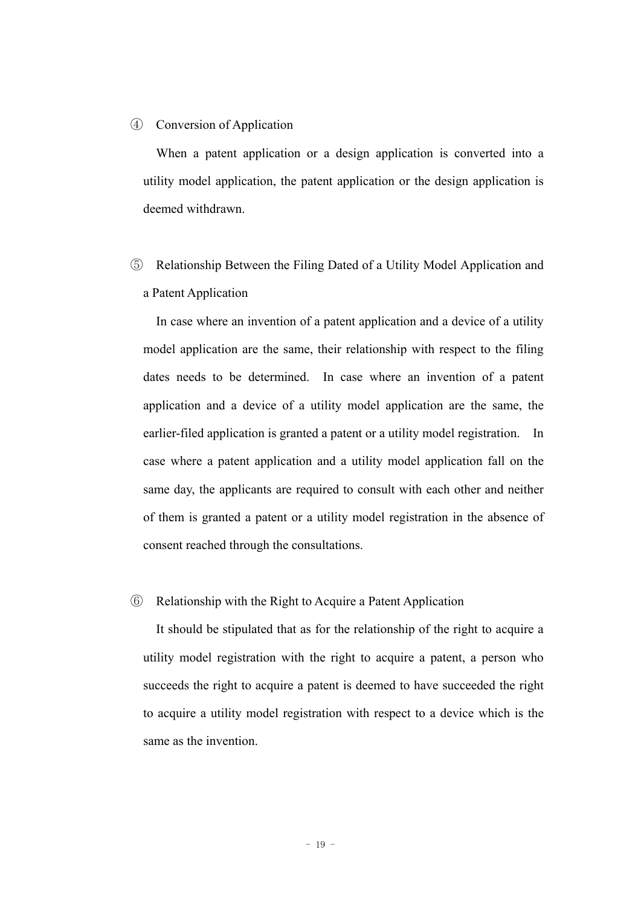④ Conversion of Application

When a patent application or a design application is converted into a utility model application, the patent application or the design application is deemed withdrawn.

⑤ Relationship Between the Filing Dated of a Utility Model Application and a Patent Application

In case where an invention of a patent application and a device of a utility model application are the same, their relationship with respect to the filing dates needs to be determined. In case where an invention of a patent application and a device of a utility model application are the same, the earlier-filed application is granted a patent or a utility model registration. In case where a patent application and a utility model application fall on the same day, the applicants are required to consult with each other and neither of them is granted a patent or a utility model registration in the absence of consent reached through the consultations.

⑥ Relationship with the Right to Acquire a Patent Application

It should be stipulated that as for the relationship of the right to acquire a utility model registration with the right to acquire a patent, a person who succeeds the right to acquire a patent is deemed to have succeeded the right to acquire a utility model registration with respect to a device which is the same as the invention.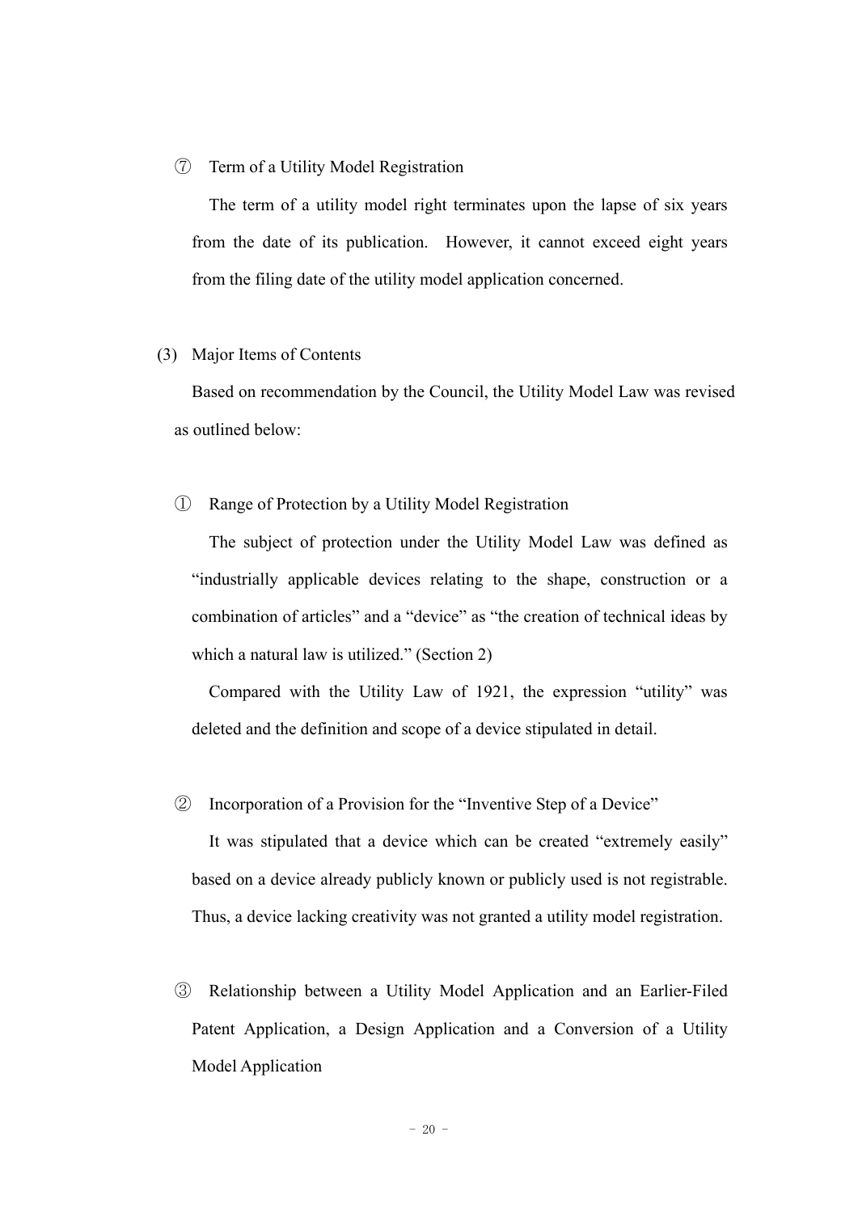⑦ Term of a Utility Model Registration

The term of a utility model right terminates upon the lapse of six years from the date of its publication. However, it cannot exceed eight years from the filing date of the utility model application concerned.

(3) Major Items of Contents

Based on recommendation by the Council, the Utility Model Law was revised as outlined below:

① Range of Protection by a Utility Model Registration

The subject of protection under the Utility Model Law was defined as "industrially applicable devices relating to the shape, construction or a combination of articles" and a "device" as "the creation of technical ideas by which a natural law is utilized." (Section 2)

Compared with the Utility Law of 1921, the expression "utility" was deleted and the definition and scope of a device stipulated in detail.

② Incorporation of a Provision for the "Inventive Step of a Device"

It was stipulated that a device which can be created "extremely easily" based on a device already publicly known or publicly used is not registrable. Thus, a device lacking creativity was not granted a utility model registration.

③ Relationship between a Utility Model Application and an Earlier-Filed Patent Application, a Design Application and a Conversion of a Utility Model Application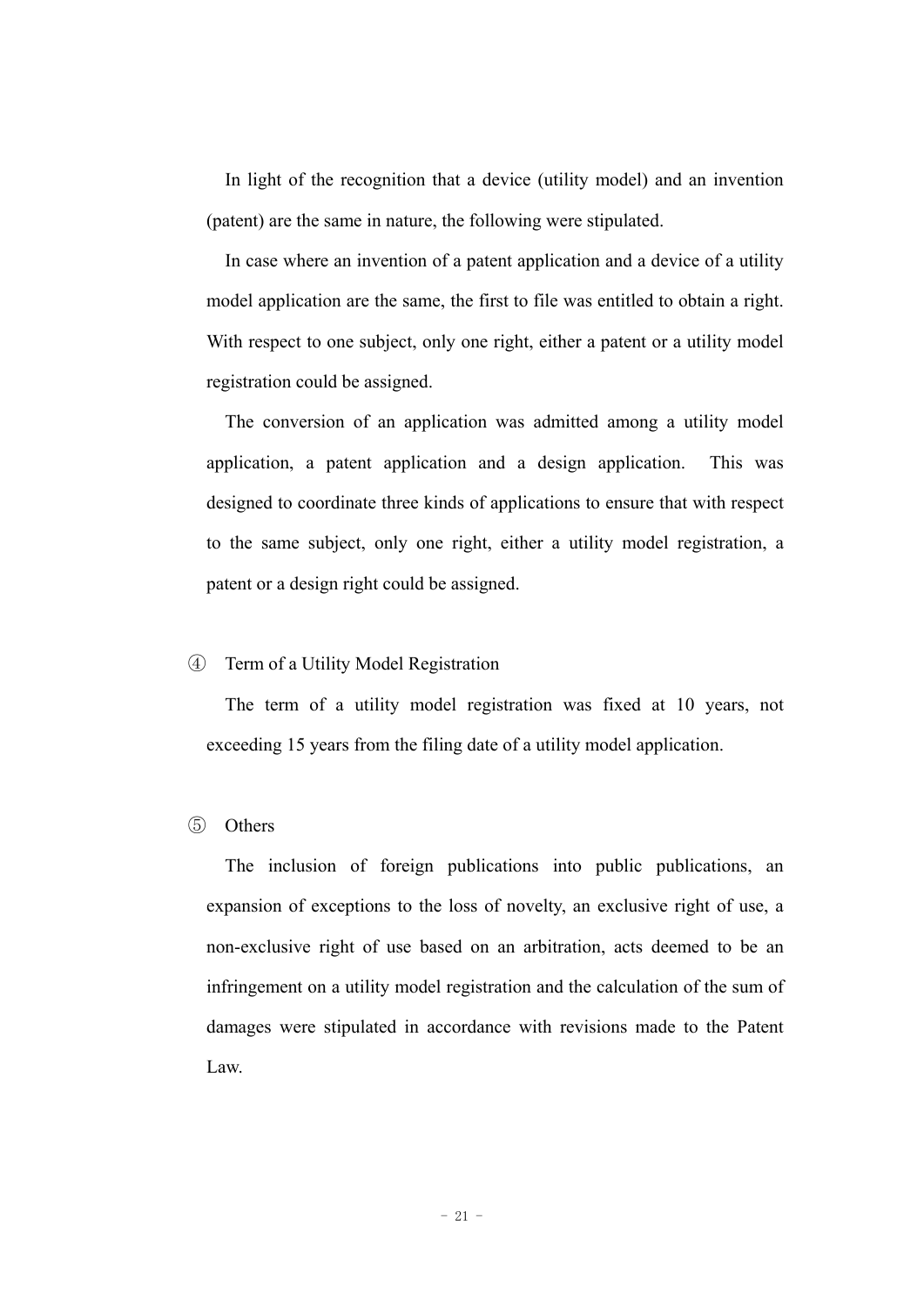In light of the recognition that a device (utility model) and an invention (patent) are the same in nature, the following were stipulated.

In case where an invention of a patent application and a device of a utility model application are the same, the first to file was entitled to obtain a right. With respect to one subject, only one right, either a patent or a utility model registration could be assigned.

The conversion of an application was admitted among a utility model application, a patent application and a design application. This was designed to coordinate three kinds of applications to ensure that with respect to the same subject, only one right, either a utility model registration, a patent or a design right could be assigned.

④ Term of a Utility Model Registration

The term of a utility model registration was fixed at 10 years, not exceeding 15 years from the filing date of a utility model application.

⑤ Others

The inclusion of foreign publications into public publications, an expansion of exceptions to the loss of novelty, an exclusive right of use, a non-exclusive right of use based on an arbitration, acts deemed to be an infringement on a utility model registration and the calculation of the sum of damages were stipulated in accordance with revisions made to the Patent Law.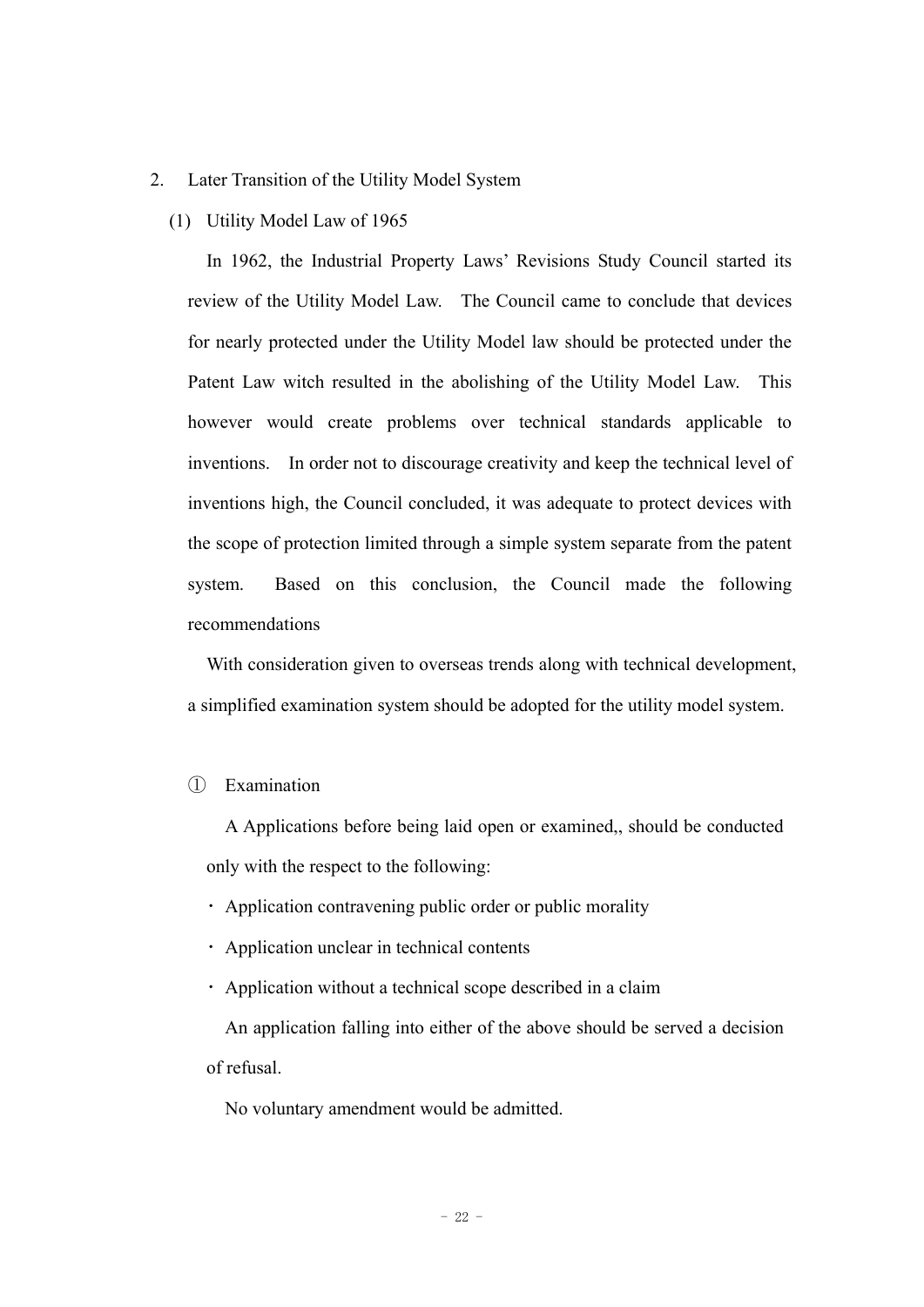## 2. Later Transition of the Utility Model System

### (1) Utility Model Law of 1965

In 1962, the Industrial Property Laws' Revisions Study Council started its review of the Utility Model Law. The Council came to conclude that devices for nearly protected under the Utility Model law should be protected under the Patent Law witch resulted in the abolishing of the Utility Model Law. This however would create problems over technical standards applicable to inventions. In order not to discourage creativity and keep the technical level of inventions high, the Council concluded, it was adequate to protect devices with the scope of protection limited through a simple system separate from the patent system. Based on this conclusion, the Council made the following recommendations

With consideration given to overseas trends along with technical development, a simplified examination system should be adopted for the utility model system.

① Examination

A Applications before being laid open or examined,, should be conducted only with the respect to the following:

- Application contravening public order or public morality
- Application unclear in technical contents
- Application without a technical scope described in a claim

An application falling into either of the above should be served a decision of refusal.

No voluntary amendment would be admitted.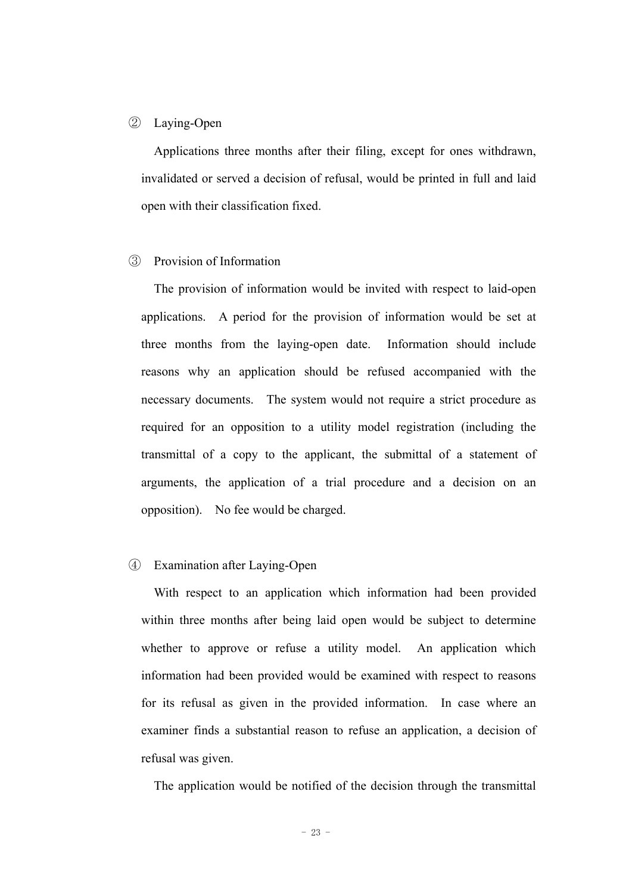② Laying-Open

Applications three months after their filing, except for ones withdrawn, invalidated or served a decision of refusal, would be printed in full and laid open with their classification fixed.

③ Provision of Information

The provision of information would be invited with respect to laid-open applications. A period for the provision of information would be set at three months from the laying-open date. Information should include reasons why an application should be refused accompanied with the necessary documents. The system would not require a strict procedure as required for an opposition to a utility model registration (including the transmittal of a copy to the applicant, the submittal of a statement of arguments, the application of a trial procedure and a decision on an opposition). No fee would be charged.

④ Examination after Laying-Open

With respect to an application which information had been provided within three months after being laid open would be subject to determine whether to approve or refuse a utility model. An application which information had been provided would be examined with respect to reasons for its refusal as given in the provided information. In case where an examiner finds a substantial reason to refuse an application, a decision of refusal was given.

The application would be notified of the decision through the transmittal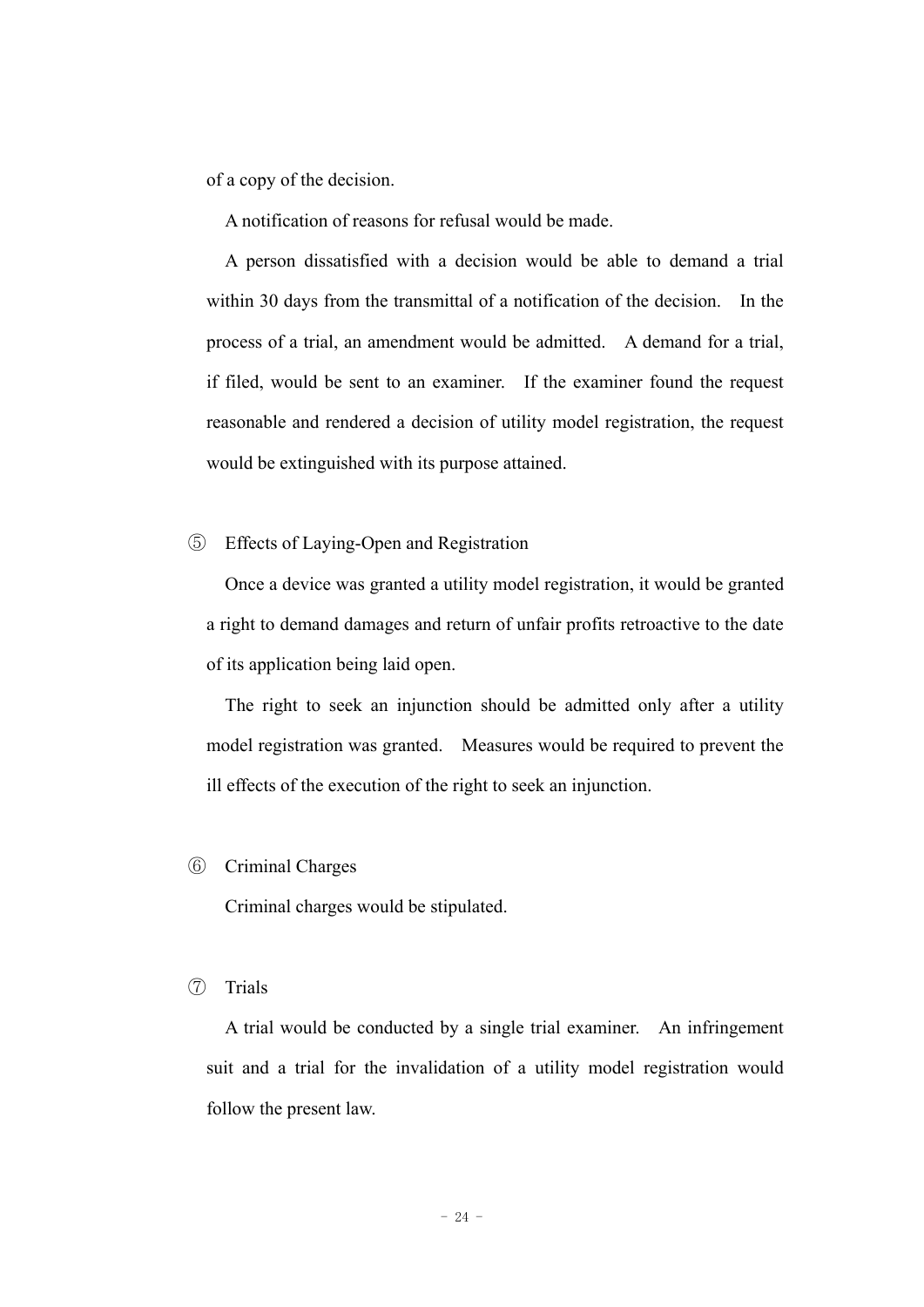of a copy of the decision.

A notification of reasons for refusal would be made.

A person dissatisfied with a decision would be able to demand a trial within 30 days from the transmittal of a notification of the decision. In the process of a trial, an amendment would be admitted. A demand for a trial, if filed, would be sent to an examiner. If the examiner found the request reasonable and rendered a decision of utility model registration, the request would be extinguished with its purpose attained.

⑤ Effects of Laying-Open and Registration

Once a device was granted a utility model registration, it would be granted a right to demand damages and return of unfair profits retroactive to the date of its application being laid open.

The right to seek an injunction should be admitted only after a utility model registration was granted. Measures would be required to prevent the ill effects of the execution of the right to seek an injunction.

⑥ Criminal Charges

Criminal charges would be stipulated.

⑦ Trials

A trial would be conducted by a single trial examiner. An infringement suit and a trial for the invalidation of a utility model registration would follow the present law.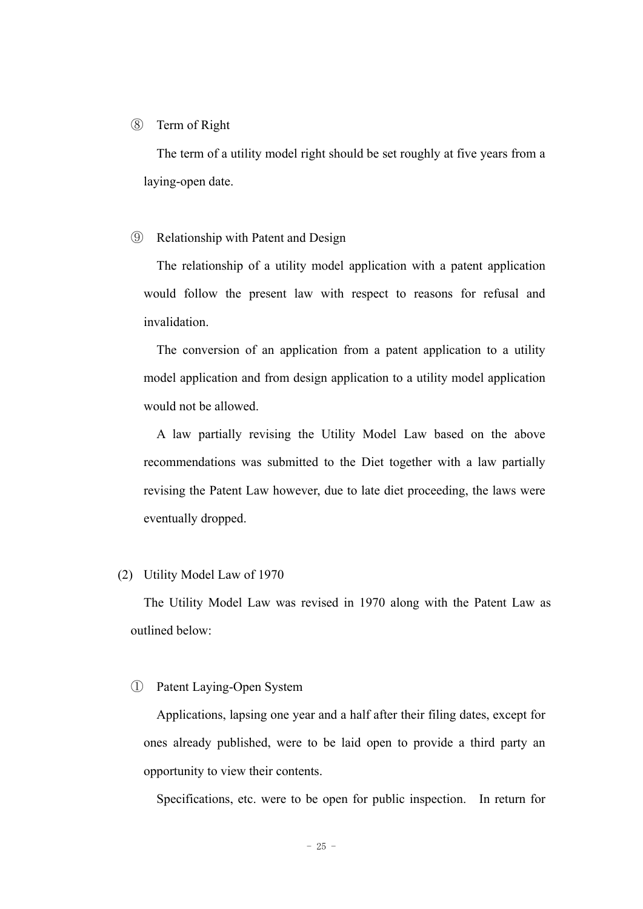⑧ Term of Right

The term of a utility model right should be set roughly at five years from a laying-open date.

⑨ Relationship with Patent and Design

The relationship of a utility model application with a patent application would follow the present law with respect to reasons for refusal and invalidation.

The conversion of an application from a patent application to a utility model application and from design application to a utility model application would not be allowed.

A law partially revising the Utility Model Law based on the above recommendations was submitted to the Diet together with a law partially revising the Patent Law however, due to late diet proceeding, the laws were eventually dropped.

(2) Utility Model Law of 1970

The Utility Model Law was revised in 1970 along with the Patent Law as outlined below:

① Patent Laying-Open System

Applications, lapsing one year and a half after their filing dates, except for ones already published, were to be laid open to provide a third party an opportunity to view their contents.

Specifications, etc. were to be open for public inspection. In return for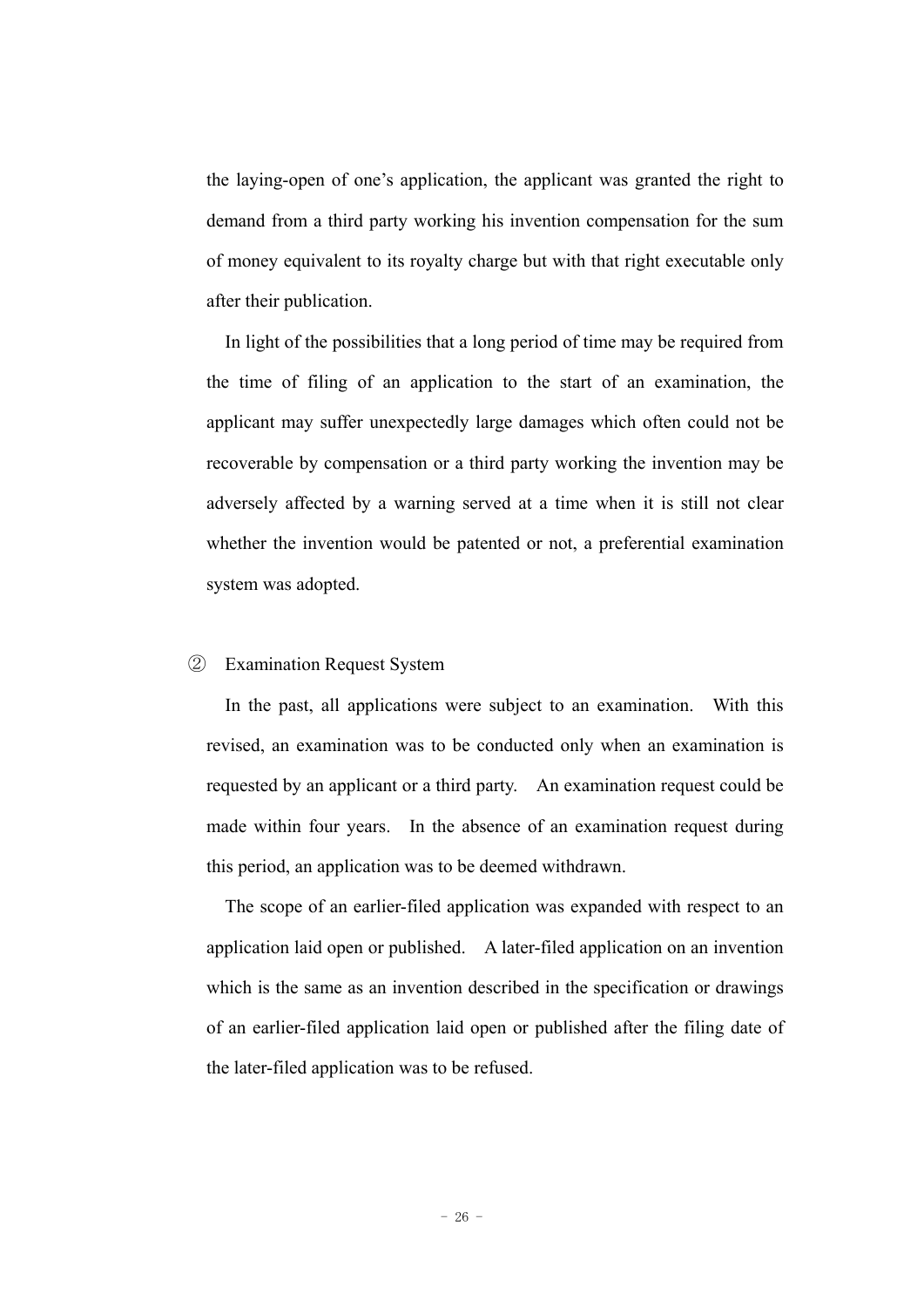the laying-open of one's application, the applicant was granted the right to demand from a third party working his invention compensation for the sum of money equivalent to its royalty charge but with that right executable only after their publication.

In light of the possibilities that a long period of time may be required from the time of filing of an application to the start of an examination, the applicant may suffer unexpectedly large damages which often could not be recoverable by compensation or a third party working the invention may be adversely affected by a warning served at a time when it is still not clear whether the invention would be patented or not, a preferential examination system was adopted.

② Examination Request System

In the past, all applications were subject to an examination. With this revised, an examination was to be conducted only when an examination is requested by an applicant or a third party. An examination request could be made within four years. In the absence of an examination request during this period, an application was to be deemed withdrawn.

The scope of an earlier-filed application was expanded with respect to an application laid open or published. A later-filed application on an invention which is the same as an invention described in the specification or drawings of an earlier-filed application laid open or published after the filing date of the later-filed application was to be refused.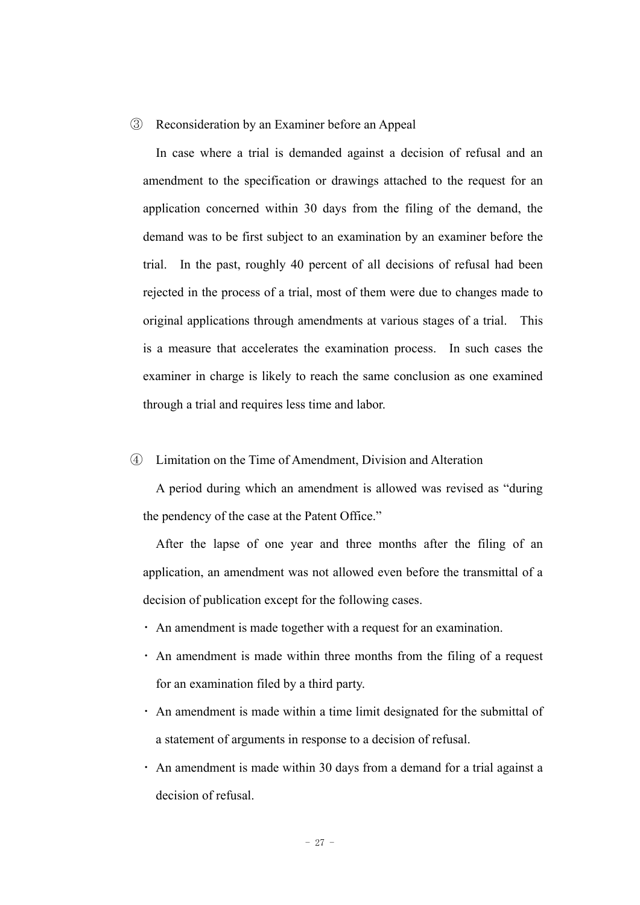③ Reconsideration by an Examiner before an Appeal

In case where a trial is demanded against a decision of refusal and an amendment to the specification or drawings attached to the request for an application concerned within 30 days from the filing of the demand, the demand was to be first subject to an examination by an examiner before the trial. In the past, roughly 40 percent of all decisions of refusal had been rejected in the process of a trial, most of them were due to changes made to original applications through amendments at various stages of a trial. This is a measure that accelerates the examination process. In such cases the examiner in charge is likely to reach the same conclusion as one examined through a trial and requires less time and labor.

④ Limitation on the Time of Amendment, Division and Alteration

A period during which an amendment is allowed was revised as "during the pendency of the case at the Patent Office."

After the lapse of one year and three months after the filing of an application, an amendment was not allowed even before the transmittal of a decision of publication except for the following cases.

- An amendment is made together with a request for an examination.
- An amendment is made within three months from the filing of a request for an examination filed by a third party.
- An amendment is made within a time limit designated for the submittal of a statement of arguments in response to a decision of refusal.
- An amendment is made within 30 days from a demand for a trial against a decision of refusal.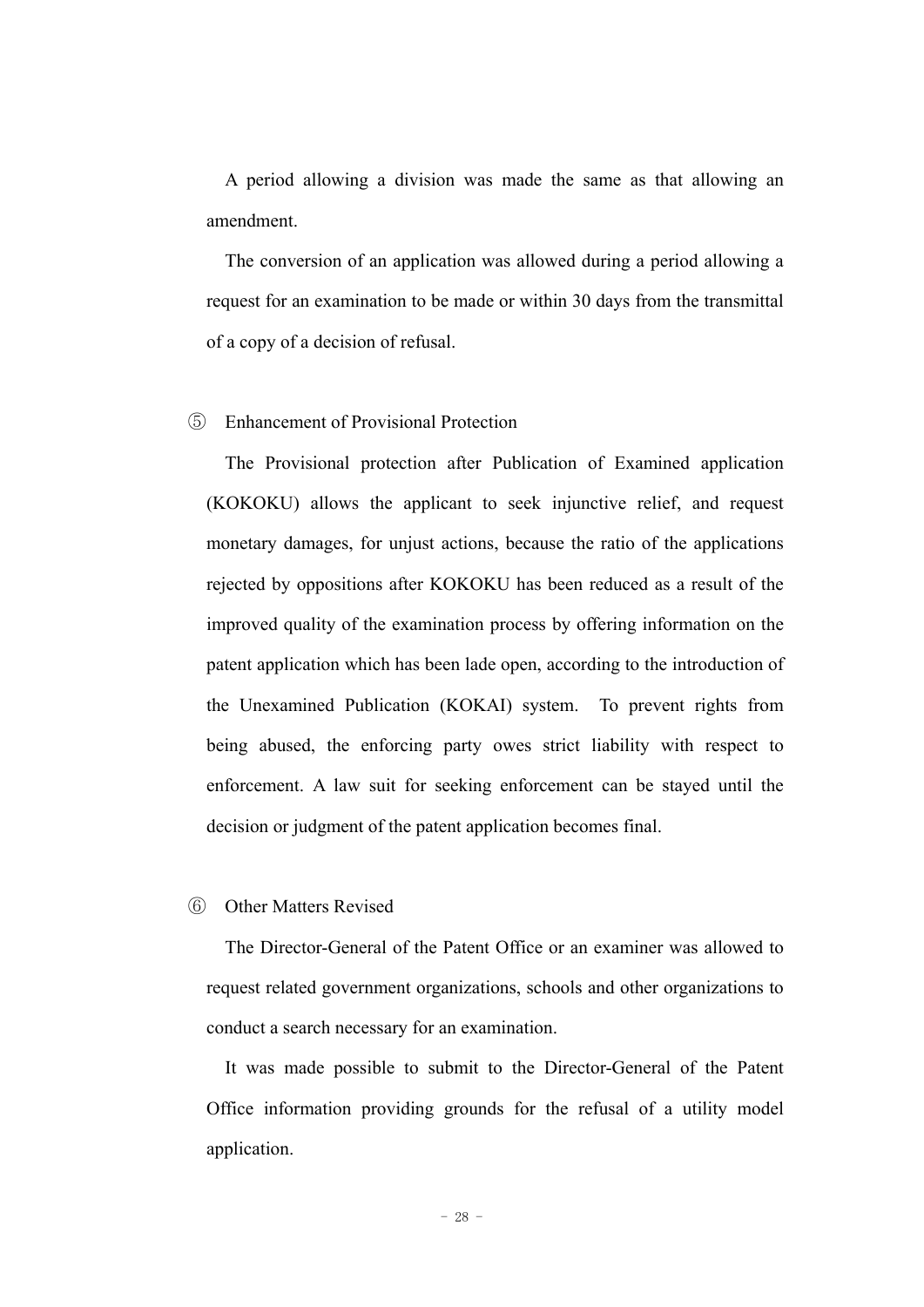A period allowing a division was made the same as that allowing an amendment.

The conversion of an application was allowed during a period allowing a request for an examination to be made or within 30 days from the transmittal of a copy of a decision of refusal.

⑤ Enhancement of Provisional Protection

The Provisional protection after Publication of Examined application (KOKOKU) allows the applicant to seek injunctive relief, and request monetary damages, for unjust actions, because the ratio of the applications rejected by oppositions after KOKOKU has been reduced as a result of the improved quality of the examination process by offering information on the patent application which has been lade open, according to the introduction of the Unexamined Publication (KOKAI) system. To prevent rights from being abused, the enforcing party owes strict liability with respect to enforcement. A law suit for seeking enforcement can be stayed until the decision or judgment of the patent application becomes final.

⑥ Other Matters Revised

The Director-General of the Patent Office or an examiner was allowed to request related government organizations, schools and other organizations to conduct a search necessary for an examination.

It was made possible to submit to the Director-General of the Patent Office information providing grounds for the refusal of a utility model application.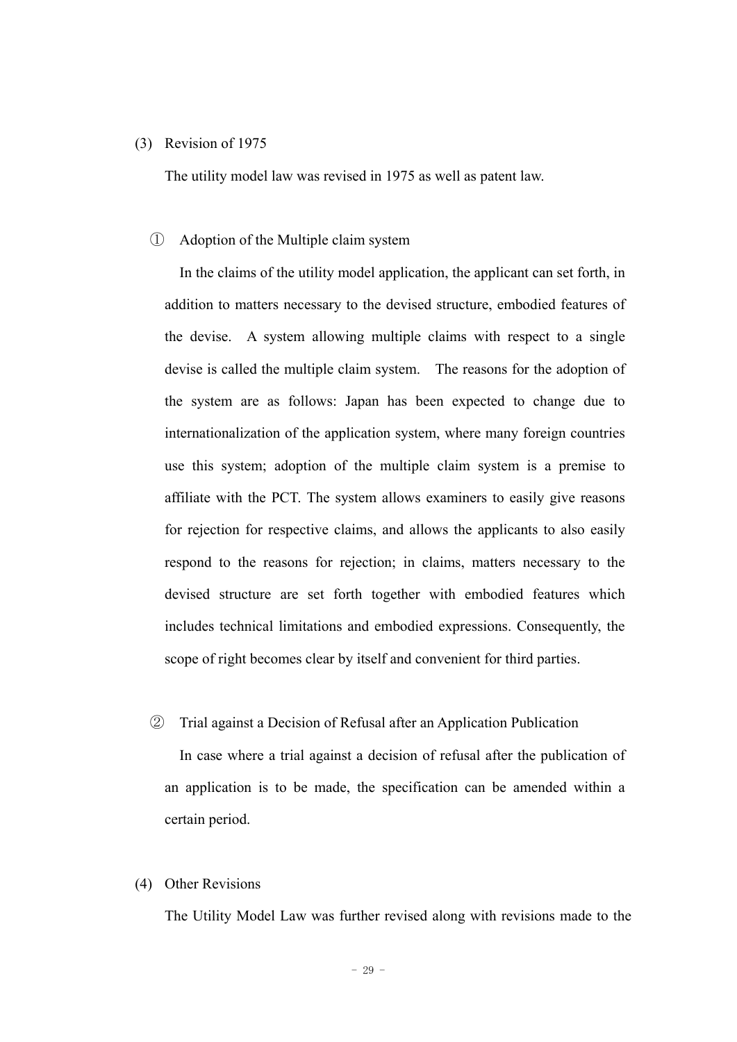(3) Revision of 1975

The utility model law was revised in 1975 as well as patent law.

① Adoption of the Multiple claim system

In the claims of the utility model application, the applicant can set forth, in addition to matters necessary to the devised structure, embodied features of the devise. A system allowing multiple claims with respect to a single devise is called the multiple claim system. The reasons for the adoption of the system are as follows: Japan has been expected to change due to internationalization of the application system, where many foreign countries use this system; adoption of the multiple claim system is a premise to affiliate with the PCT. The system allows examiners to easily give reasons for rejection for respective claims, and allows the applicants to also easily respond to the reasons for rejection; in claims, matters necessary to the devised structure are set forth together with embodied features which includes technical limitations and embodied expressions. Consequently, the scope of right becomes clear by itself and convenient for third parties.

② Trial against a Decision of Refusal after an Application Publication

In case where a trial against a decision of refusal after the publication of an application is to be made, the specification can be amended within a certain period.

(4) Other Revisions

The Utility Model Law was further revised along with revisions made to the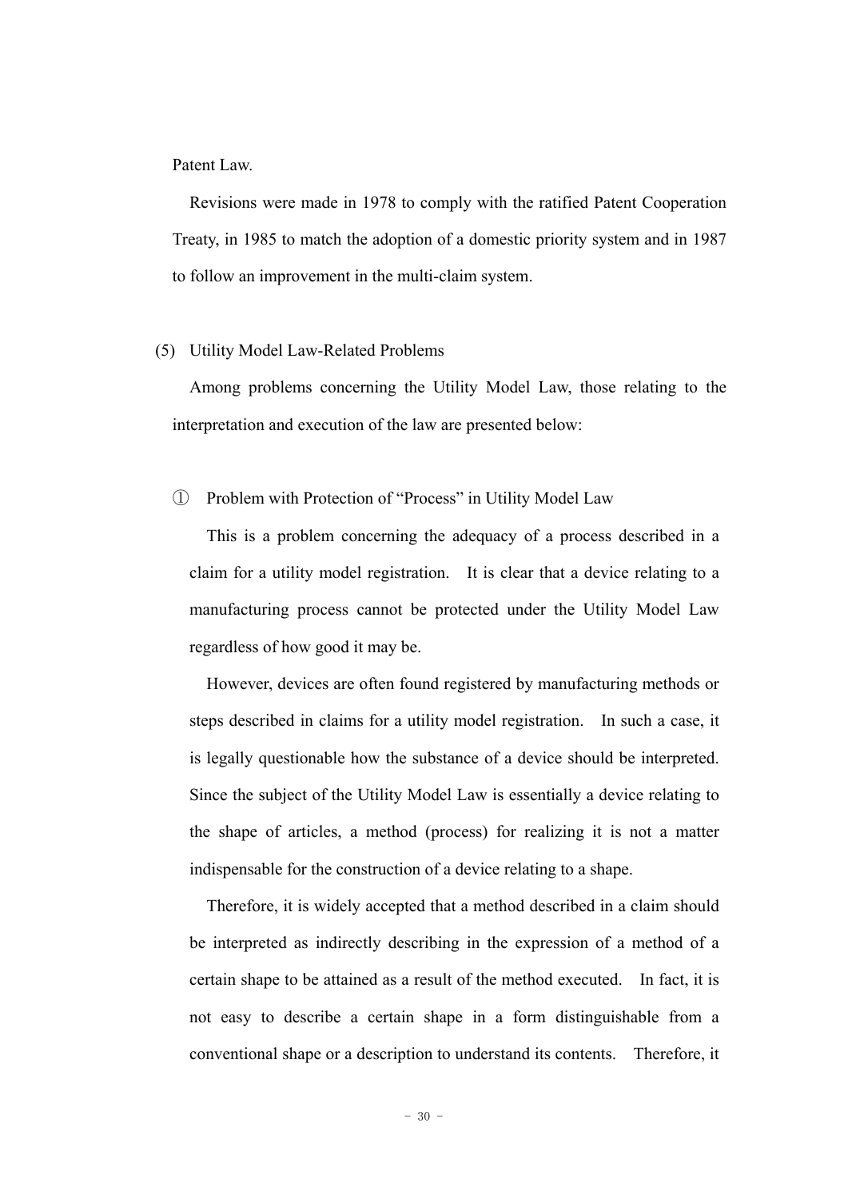Patent Law.

Revisions were made in 1978 to comply with the ratified Patent Cooperation Treaty, in 1985 to match the adoption of a domestic priority system and in 1987 to follow an improvement in the multi-claim system.

### (5) Utility Model Law-Related Problems

Among problems concerning the Utility Model Law, those relating to the interpretation and execution of the law are presented below:

#### ① Problem with Protection of "Process" in Utility Model Law

This is a problem concerning the adequacy of a process described in a claim for a utility model registration. It is clear that a device relating to a manufacturing process cannot be protected under the Utility Model Law regardless of how good it may be.

However, devices are often found registered by manufacturing methods or steps described in claims for a utility model registration. In such a case, it is legally questionable how the substance of a device should be interpreted. Since the subject of the Utility Model Law is essentially a device relating to the shape of articles, a method (process) for realizing it is not a matter indispensable for the construction of a device relating to a shape.

Therefore, it is widely accepted that a method described in a claim should be interpreted as indirectly describing in the expression of a method of a certain shape to be attained as a result of the method executed. In fact, it is not easy to describe a certain shape in a form distinguishable from a conventional shape or a description to understand its contents. Therefore, it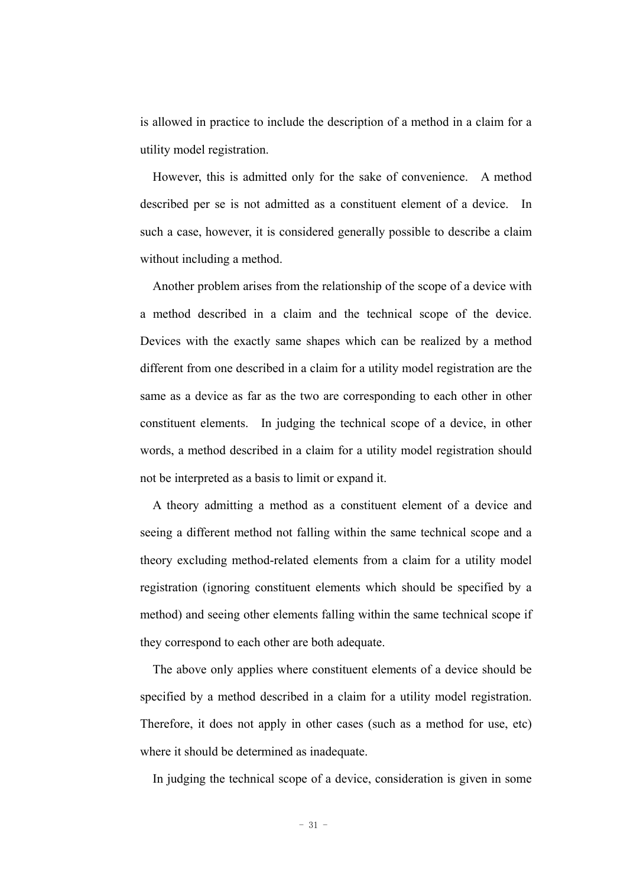is allowed in practice to include the description of a method in a claim for a utility model registration.

However, this is admitted only for the sake of convenience. A method described per se is not admitted as a constituent element of a device. In such a case, however, it is considered generally possible to describe a claim without including a method.

Another problem arises from the relationship of the scope of a device with a method described in a claim and the technical scope of the device. Devices with the exactly same shapes which can be realized by a method different from one described in a claim for a utility model registration are the same as a device as far as the two are corresponding to each other in other constituent elements. In judging the technical scope of a device, in other words, a method described in a claim for a utility model registration should not be interpreted as a basis to limit or expand it.

A theory admitting a method as a constituent element of a device and seeing a different method not falling within the same technical scope and a theory excluding method-related elements from a claim for a utility model registration (ignoring constituent elements which should be specified by a method) and seeing other elements falling within the same technical scope if they correspond to each other are both adequate.

The above only applies where constituent elements of a device should be specified by a method described in a claim for a utility model registration. Therefore, it does not apply in other cases (such as a method for use, etc) where it should be determined as inadequate.

In judging the technical scope of a device, consideration is given in some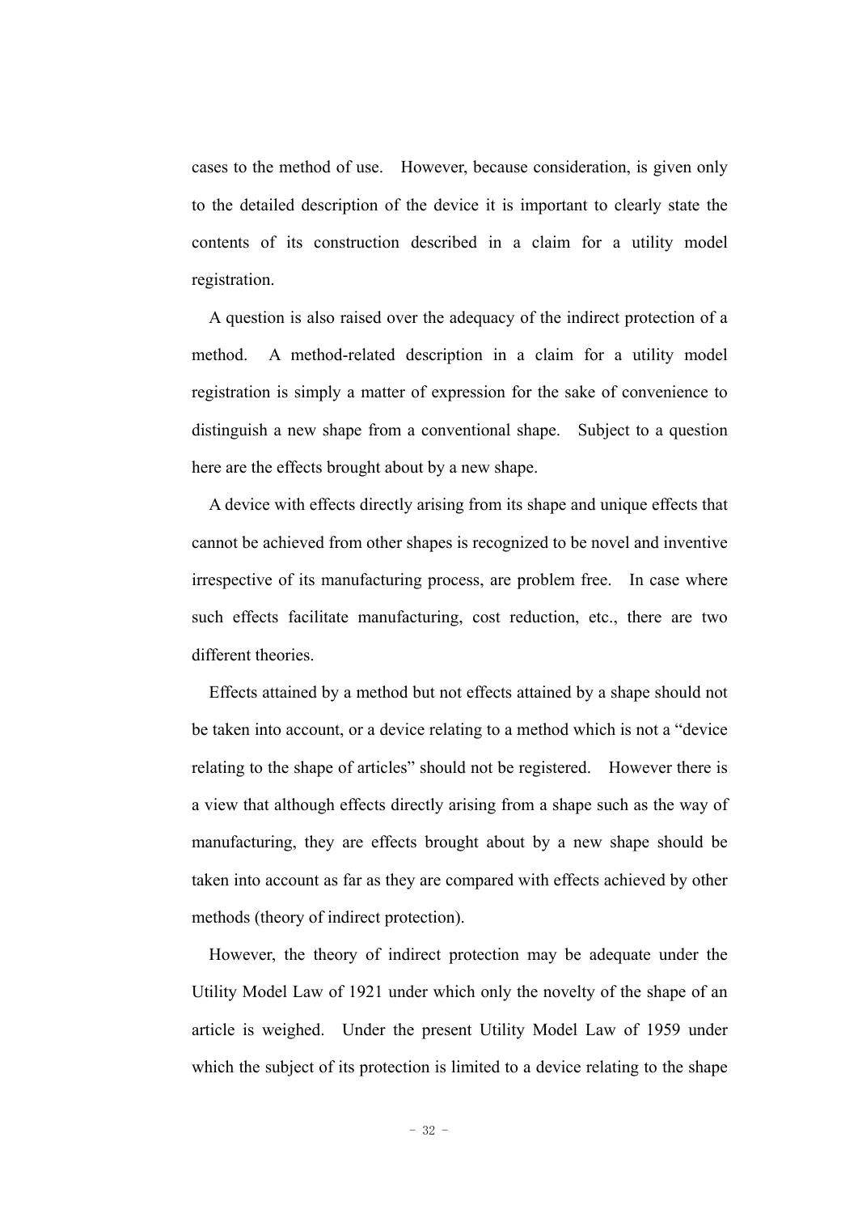cases to the method of use. However, because consideration, is given only to the detailed description of the device it is important to clearly state the contents of its construction described in a claim for a utility model registration.

A question is also raised over the adequacy of the indirect protection of a method. A method-related description in a claim for a utility model registration is simply a matter of expression for the sake of convenience to distinguish a new shape from a conventional shape. Subject to a question here are the effects brought about by a new shape.

A device with effects directly arising from its shape and unique effects that cannot be achieved from other shapes is recognized to be novel and inventive irrespective of its manufacturing process, are problem free. In case where such effects facilitate manufacturing, cost reduction, etc., there are two different theories.

Effects attained by a method but not effects attained by a shape should not be taken into account, or a device relating to a method which is not a "device relating to the shape of articles" should not be registered. However there is a view that although effects directly arising from a shape such as the way of manufacturing, they are effects brought about by a new shape should be taken into account as far as they are compared with effects achieved by other methods (theory of indirect protection).

However, the theory of indirect protection may be adequate under the Utility Model Law of 1921 under which only the novelty of the shape of an article is weighed. Under the present Utility Model Law of 1959 under which the subject of its protection is limited to a device relating to the shape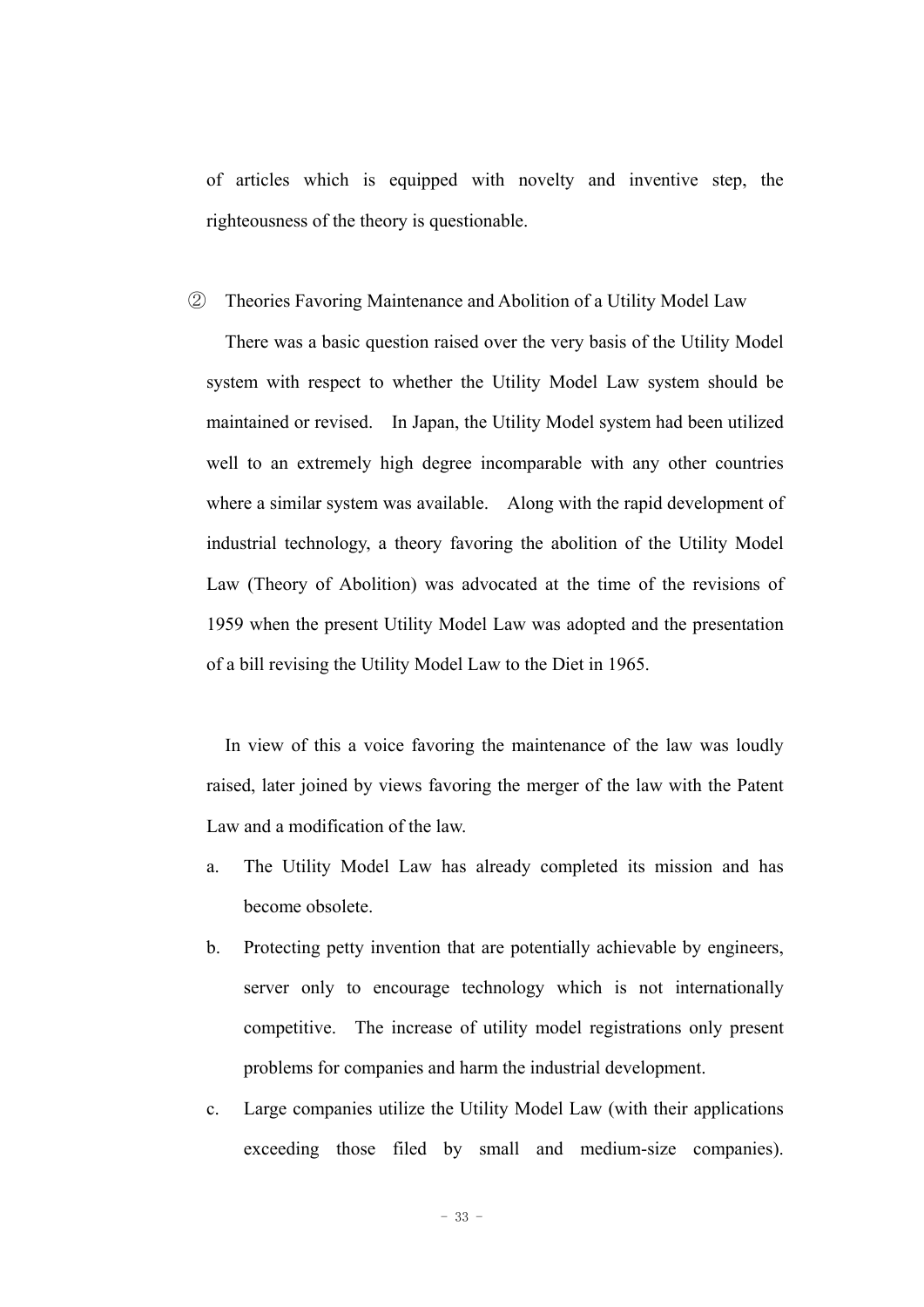of articles which is equipped with novelty and inventive step, the righteousness of the theory is questionable.

② Theories Favoring Maintenance and Abolition of a Utility Model Law

There was a basic question raised over the very basis of the Utility Model system with respect to whether the Utility Model Law system should be maintained or revised. In Japan, the Utility Model system had been utilized well to an extremely high degree incomparable with any other countries where a similar system was available. Along with the rapid development of industrial technology, a theory favoring the abolition of the Utility Model Law (Theory of Abolition) was advocated at the time of the revisions of 1959 when the present Utility Model Law was adopted and the presentation of a bill revising the Utility Model Law to the Diet in 1965.

In view of this a voice favoring the maintenance of the law was loudly raised, later joined by views favoring the merger of the law with the Patent Law and a modification of the law.

a. The Utility Model Law has already completed its mission and has become obsolete.

b. Protecting petty invention that are potentially achievable by engineers, server only to encourage technology which is not internationally competitive. The increase of utility model registrations only present problems for companies and harm the industrial development.

c. Large companies utilize the Utility Model Law (with their applications exceeding those filed by small and medium-size companies).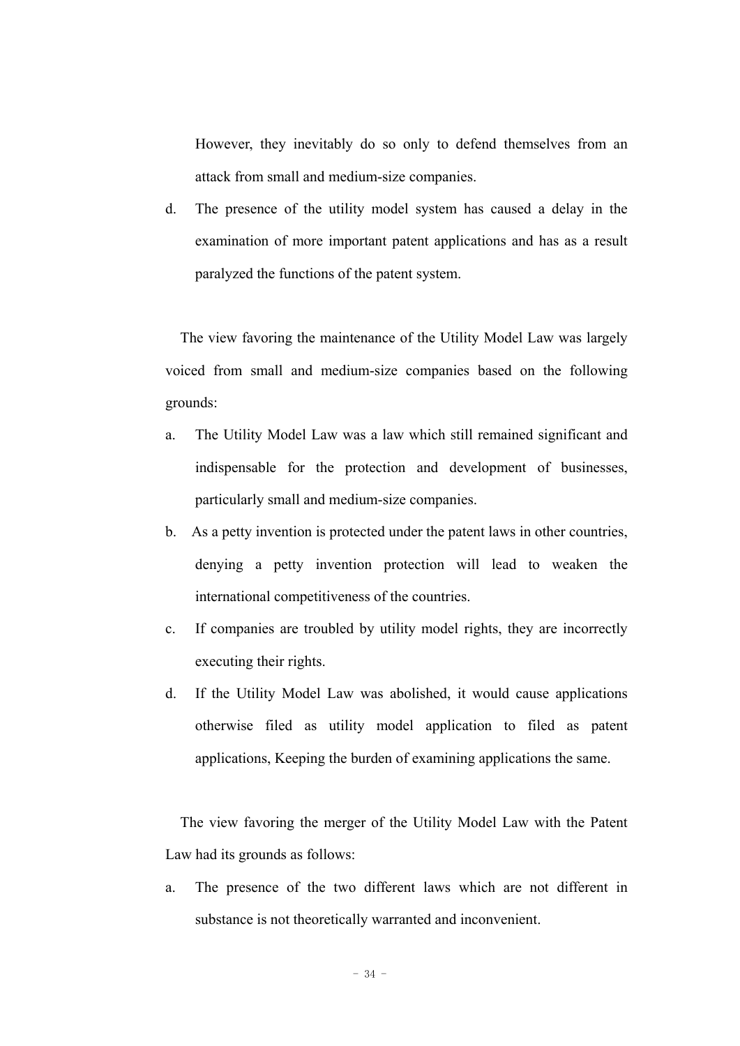However, they inevitably do so only to defend themselves from an attack from small and medium-size companies.

d. The presence of the utility model system has caused a delay in the examination of more important patent applications and has as a result paralyzed the functions of the patent system.

The view favoring the maintenance of the Utility Model Law was largely voiced from small and medium-size companies based on the following grounds:

a. The Utility Model Law was a law which still remained significant and indispensable for the protection and development of businesses, particularly small and medium-size companies.
b. As a petty invention is protected under the patent laws in other countries, denying a petty invention protection will lead to weaken the international competitiveness of the countries.
c. If companies are troubled by utility model rights, they are incorrectly executing their rights.
d. If the Utility Model Law was abolished, it would cause applications otherwise filed as utility model application to filed as patent applications, Keeping the burden of examining applications the same.

The view favoring the merger of the Utility Model Law with the Patent Law had its grounds as follows:

a. The presence of the two different laws which are not different in substance is not theoretically warranted and inconvenient.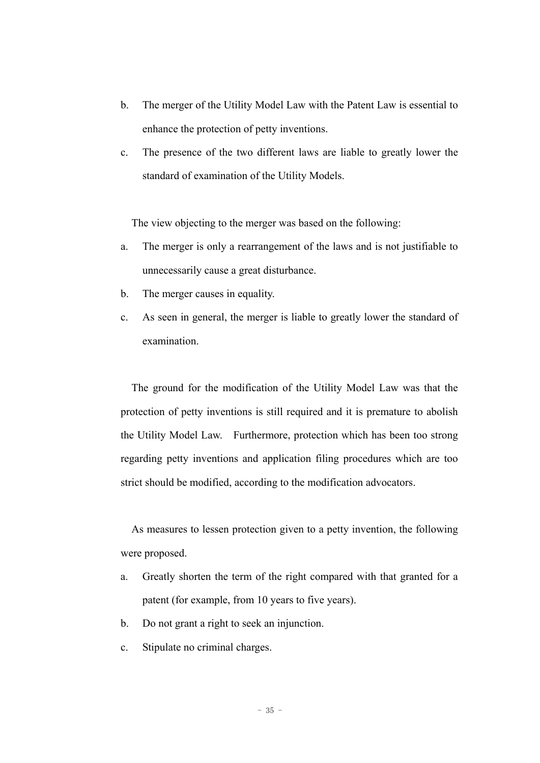b. The merger of the Utility Model Law with the Patent Law is essential to enhance the protection of petty inventions.

c. The presence of the two different laws are liable to greatly lower the standard of examination of the Utility Models.

The view objecting to the merger was based on the following:

a. The merger is only a rearrangement of the laws and is not justifiable to unnecessarily cause a great disturbance.

b. The merger causes in equality.

c. As seen in general, the merger is liable to greatly lower the standard of examination.

The ground for the modification of the Utility Model Law was that the protection of petty inventions is still required and it is premature to abolish the Utility Model Law. Furthermore, protection which has been too strong regarding petty inventions and application filing procedures which are too strict should be modified, according to the modification advocators.

As measures to lessen protection given to a petty invention, the following were proposed.

a. Greatly shorten the term of the right compared with that granted for a patent (for example, from 10 years to five years).

b. Do not grant a right to seek an injunction.

c. Stipulate no criminal charges.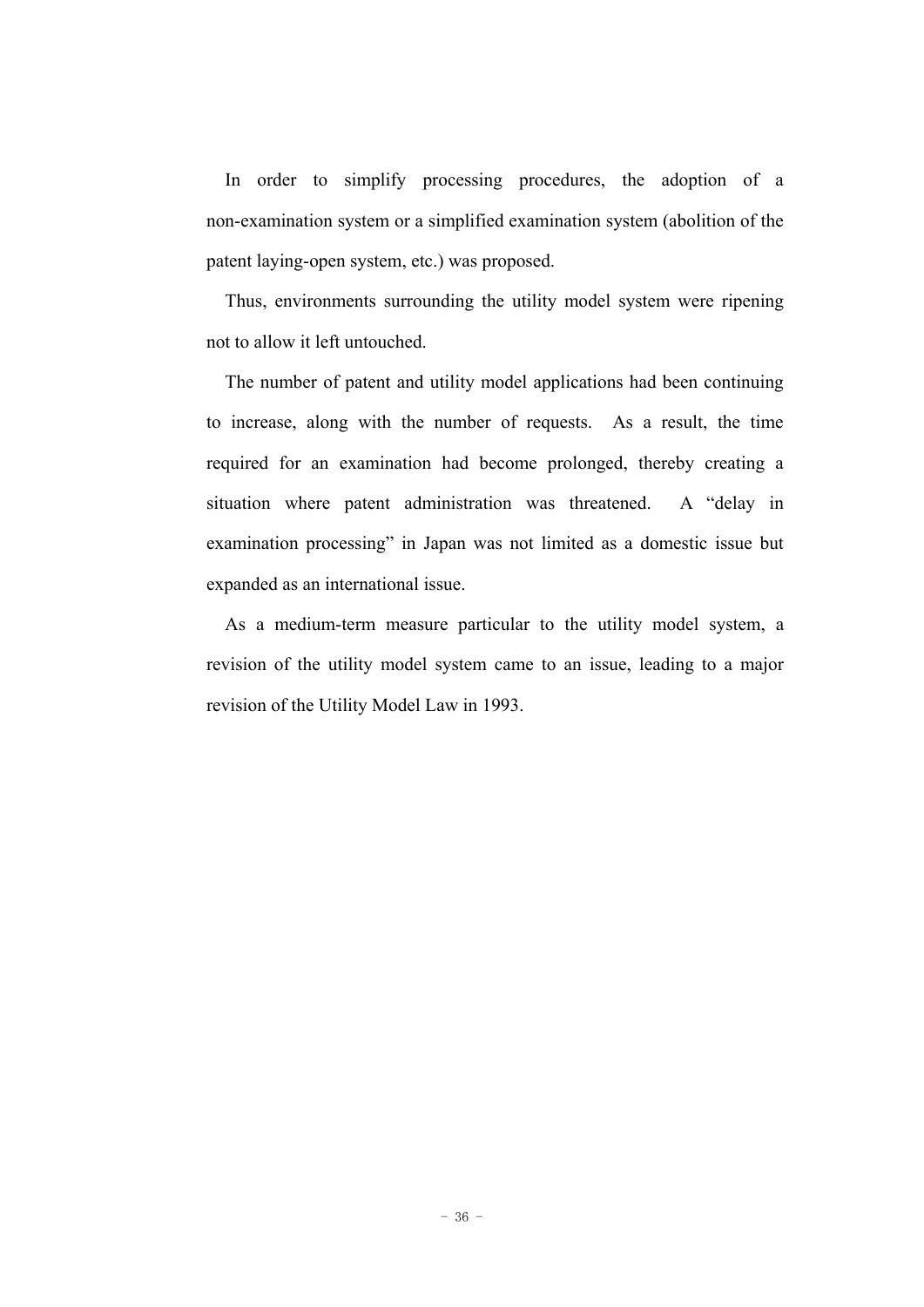In order to simplify processing procedures, the adoption of a non-examination system or a simplified examination system (abolition of the patent laying-open system, etc.) was proposed.

Thus, environments surrounding the utility model system were ripening not to allow it left untouched.

The number of patent and utility model applications had been continuing to increase, along with the number of requests. As a result, the time required for an examination had become prolonged, thereby creating a situation where patent administration was threatened. A "delay in examination processing" in Japan was not limited as a domestic issue but expanded as an international issue.

As a medium-term measure particular to the utility model system, a revision of the utility model system came to an issue, leading to a major revision of the Utility Model Law in 1993.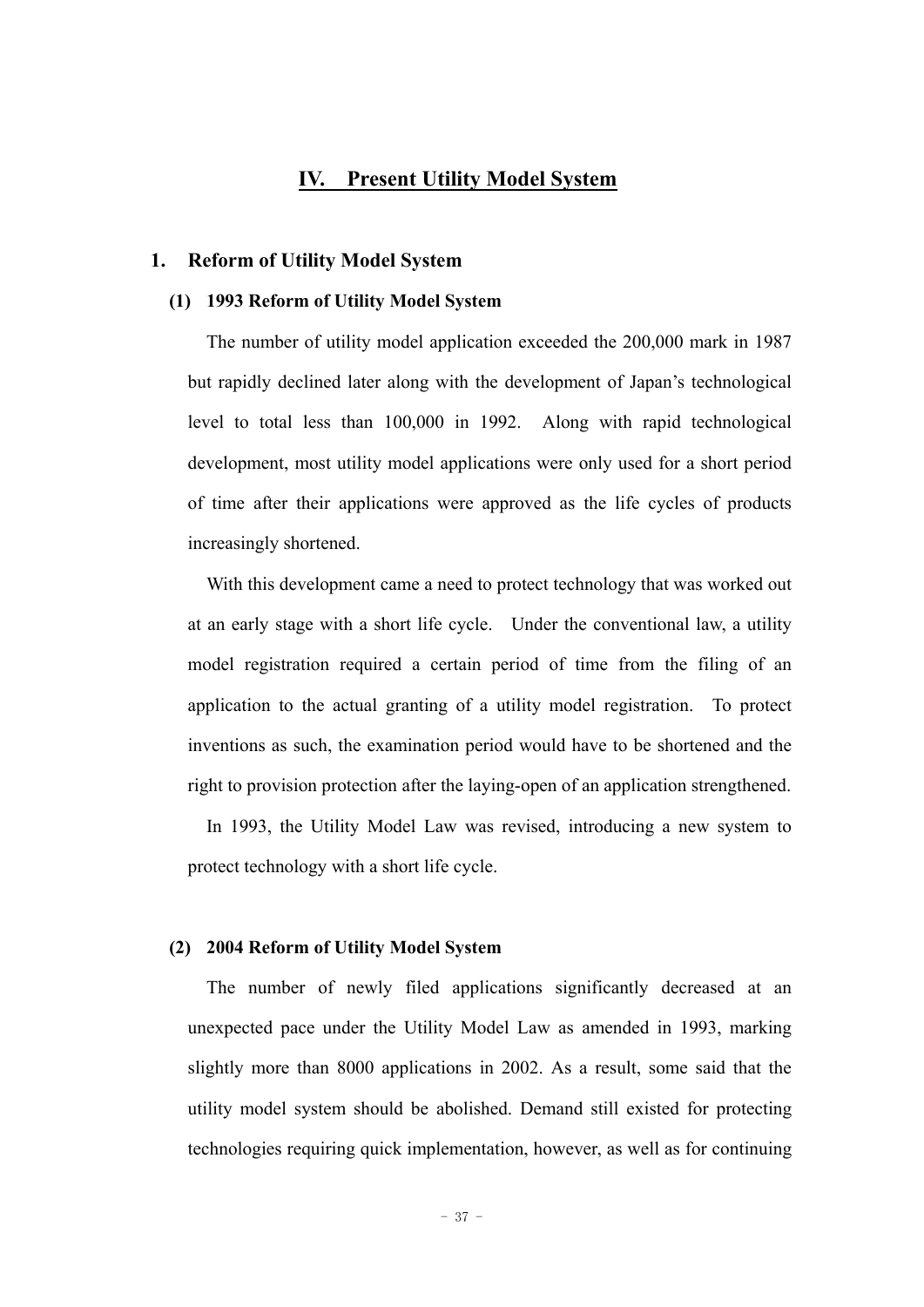# IV. Present Utility Model System

## 1. Reform of Utility Model System

### (1) 1993 Reform of Utility Model System

The number of utility model application exceeded the 200,000 mark in 1987 but rapidly declined later along with the development of Japan's technological level to total less than 100,000 in 1992. Along with rapid technological development, most utility model applications were only used for a short period of time after their applications were approved as the life cycles of products increasingly shortened.

With this development came a need to protect technology that was worked out at an early stage with a short life cycle. Under the conventional law, a utility model registration required a certain period of time from the filing of an application to the actual granting of a utility model registration. To protect inventions as such, the examination period would have to be shortened and the right to provision protection after the laying-open of an application strengthened.

In 1993, the Utility Model Law was revised, introducing a new system to protect technology with a short life cycle.

### (2) 2004 Reform of Utility Model System

The number of newly filed applications significantly decreased at an unexpected pace under the Utility Model Law as amended in 1993, marking slightly more than 8000 applications in 2002. As a result, some said that the utility model system should be abolished. Demand still existed for protecting technologies requiring quick implementation, however, as well as for continuing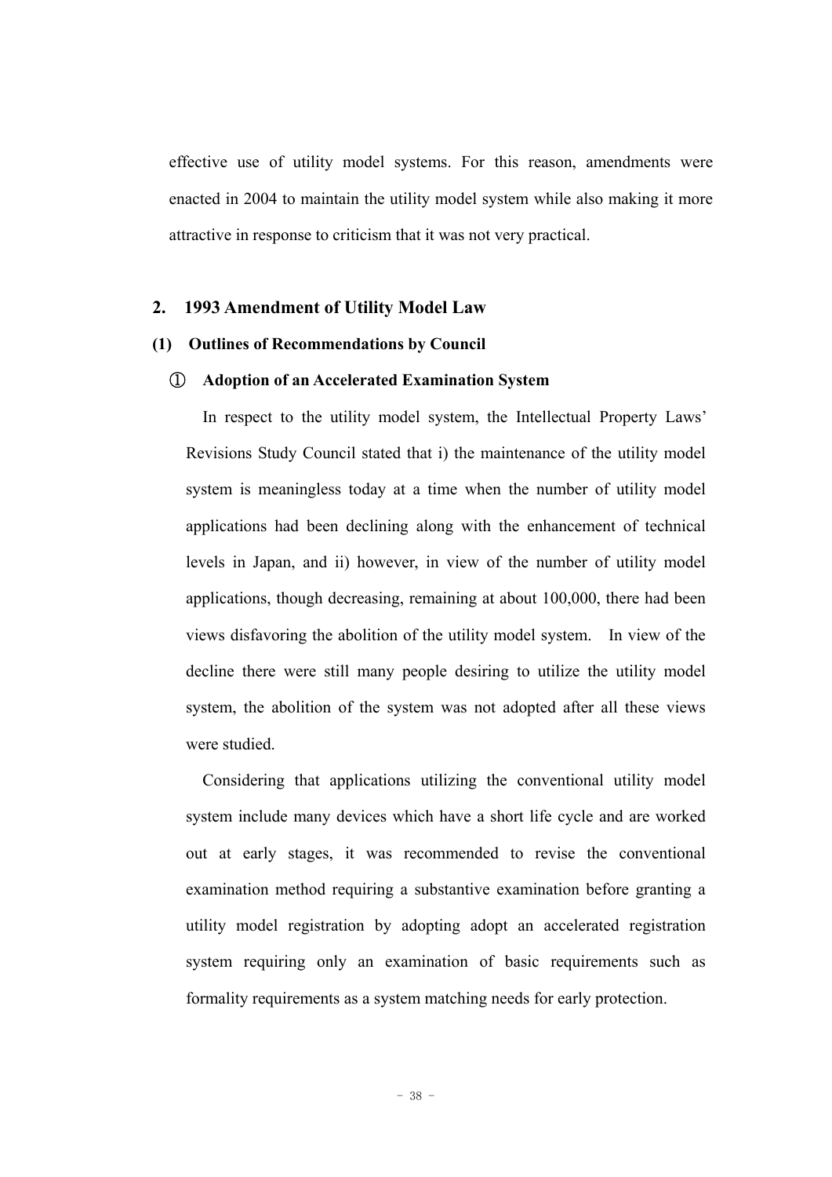effective use of utility model systems. For this reason, amendments were enacted in 2004 to maintain the utility model system while also making it more attractive in response to criticism that it was not very practical.

## 2. 1993 Amendment of Utility Model Law

### (1) Outlines of Recommendations by Council

#### ① Adoption of an Accelerated Examination System

In respect to the utility model system, the Intellectual Property Laws' Revisions Study Council stated that i) the maintenance of the utility model system is meaningless today at a time when the number of utility model applications had been declining along with the enhancement of technical levels in Japan, and ii) however, in view of the number of utility model applications, though decreasing, remaining at about 100,000, there had been views disfavoring the abolition of the utility model system. In view of the decline there were still many people desiring to utilize the utility model system, the abolition of the system was not adopted after all these views were studied.

Considering that applications utilizing the conventional utility model system include many devices which have a short life cycle and are worked out at early stages, it was recommended to revise the conventional examination method requiring a substantive examination before granting a utility model registration by adopting adopt an accelerated registration system requiring only an examination of basic requirements such as formality requirements as a system matching needs for early protection.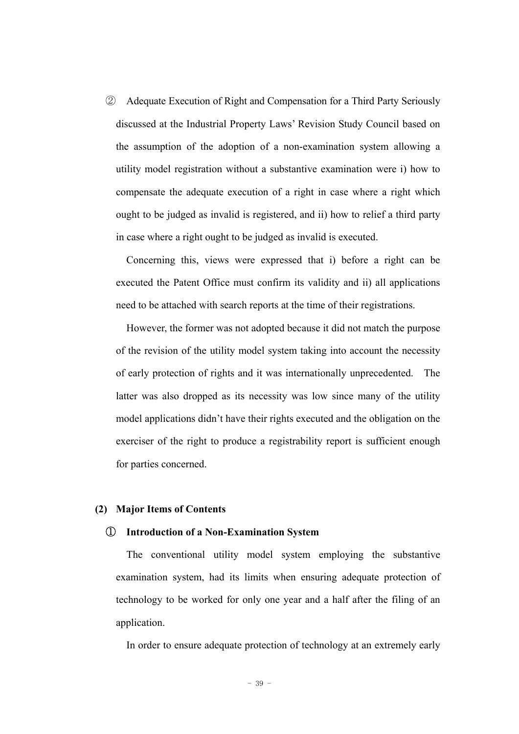② Adequate Execution of Right and Compensation for a Third Party Seriously discussed at the Industrial Property Laws' Revision Study Council based on the assumption of the adoption of a non-examination system allowing a utility model registration without a substantive examination were i) how to compensate the adequate execution of a right in case where a right which ought to be judged as invalid is registered, and ii) how to relief a third party in case where a right ought to be judged as invalid is executed.

Concerning this, views were expressed that i) before a right can be executed the Patent Office must confirm its validity and ii) all applications need to be attached with search reports at the time of their registrations.

However, the former was not adopted because it did not match the purpose of the revision of the utility model system taking into account the necessity of early protection of rights and it was internationally unprecedented. The latter was also dropped as its necessity was low since many of the utility model applications didn't have their rights executed and the obligation on the exerciser of the right to produce a registrability report is sufficient enough for parties concerned.

**(2) Major Items of Contents**

**① Introduction of a Non-Examination System**

The conventional utility model system employing the substantive examination system, had its limits when ensuring adequate protection of technology to be worked for only one year and a half after the filing of an application.

In order to ensure adequate protection of technology at an extremely early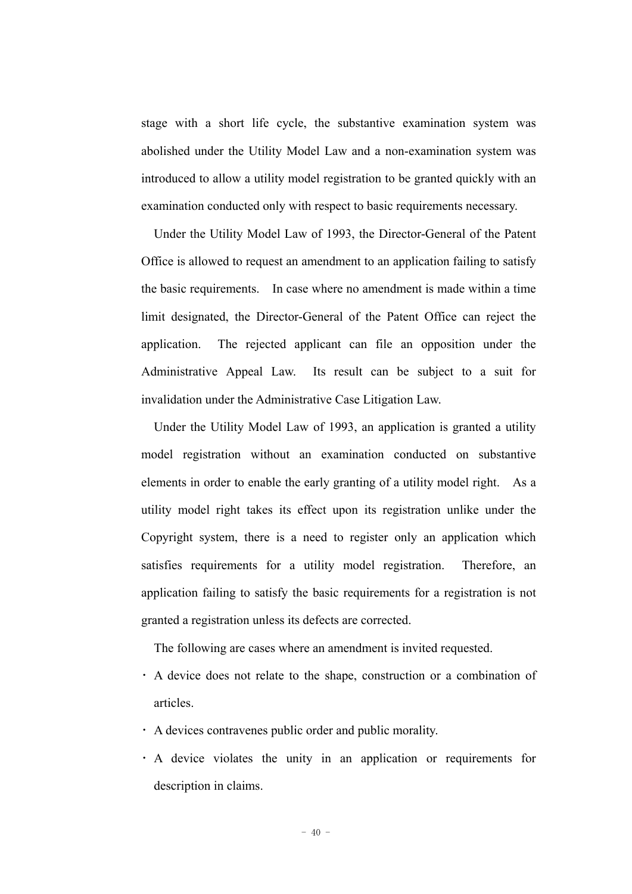stage with a short life cycle, the substantive examination system was abolished under the Utility Model Law and a non-examination system was introduced to allow a utility model registration to be granted quickly with an examination conducted only with respect to basic requirements necessary.

Under the Utility Model Law of 1993, the Director-General of the Patent Office is allowed to request an amendment to an application failing to satisfy the basic requirements. In case where no amendment is made within a time limit designated, the Director-General of the Patent Office can reject the application. The rejected applicant can file an opposition under the Administrative Appeal Law. Its result can be subject to a suit for invalidation under the Administrative Case Litigation Law.

Under the Utility Model Law of 1993, an application is granted a utility model registration without an examination conducted on substantive elements in order to enable the early granting of a utility model right. As a utility model right takes its effect upon its registration unlike under the Copyright system, there is a need to register only an application which satisfies requirements for a utility model registration. Therefore, an application failing to satisfy the basic requirements for a registration is not granted a registration unless its defects are corrected.

The following are cases where an amendment is invited requested.

- A device does not relate to the shape, construction or a combination of articles.
- A devices contravenes public order and public morality.
- A device violates the unity in an application or requirements for description in claims.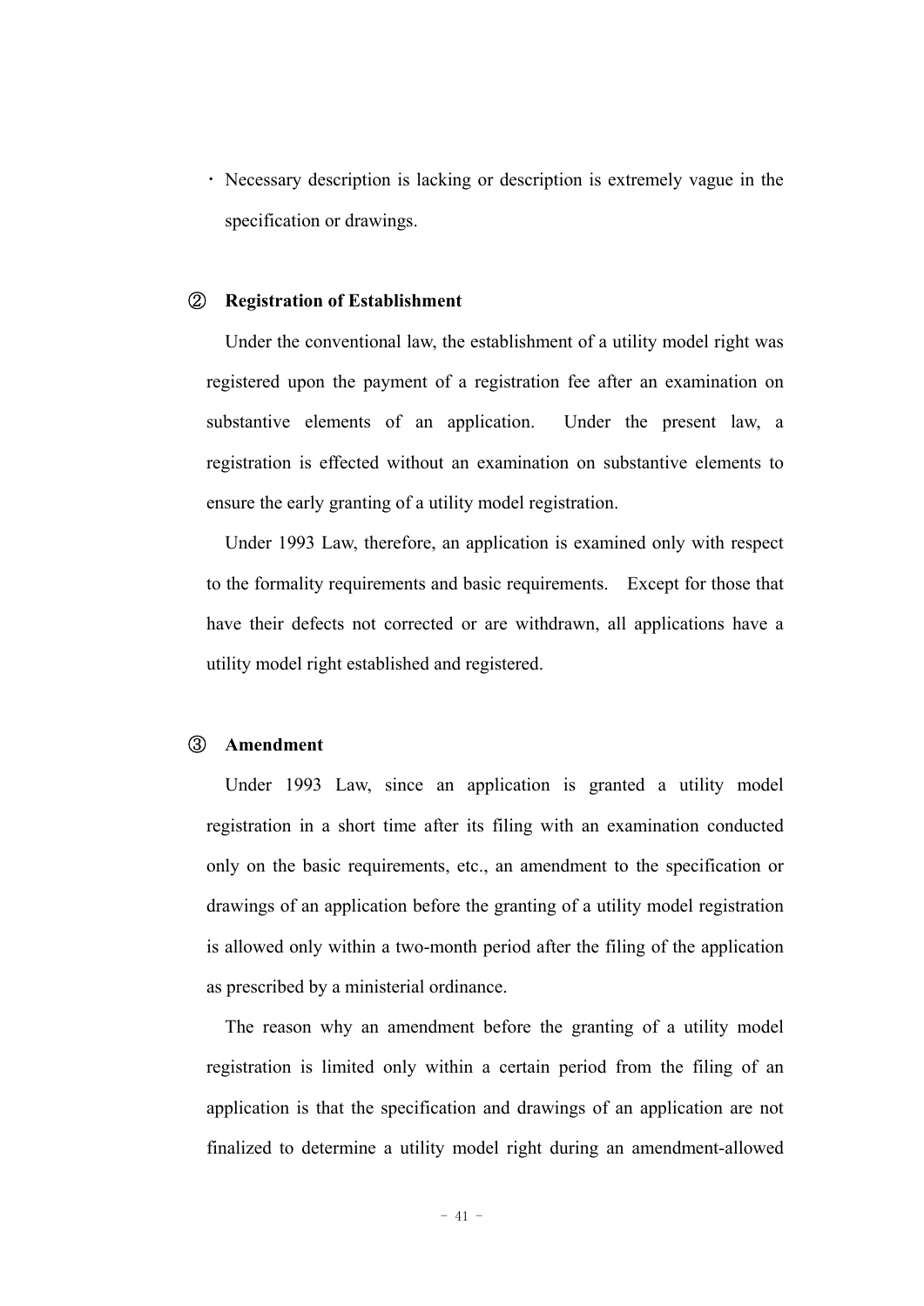- Necessary description is lacking or description is extremely vague in the specification or drawings.

② **Registration of Establishment**

Under the conventional law, the establishment of a utility model right was registered upon the payment of a registration fee after an examination on substantive elements of an application. Under the present law, a registration is effected without an examination on substantive elements to ensure the early granting of a utility model registration.

Under 1993 Law, therefore, an application is examined only with respect to the formality requirements and basic requirements. Except for those that have their defects not corrected or are withdrawn, all applications have a utility model right established and registered.

③ **Amendment**

Under 1993 Law, since an application is granted a utility model registration in a short time after its filing with an examination conducted only on the basic requirements, etc., an amendment to the specification or drawings of an application before the granting of a utility model registration is allowed only within a two-month period after the filing of the application as prescribed by a ministerial ordinance.

The reason why an amendment before the granting of a utility model registration is limited only within a certain period from the filing of an application is that the specification and drawings of an application are not finalized to determine a utility model right during an amendment-allowed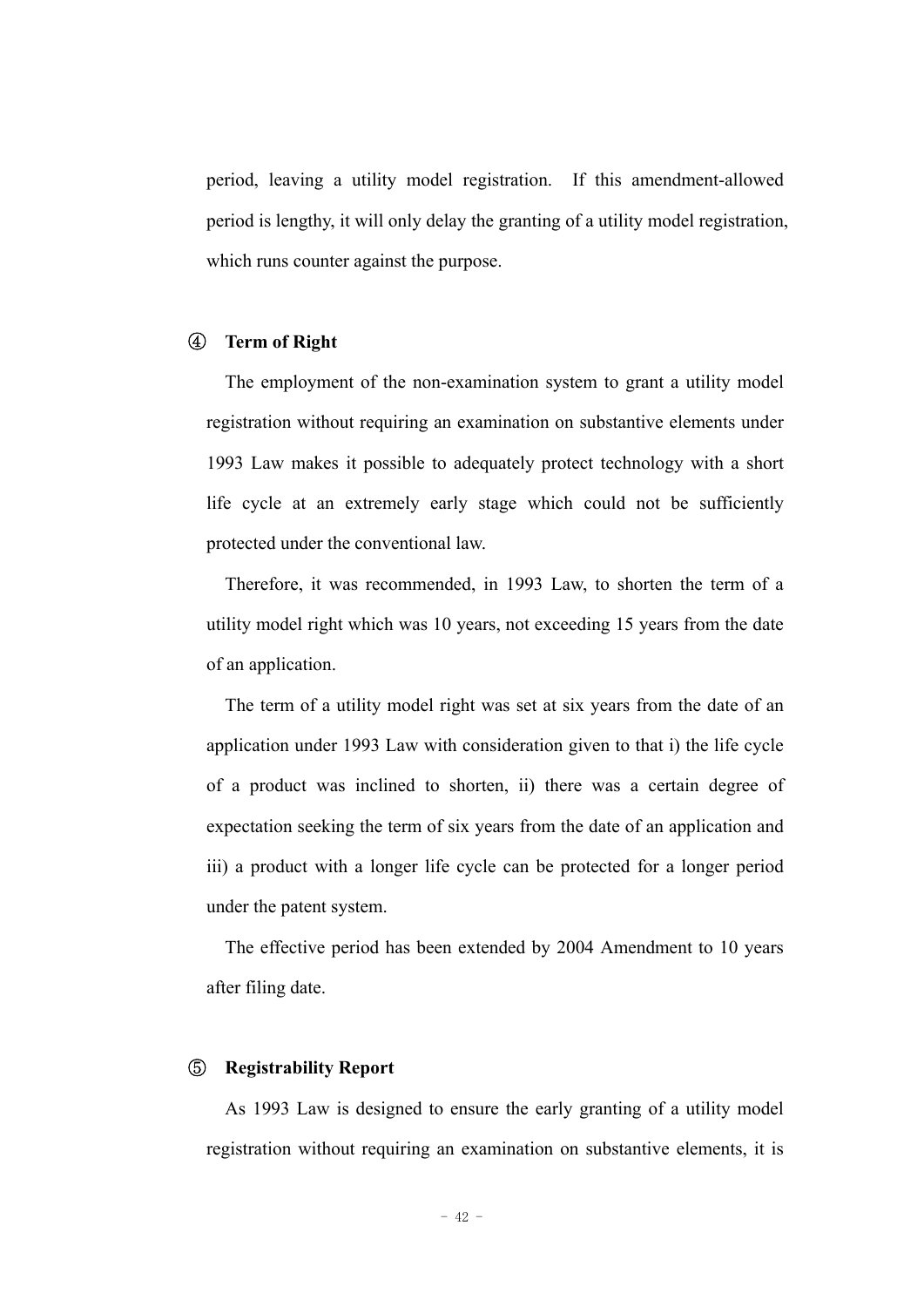period, leaving a utility model registration. If this amendment-allowed period is lengthy, it will only delay the granting of a utility model registration, which runs counter against the purpose.

### ④ Term of Right

The employment of the non-examination system to grant a utility model registration without requiring an examination on substantive elements under 1993 Law makes it possible to adequately protect technology with a short life cycle at an extremely early stage which could not be sufficiently protected under the conventional law.

Therefore, it was recommended, in 1993 Law, to shorten the term of a utility model right which was 10 years, not exceeding 15 years from the date of an application.

The term of a utility model right was set at six years from the date of an application under 1993 Law with consideration given to that i) the life cycle of a product was inclined to shorten, ii) there was a certain degree of expectation seeking the term of six years from the date of an application and iii) a product with a longer life cycle can be protected for a longer period under the patent system.

The effective period has been extended by 2004 Amendment to 10 years after filing date.

### ⑤ Registrability Report

As 1993 Law is designed to ensure the early granting of a utility model registration without requiring an examination on substantive elements, it is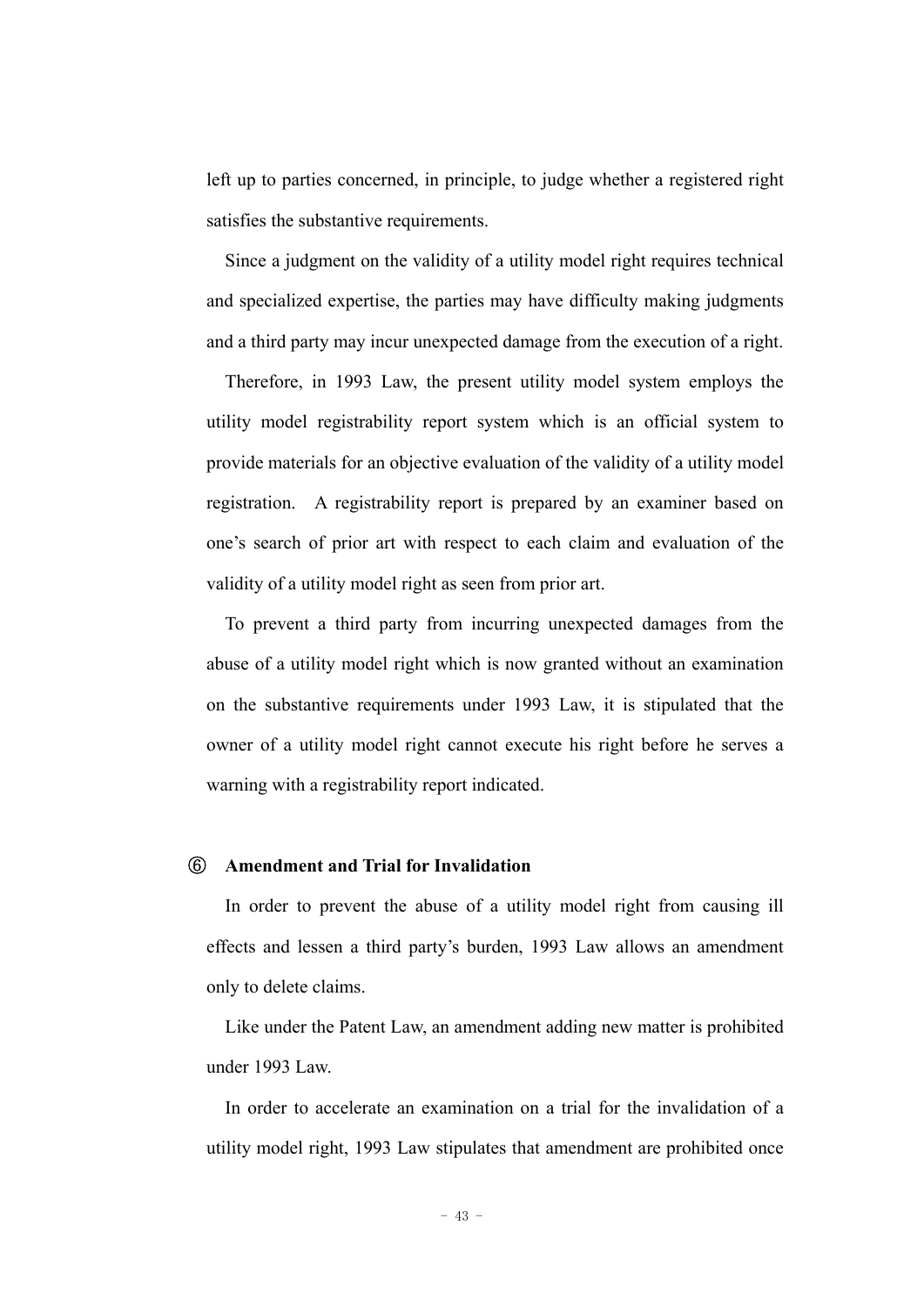left up to parties concerned, in principle, to judge whether a registered right satisfies the substantive requirements.

Since a judgment on the validity of a utility model right requires technical and specialized expertise, the parties may have difficulty making judgments and a third party may incur unexpected damage from the execution of a right.

Therefore, in 1993 Law, the present utility model system employs the utility model registrability report system which is an official system to provide materials for an objective evaluation of the validity of a utility model registration. A registrability report is prepared by an examiner based on one's search of prior art with respect to each claim and evaluation of the validity of a utility model right as seen from prior art.

To prevent a third party from incurring unexpected damages from the abuse of a utility model right which is now granted without an examination on the substantive requirements under 1993 Law, it is stipulated that the owner of a utility model right cannot execute his right before he serves a warning with a registrability report indicated.

⑥ **Amendment and Trial for Invalidation**

In order to prevent the abuse of a utility model right from causing ill effects and lessen a third party's burden, 1993 Law allows an amendment only to delete claims.

Like under the Patent Law, an amendment adding new matter is prohibited under 1993 Law.

In order to accelerate an examination on a trial for the invalidation of a utility model right, 1993 Law stipulates that amendment are prohibited once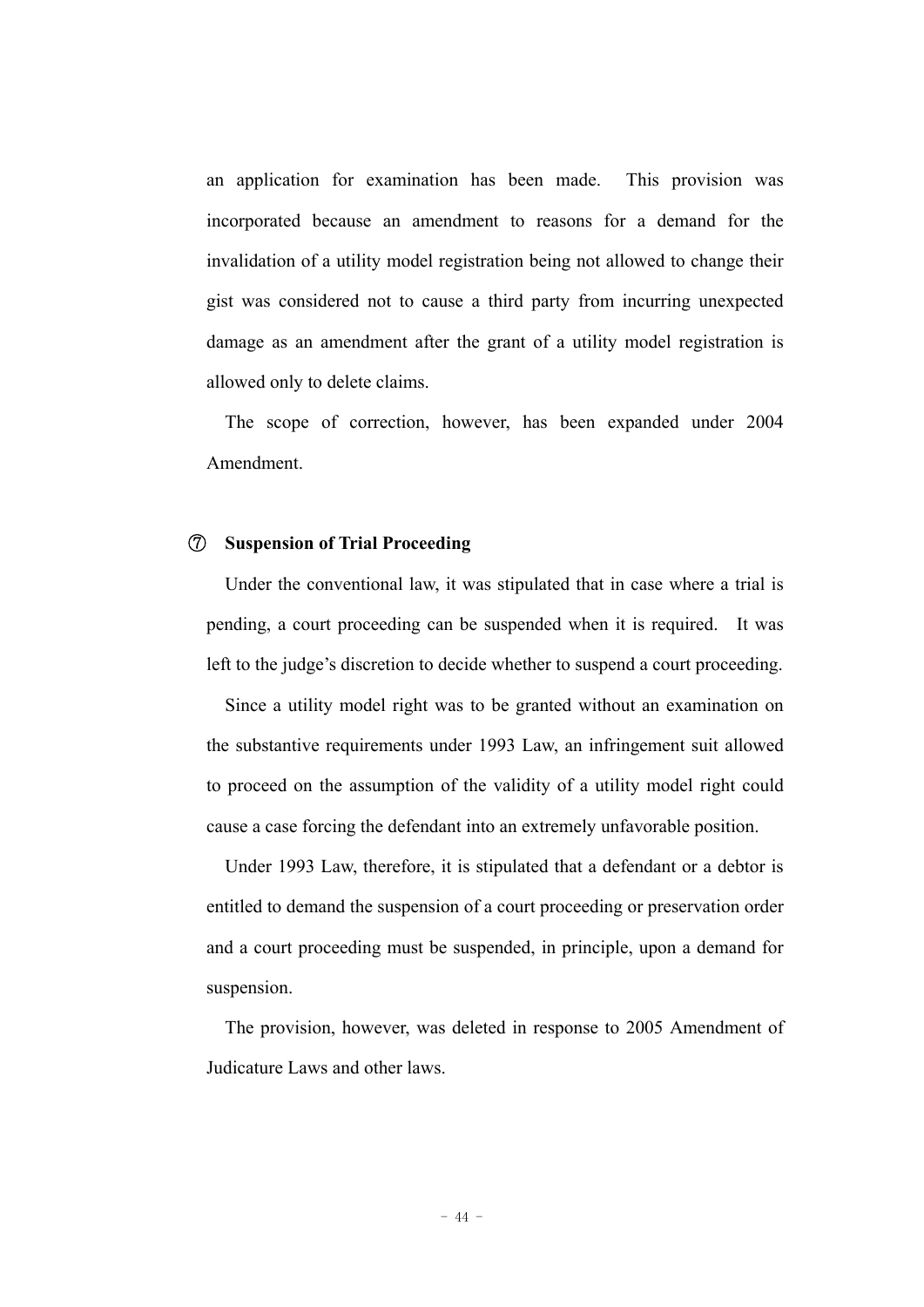an application for examination has been made. This provision was incorporated because an amendment to reasons for a demand for the invalidation of a utility model registration being not allowed to change their gist was considered not to cause a third party from incurring unexpected damage as an amendment after the grant of a utility model registration is allowed only to delete claims.

The scope of correction, however, has been expanded under 2004 Amendment.

**⑦ Suspension of Trial Proceeding**

Under the conventional law, it was stipulated that in case where a trial is pending, a court proceeding can be suspended when it is required. It was left to the judge's discretion to decide whether to suspend a court proceeding.

Since a utility model right was to be granted without an examination on the substantive requirements under 1993 Law, an infringement suit allowed to proceed on the assumption of the validity of a utility model right could cause a case forcing the defendant into an extremely unfavorable position.

Under 1993 Law, therefore, it is stipulated that a defendant or a debtor is entitled to demand the suspension of a court proceeding or preservation order and a court proceeding must be suspended, in principle, upon a demand for suspension.

The provision, however, was deleted in response to 2005 Amendment of Judicature Laws and other laws.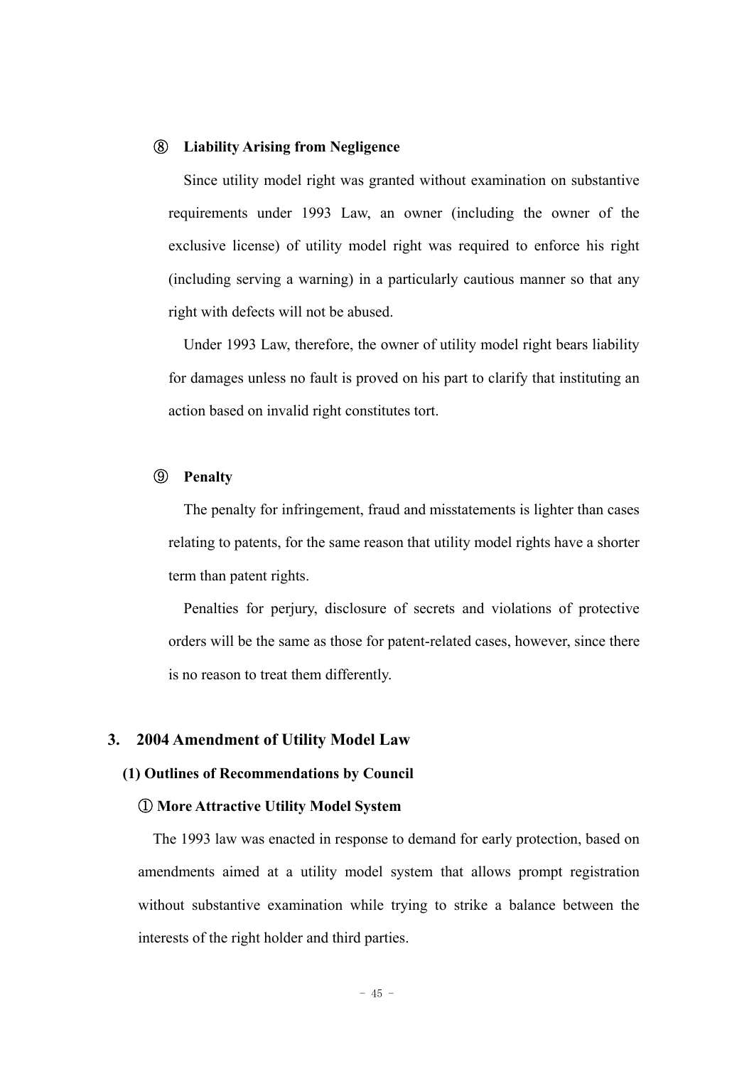### ⑧ Liability Arising from Negligence

Since utility model right was granted without examination on substantive requirements under 1993 Law, an owner (including the owner of the exclusive license) of utility model right was required to enforce his right (including serving a warning) in a particularly cautious manner so that any right with defects will not be abused.

Under 1993 Law, therefore, the owner of utility model right bears liability for damages unless no fault is proved on his part to clarify that instituting an action based on invalid right constitutes tort.

### ⑨ Penalty

The penalty for infringement, fraud and misstatements is lighter than cases relating to patents, for the same reason that utility model rights have a shorter term than patent rights.

Penalties for perjury, disclosure of secrets and violations of protective orders will be the same as those for patent-related cases, however, since there is no reason to treat them differently.

## 3. 2004 Amendment of Utility Model Law

### (1) Outlines of Recommendations by Council

#### ① More Attractive Utility Model System

The 1993 law was enacted in response to demand for early protection, based on amendments aimed at a utility model system that allows prompt registration without substantive examination while trying to strike a balance between the interests of the right holder and third parties.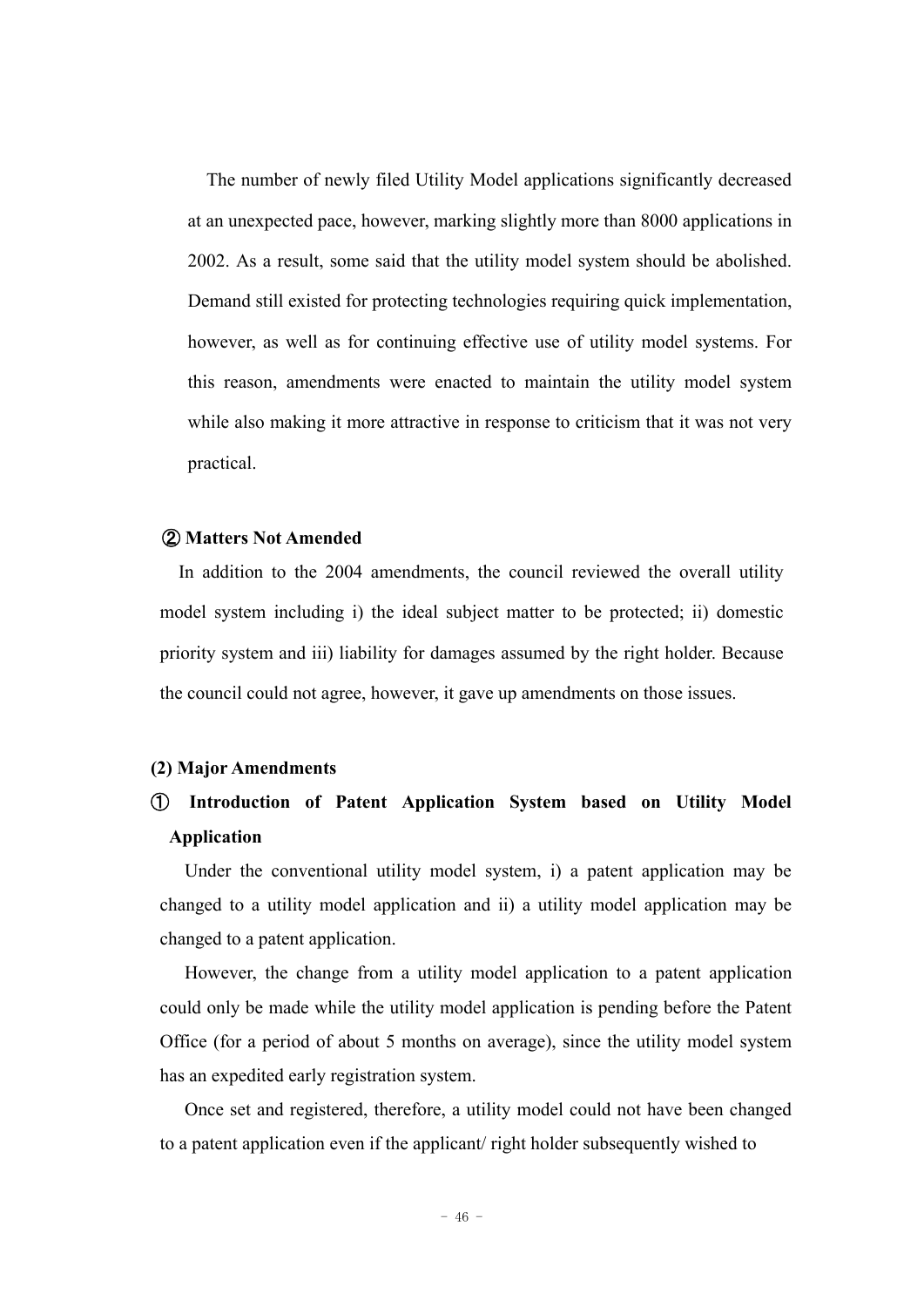The number of newly filed Utility Model applications significantly decreased at an unexpected pace, however, marking slightly more than 8000 applications in 2002. As a result, some said that the utility model system should be abolished. Demand still existed for protecting technologies requiring quick implementation, however, as well as for continuing effective use of utility model systems. For this reason, amendments were enacted to maintain the utility model system while also making it more attractive in response to criticism that it was not very practical.

**② Matters Not Amended**

In addition to the 2004 amendments, the council reviewed the overall utility model system including i) the ideal subject matter to be protected; ii) domestic priority system and iii) liability for damages assumed by the right holder. Because the council could not agree, however, it gave up amendments on those issues.

**(2) Major Amendments**

**① Introduction of Patent Application System based on Utility Model Application**

Under the conventional utility model system, i) a patent application may be changed to a utility model application and ii) a utility model application may be changed to a patent application.

However, the change from a utility model application to a patent application could only be made while the utility model application is pending before the Patent Office (for a period of about 5 months on average), since the utility model system has an expedited early registration system.

Once set and registered, therefore, a utility model could not have been changed to a patent application even if the applicant/ right holder subsequently wished to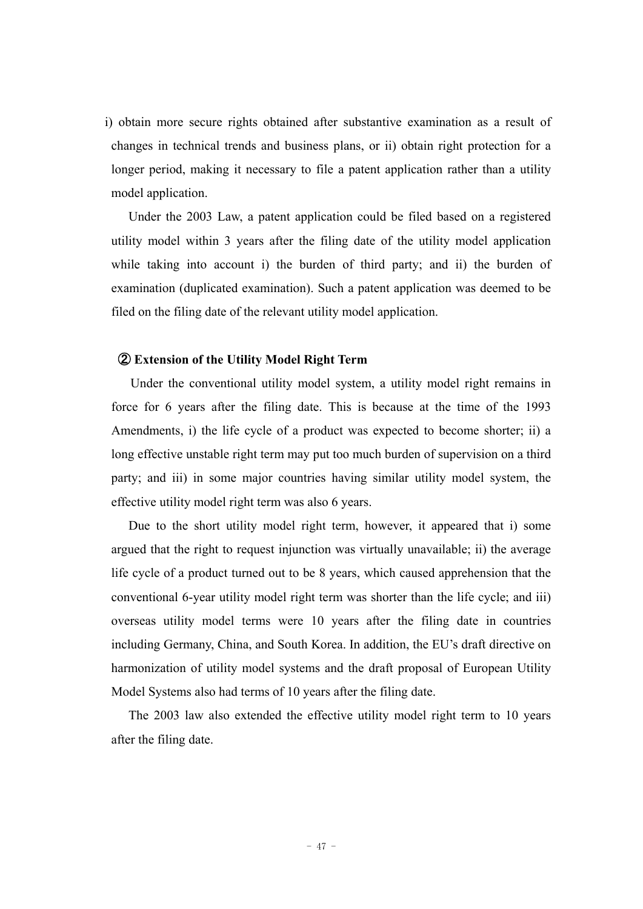i) obtain more secure rights obtained after substantive examination as a result of changes in technical trends and business plans, or ii) obtain right protection for a longer period, making it necessary to file a patent application rather than a utility model application.

Under the 2003 Law, a patent application could be filed based on a registered utility model within 3 years after the filing date of the utility model application while taking into account i) the burden of third party; and ii) the burden of examination (duplicated examination). Such a patent application was deemed to be filed on the filing date of the relevant utility model application.

**② Extension of the Utility Model Right Term**

Under the conventional utility model system, a utility model right remains in force for 6 years after the filing date. This is because at the time of the 1993 Amendments, i) the life cycle of a product was expected to become shorter; ii) a long effective unstable right term may put too much burden of supervision on a third party; and iii) in some major countries having similar utility model system, the effective utility model right term was also 6 years.

Due to the short utility model right term, however, it appeared that i) some argued that the right to request injunction was virtually unavailable; ii) the average life cycle of a product turned out to be 8 years, which caused apprehension that the conventional 6-year utility model right term was shorter than the life cycle; and iii) overseas utility model terms were 10 years after the filing date in countries including Germany, China, and South Korea. In addition, the EU's draft directive on harmonization of utility model systems and the draft proposal of European Utility Model Systems also had terms of 10 years after the filing date.

The 2003 law also extended the effective utility model right term to 10 years after the filing date.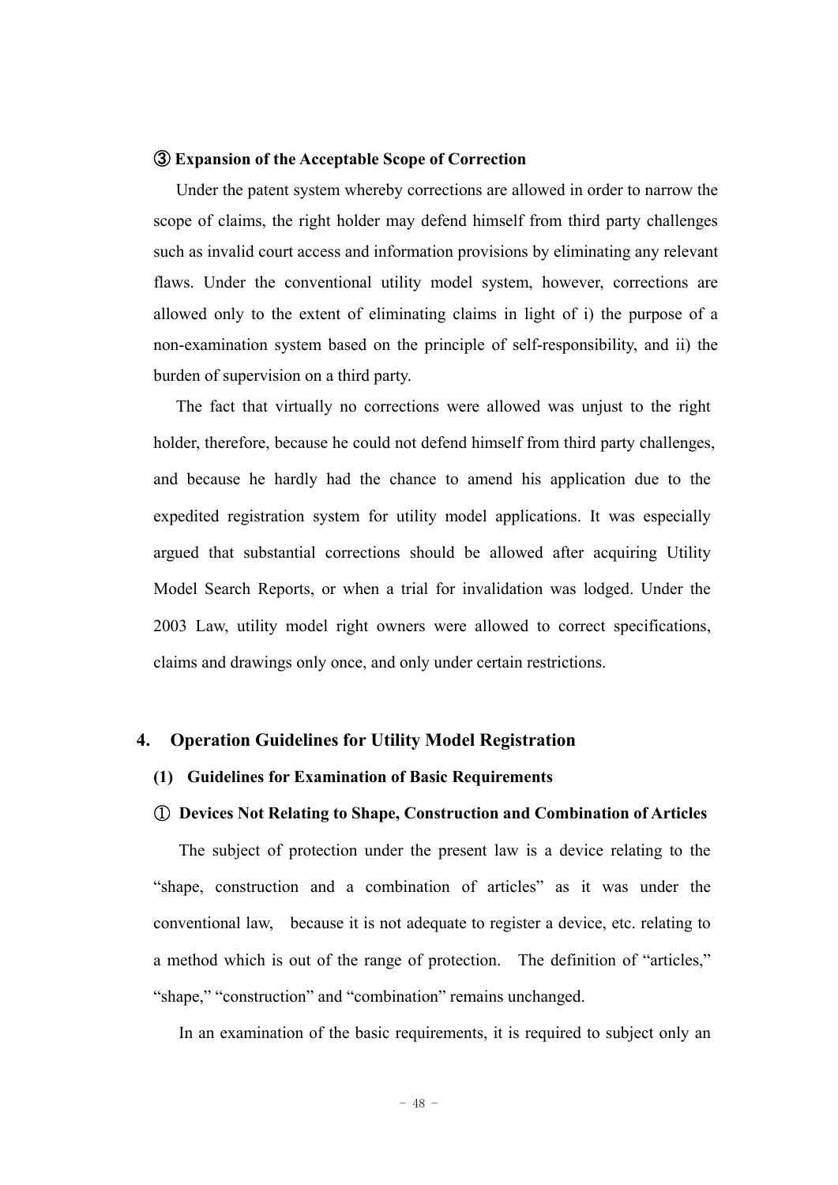**③ Expansion of the Acceptable Scope of Correction**

Under the patent system whereby corrections are allowed in order to narrow the scope of claims, the right holder may defend himself from third party challenges such as invalid court access and information provisions by eliminating any relevant flaws. Under the conventional utility model system, however, corrections are allowed only to the extent of eliminating claims in light of i) the purpose of a non-examination system based on the principle of self-responsibility, and ii) the burden of supervision on a third party.

The fact that virtually no corrections were allowed was unjust to the right holder, therefore, because he could not defend himself from third party challenges, and because he hardly had the chance to amend his application due to the expedited registration system for utility model applications. It was especially argued that substantial corrections should be allowed after acquiring Utility Model Search Reports, or when a trial for invalidation was lodged. Under the 2003 Law, utility model right owners were allowed to correct specifications, claims and drawings only once, and only under certain restrictions.

## 4. Operation Guidelines for Utility Model Registration

### (1) Guidelines for Examination of Basic Requirements

**① Devices Not Relating to Shape, Construction and Combination of Articles**

The subject of protection under the present law is a device relating to the "shape, construction and a combination of articles" as it was under the conventional law, because it is not adequate to register a device, etc. relating to a method which is out of the range of protection. The definition of "articles," "shape," "construction" and "combination" remains unchanged.

In an examination of the basic requirements, it is required to subject only an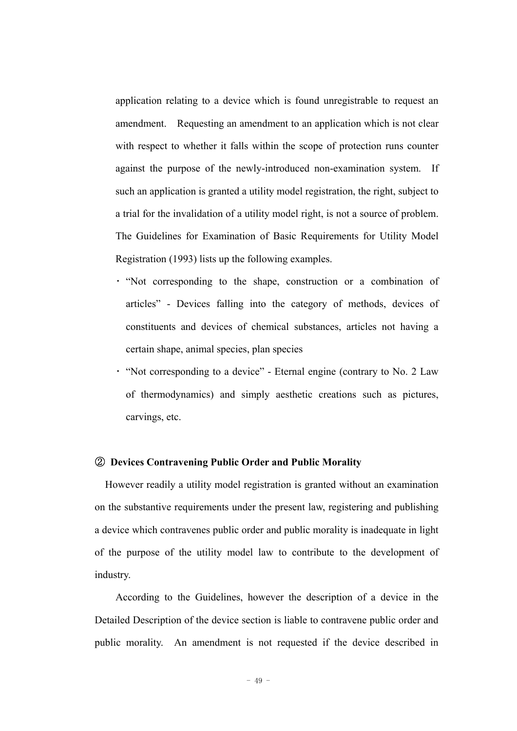application relating to a device which is found unregistrable to request an amendment. Requesting an amendment to an application which is not clear with respect to whether it falls within the scope of protection runs counter against the purpose of the newly-introduced non-examination system. If such an application is granted a utility model registration, the right, subject to a trial for the invalidation of a utility model right, is not a source of problem. The Guidelines for Examination of Basic Requirements for Utility Model Registration (1993) lists up the following examples.

- "Not corresponding to the shape, construction or a combination of articles" - Devices falling into the category of methods, devices of constituents and devices of chemical substances, articles not having a certain shape, animal species, plan species
- "Not corresponding to a device" - Eternal engine (contrary to No. 2 Law of thermodynamics) and simply aesthetic creations such as pictures, carvings, etc.

**② Devices Contravening Public Order and Public Morality**

However readily a utility model registration is granted without an examination on the substantive requirements under the present law, registering and publishing a device which contravenes public order and public morality is inadequate in light of the purpose of the utility model law to contribute to the development of industry.

According to the Guidelines, however the description of a device in the Detailed Description of the device section is liable to contravene public order and public morality. An amendment is not requested if the device described in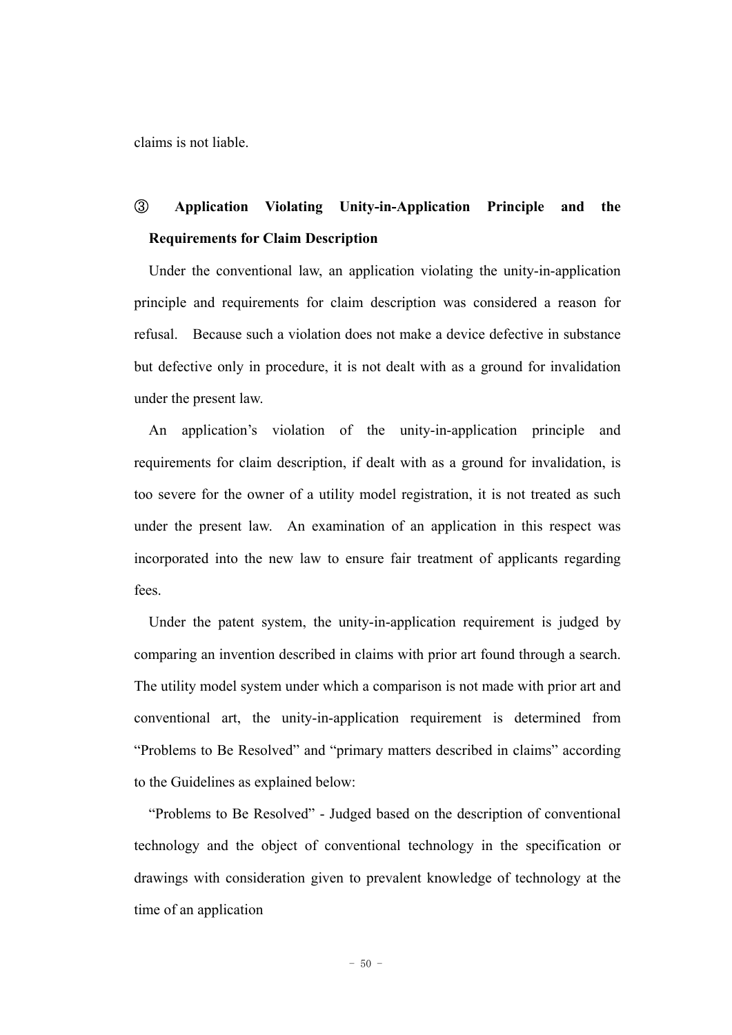claims is not liable.

### ③ Application Violating Unity-in-Application Principle and the Requirements for Claim Description

Under the conventional law, an application violating the unity-in-application principle and requirements for claim description was considered a reason for refusal. Because such a violation does not make a device defective in substance but defective only in procedure, it is not dealt with as a ground for invalidation under the present law.

An application's violation of the unity-in-application principle and requirements for claim description, if dealt with as a ground for invalidation, is too severe for the owner of a utility model registration, it is not treated as such under the present law. An examination of an application in this respect was incorporated into the new law to ensure fair treatment of applicants regarding fees.

Under the patent system, the unity-in-application requirement is judged by comparing an invention described in claims with prior art found through a search. The utility model system under which a comparison is not made with prior art and conventional art, the unity-in-application requirement is determined from "Problems to Be Resolved" and "primary matters described in claims" according to the Guidelines as explained below:

"Problems to Be Resolved" - Judged based on the description of conventional technology and the object of conventional technology in the specification or drawings with consideration given to prevalent knowledge of technology at the time of an application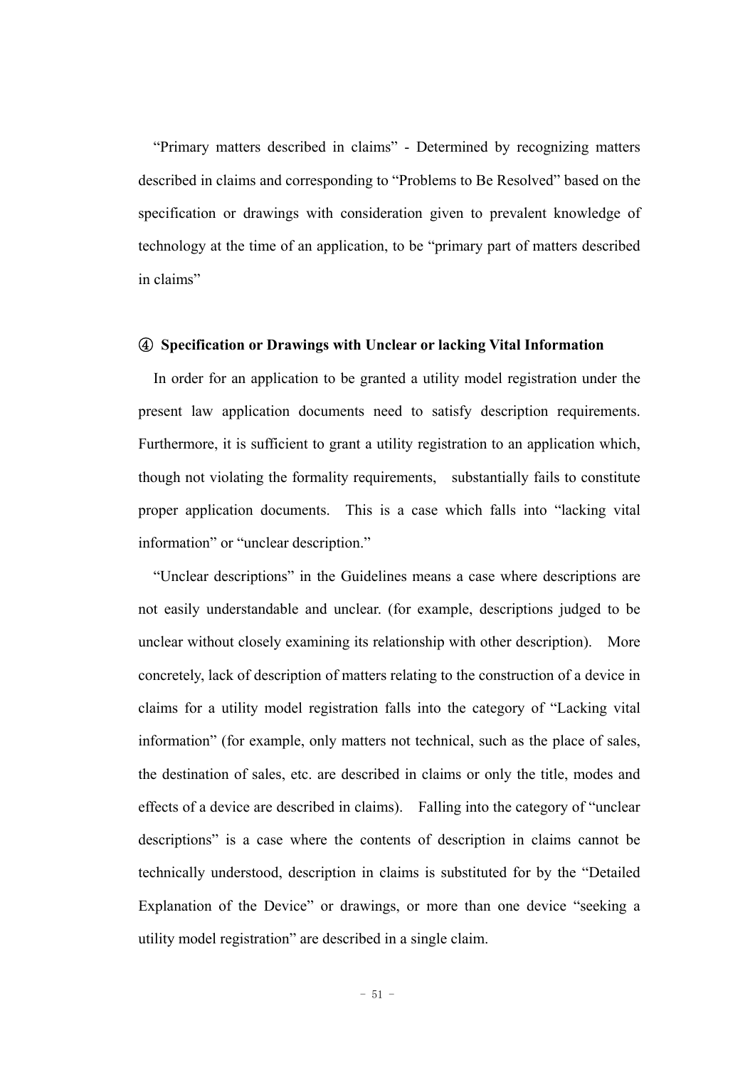"Primary matters described in claims" - Determined by recognizing matters described in claims and corresponding to "Problems to Be Resolved" based on the specification or drawings with consideration given to prevalent knowledge of technology at the time of an application, to be "primary part of matters described in claims"

**④ Specification or Drawings with Unclear or lacking Vital Information**

In order for an application to be granted a utility model registration under the present law application documents need to satisfy description requirements. Furthermore, it is sufficient to grant a utility registration to an application which, though not violating the formality requirements, substantially fails to constitute proper application documents. This is a case which falls into "lacking vital information" or "unclear description."

"Unclear descriptions" in the Guidelines means a case where descriptions are not easily understandable and unclear. (for example, descriptions judged to be unclear without closely examining its relationship with other description). More concretely, lack of description of matters relating to the construction of a device in claims for a utility model registration falls into the category of "Lacking vital information" (for example, only matters not technical, such as the place of sales, the destination of sales, etc. are described in claims or only the title, modes and effects of a device are described in claims). Falling into the category of "unclear descriptions" is a case where the contents of description in claims cannot be technically understood, description in claims is substituted for by the "Detailed Explanation of the Device" or drawings, or more than one device "seeking a utility model registration" are described in a single claim.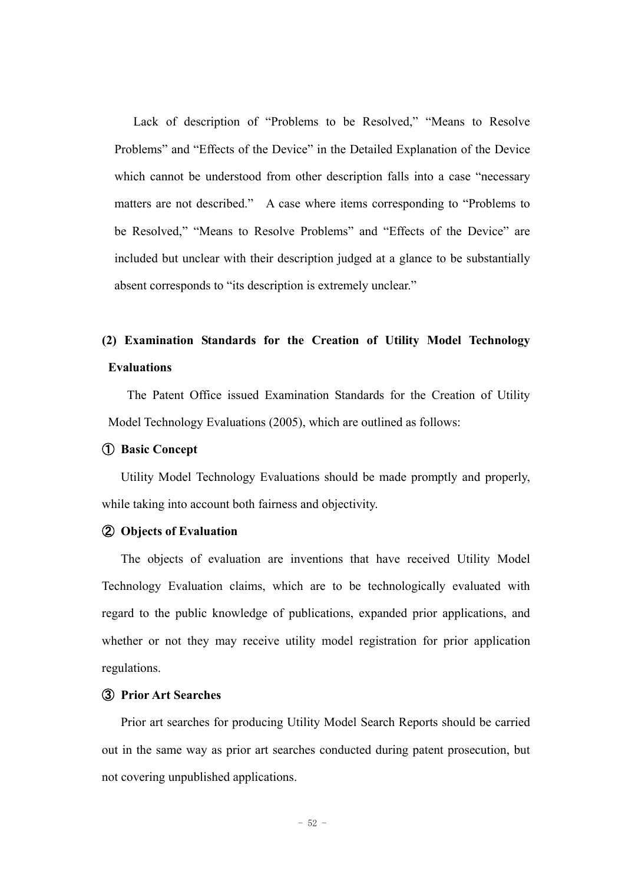Lack of description of "Problems to be Resolved," "Means to Resolve Problems" and "Effects of the Device" in the Detailed Explanation of the Device which cannot be understood from other description falls into a case "necessary matters are not described." A case where items corresponding to "Problems to be Resolved," "Means to Resolve Problems" and "Effects of the Device" are included but unclear with their description judged at a glance to be substantially absent corresponds to "its description is extremely unclear."

### (2) Examination Standards for the Creation of Utility Model Technology Evaluations

The Patent Office issued Examination Standards for the Creation of Utility Model Technology Evaluations (2005), which are outlined as follows:

**① Basic Concept**

Utility Model Technology Evaluations should be made promptly and properly, while taking into account both fairness and objectivity.

**② Objects of Evaluation**

The objects of evaluation are inventions that have received Utility Model Technology Evaluation claims, which are to be technologically evaluated with regard to the public knowledge of publications, expanded prior applications, and whether or not they may receive utility model registration for prior application regulations.

**③ Prior Art Searches**

Prior art searches for producing Utility Model Search Reports should be carried out in the same way as prior art searches conducted during patent prosecution, but not covering unpublished applications.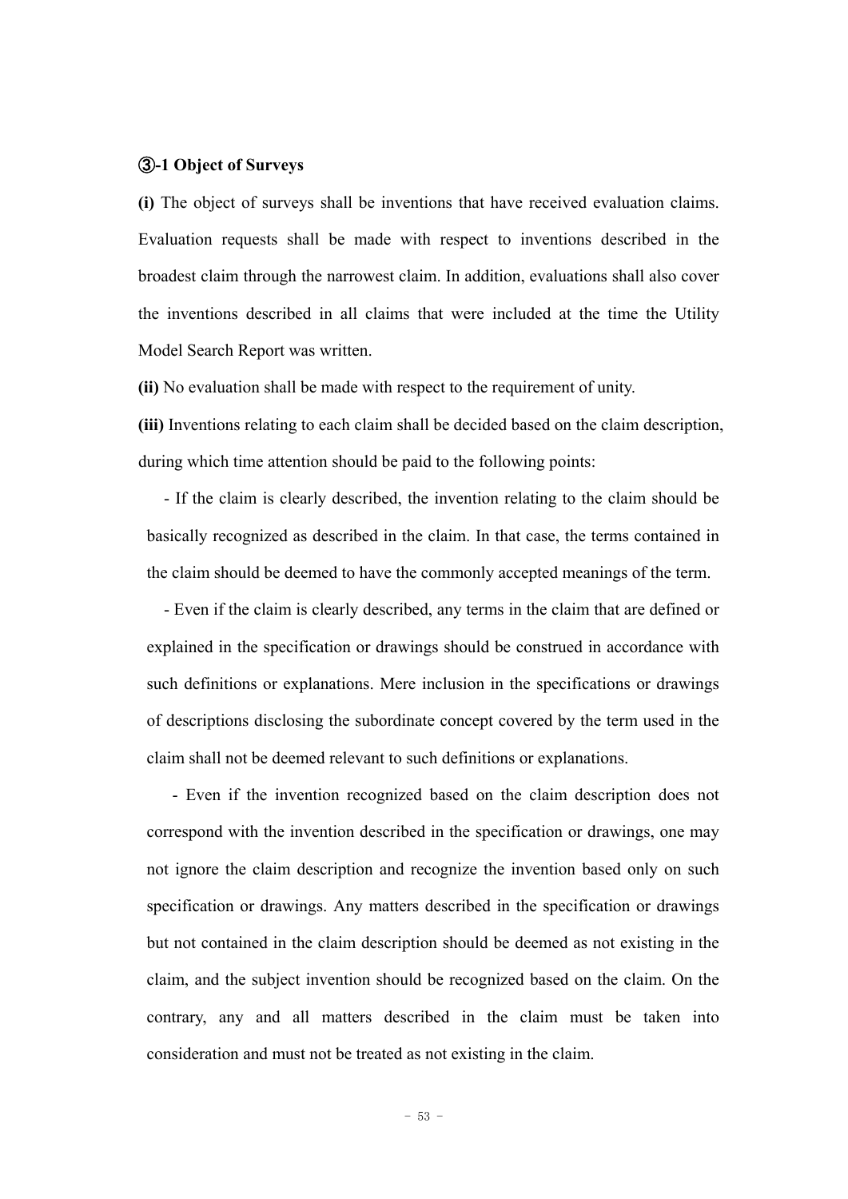### ③-1 Object of Surveys

**(i)** The object of surveys shall be inventions that have received evaluation claims. Evaluation requests shall be made with respect to inventions described in the broadest claim through the narrowest claim. In addition, evaluations shall also cover the inventions described in all claims that were included at the time the Utility Model Search Report was written.

**(ii)** No evaluation shall be made with respect to the requirement of unity.

**(iii)** Inventions relating to each claim shall be decided based on the claim description, during which time attention should be paid to the following points:

- If the claim is clearly described, the invention relating to the claim should be basically recognized as described in the claim. In that case, the terms contained in the claim should be deemed to have the commonly accepted meanings of the term.
- Even if the claim is clearly described, any terms in the claim that are defined or explained in the specification or drawings should be construed in accordance with such definitions or explanations. Mere inclusion in the specifications or drawings of descriptions disclosing the subordinate concept covered by the term used in the claim shall not be deemed relevant to such definitions or explanations.
- Even if the invention recognized based on the claim description does not correspond with the invention described in the specification or drawings, one may not ignore the claim description and recognize the invention based only on such specification or drawings. Any matters described in the specification or drawings but not contained in the claim description should be deemed as not existing in the claim, and the subject invention should be recognized based on the claim. On the contrary, any and all matters described in the claim must be taken into consideration and must not be treated as not existing in the claim.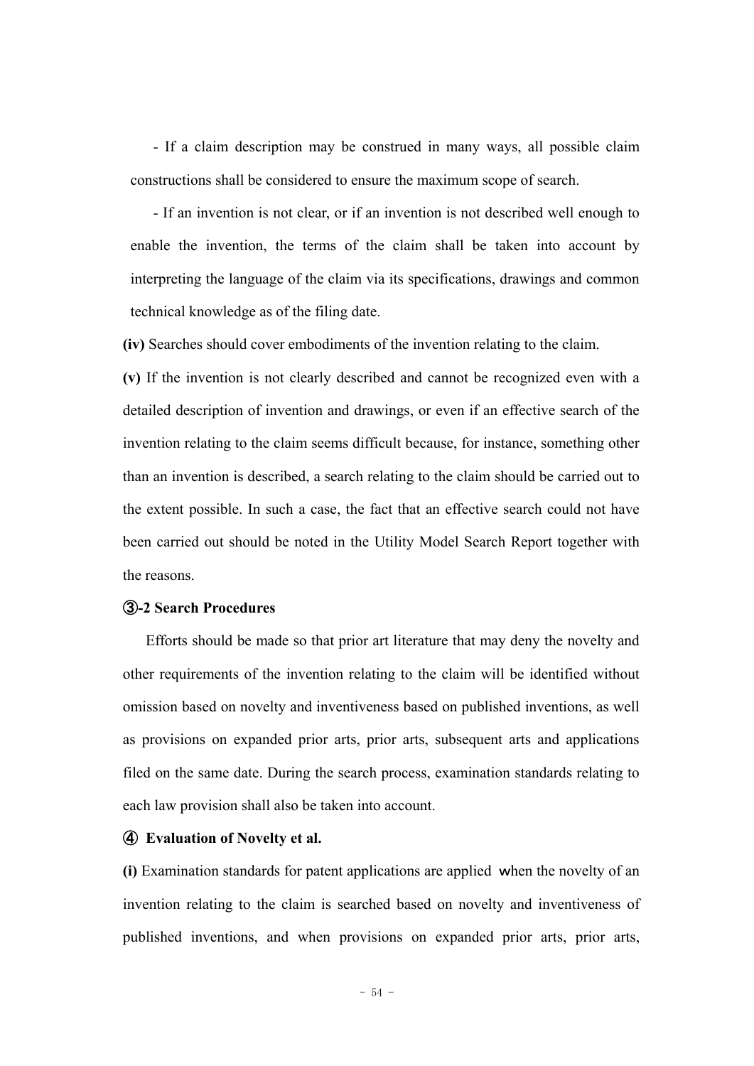- If a claim description may be construed in many ways, all possible claim constructions shall be considered to ensure the maximum scope of search.

- If an invention is not clear, or if an invention is not described well enough to enable the invention, the terms of the claim shall be taken into account by interpreting the language of the claim via its specifications, drawings and common technical knowledge as of the filing date.

**(iv)** Searches should cover embodiments of the invention relating to the claim.

**(v)** If the invention is not clearly described and cannot be recognized even with a detailed description of invention and drawings, or even if an effective search of the invention relating to the claim seems difficult because, for instance, something other than an invention is described, a search relating to the claim should be carried out to the extent possible. In such a case, the fact that an effective search could not have been carried out should be noted in the Utility Model Search Report together with the reasons.

**③-2 Search Procedures**

Efforts should be made so that prior art literature that may deny the novelty and other requirements of the invention relating to the claim will be identified without omission based on novelty and inventiveness based on published inventions, as well as provisions on expanded prior arts, prior arts, subsequent arts and applications filed on the same date. During the search process, examination standards relating to each law provision shall also be taken into account.

**④ Evaluation of Novelty et al.**

**(i)** Examination standards for patent applications are applied when the novelty of an invention relating to the claim is searched based on novelty and inventiveness of published inventions, and when provisions on expanded prior arts, prior arts,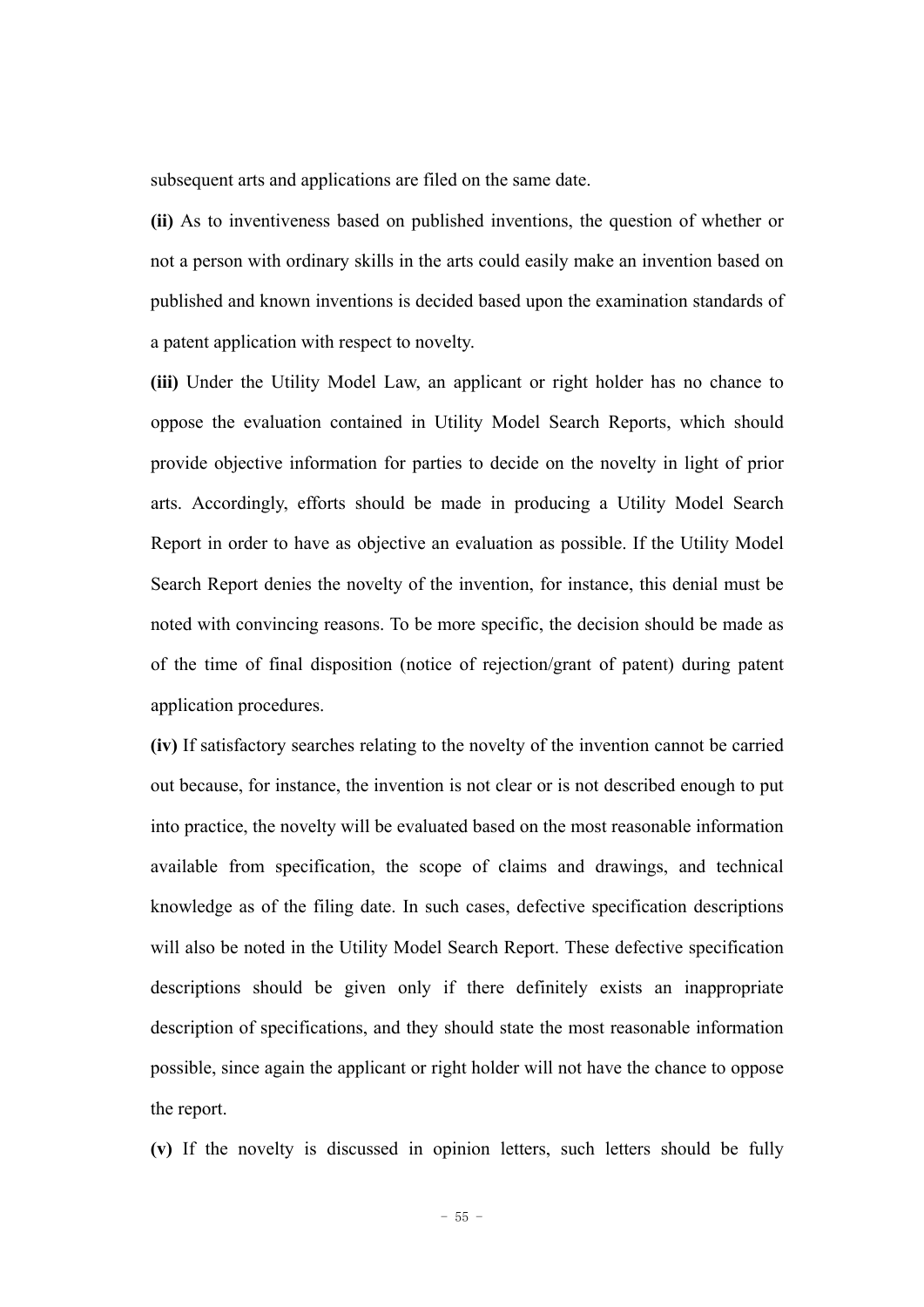subsequent arts and applications are filed on the same date.

**(ii)** As to inventiveness based on published inventions, the question of whether or not a person with ordinary skills in the arts could easily make an invention based on published and known inventions is decided based upon the examination standards of a patent application with respect to novelty.

**(iii)** Under the Utility Model Law, an applicant or right holder has no chance to oppose the evaluation contained in Utility Model Search Reports, which should provide objective information for parties to decide on the novelty in light of prior arts. Accordingly, efforts should be made in producing a Utility Model Search Report in order to have as objective an evaluation as possible. If the Utility Model Search Report denies the novelty of the invention, for instance, this denial must be noted with convincing reasons. To be more specific, the decision should be made as of the time of final disposition (notice of rejection/grant of patent) during patent application procedures.

**(iv)** If satisfactory searches relating to the novelty of the invention cannot be carried out because, for instance, the invention is not clear or is not described enough to put into practice, the novelty will be evaluated based on the most reasonable information available from specification, the scope of claims and drawings, and technical knowledge as of the filing date. In such cases, defective specification descriptions will also be noted in the Utility Model Search Report. These defective specification descriptions should be given only if there definitely exists an inappropriate description of specifications, and they should state the most reasonable information possible, since again the applicant or right holder will not have the chance to oppose the report.

**(v)** If the novelty is discussed in opinion letters, such letters should be fully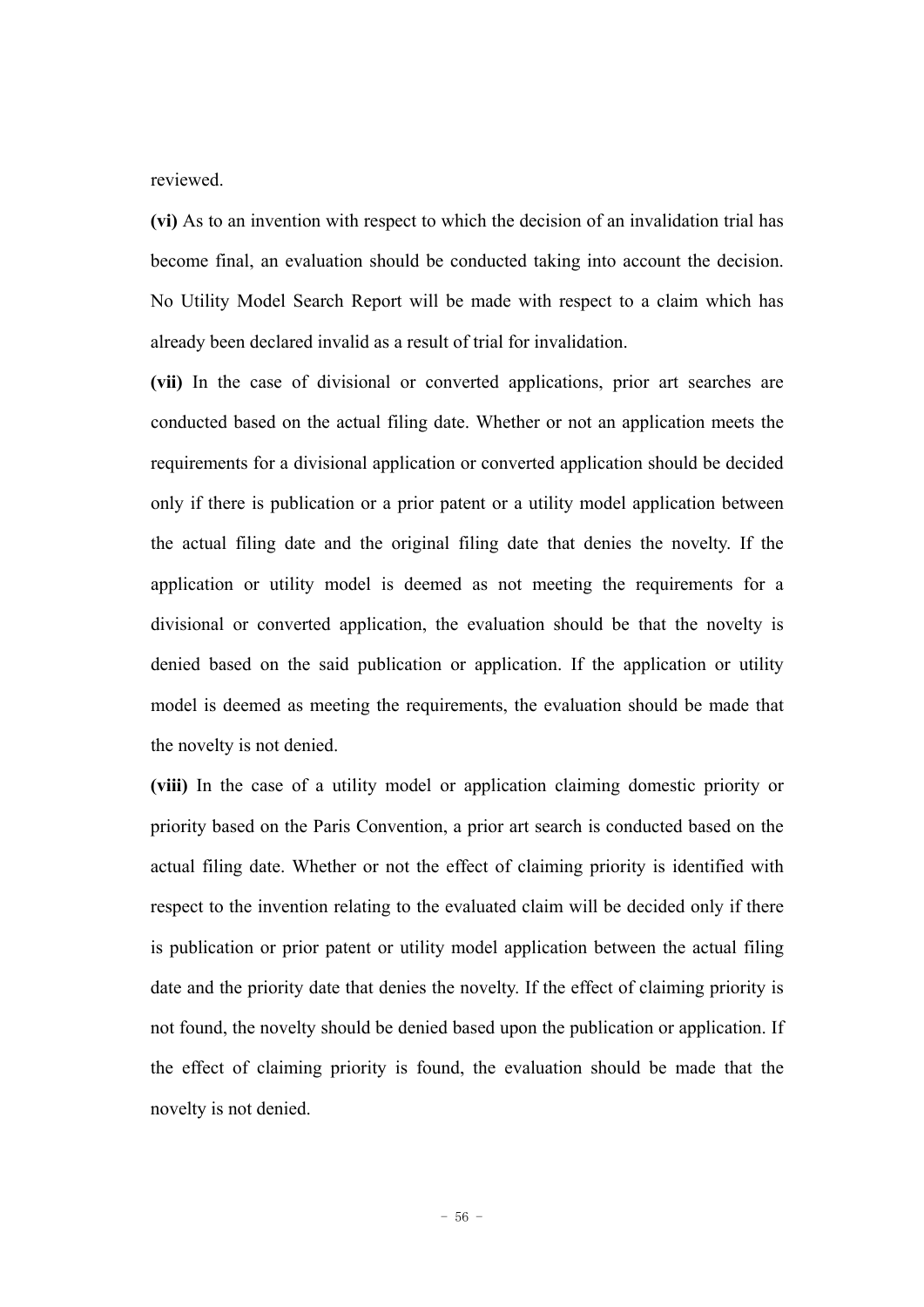reviewed.

**(vi)** As to an invention with respect to which the decision of an invalidation trial has become final, an evaluation should be conducted taking into account the decision. No Utility Model Search Report will be made with respect to a claim which has already been declared invalid as a result of trial for invalidation.

**(vii)** In the case of divisional or converted applications, prior art searches are conducted based on the actual filing date. Whether or not an application meets the requirements for a divisional application or converted application should be decided only if there is publication or a prior patent or a utility model application between the actual filing date and the original filing date that denies the novelty. If the application or utility model is deemed as not meeting the requirements for a divisional or converted application, the evaluation should be that the novelty is denied based on the said publication or application. If the application or utility model is deemed as meeting the requirements, the evaluation should be made that the novelty is not denied.

**(viii)** In the case of a utility model or application claiming domestic priority or priority based on the Paris Convention, a prior art search is conducted based on the actual filing date. Whether or not the effect of claiming priority is identified with respect to the invention relating to the evaluated claim will be decided only if there is publication or prior patent or utility model application between the actual filing date and the priority date that denies the novelty. If the effect of claiming priority is not found, the novelty should be denied based upon the publication or application. If the effect of claiming priority is found, the evaluation should be made that the novelty is not denied.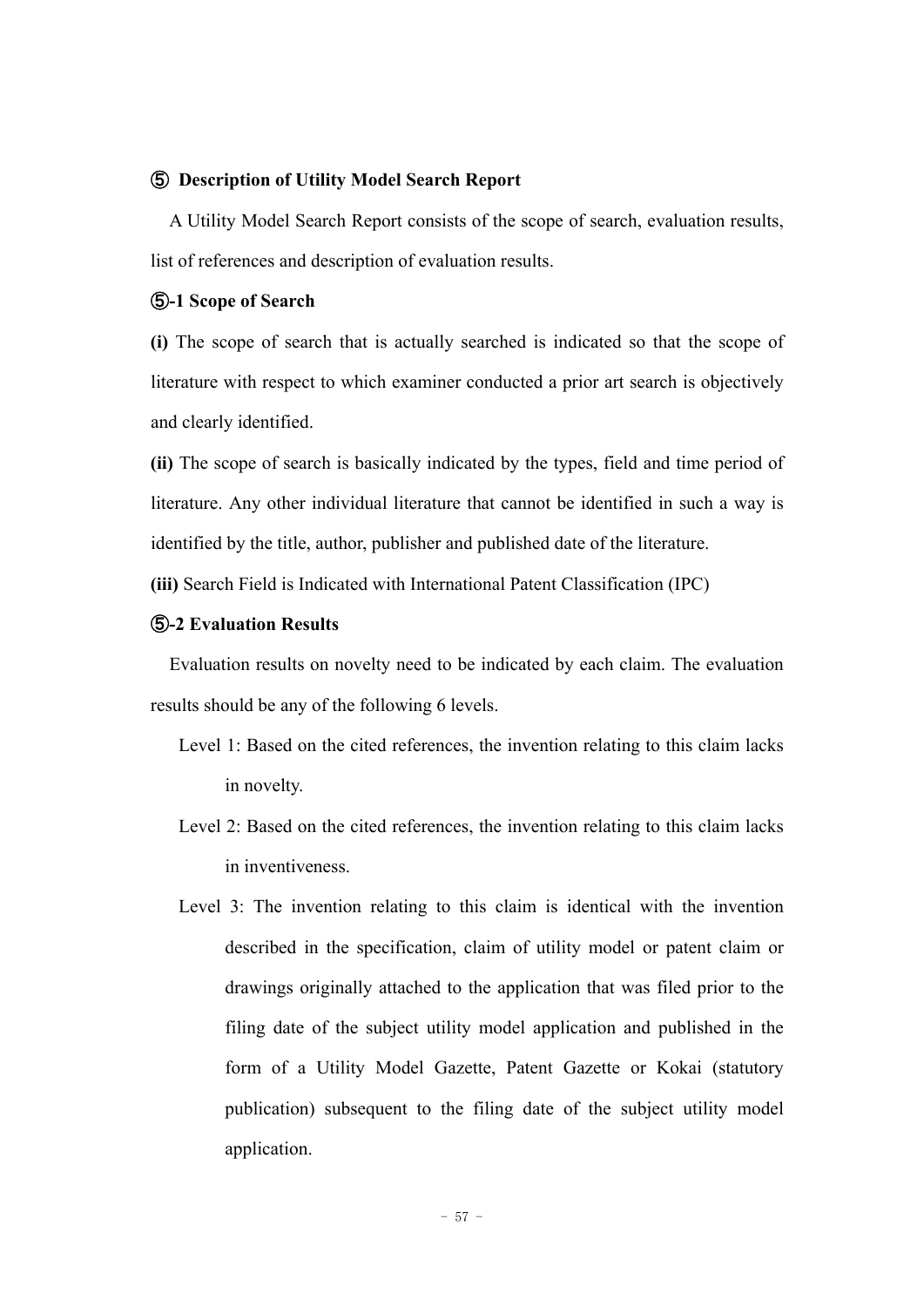### ⑤ Description of Utility Model Search Report

A Utility Model Search Report consists of the scope of search, evaluation results, list of references and description of evaluation results.

#### ⑤-1 Scope of Search

**(i)** The scope of search that is actually searched is indicated so that the scope of literature with respect to which examiner conducted a prior art search is objectively and clearly identified.

**(ii)** The scope of search is basically indicated by the types, field and time period of literature. Any other individual literature that cannot be identified in such a way is identified by the title, author, publisher and published date of the literature.

**(iii)** Search Field is Indicated with International Patent Classification (IPC)

#### ⑤-2 Evaluation Results

Evaluation results on novelty need to be indicated by each claim. The evaluation results should be any of the following 6 levels.

- Level 1: Based on the cited references, the invention relating to this claim lacks in novelty.
- Level 2: Based on the cited references, the invention relating to this claim lacks in inventiveness.
- Level 3: The invention relating to this claim is identical with the invention described in the specification, claim of utility model or patent claim or drawings originally attached to the application that was filed prior to the filing date of the subject utility model application and published in the form of a Utility Model Gazette, Patent Gazette or Kokai (statutory publication) subsequent to the filing date of the subject utility model application.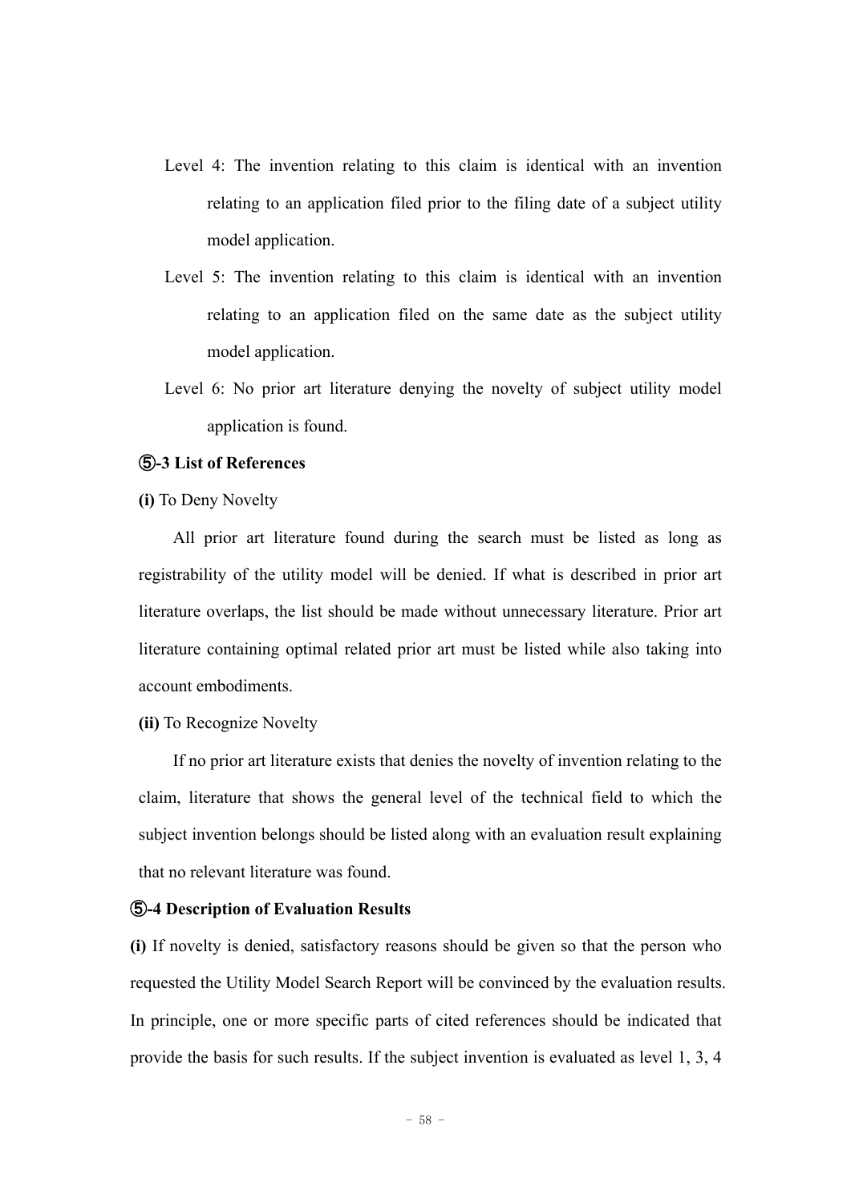Level 4: The invention relating to this claim is identical with an invention relating to an application filed prior to the filing date of a subject utility model application.

Level 5: The invention relating to this claim is identical with an invention relating to an application filed on the same date as the subject utility model application.

Level 6: No prior art literature denying the novelty of subject utility model application is found.

**⑤-3 List of References**

**(i)** To Deny Novelty

All prior art literature found during the search must be listed as long as registrability of the utility model will be denied. If what is described in prior art literature overlaps, the list should be made without unnecessary literature. Prior art literature containing optimal related prior art must be listed while also taking into account embodiments.

**(ii)** To Recognize Novelty

If no prior art literature exists that denies the novelty of invention relating to the claim, literature that shows the general level of the technical field to which the subject invention belongs should be listed along with an evaluation result explaining that no relevant literature was found.

**⑤-4 Description of Evaluation Results**

**(i)** If novelty is denied, satisfactory reasons should be given so that the person who requested the Utility Model Search Report will be convinced by the evaluation results. In principle, one or more specific parts of cited references should be indicated that provide the basis for such results. If the subject invention is evaluated as level 1, 3, 4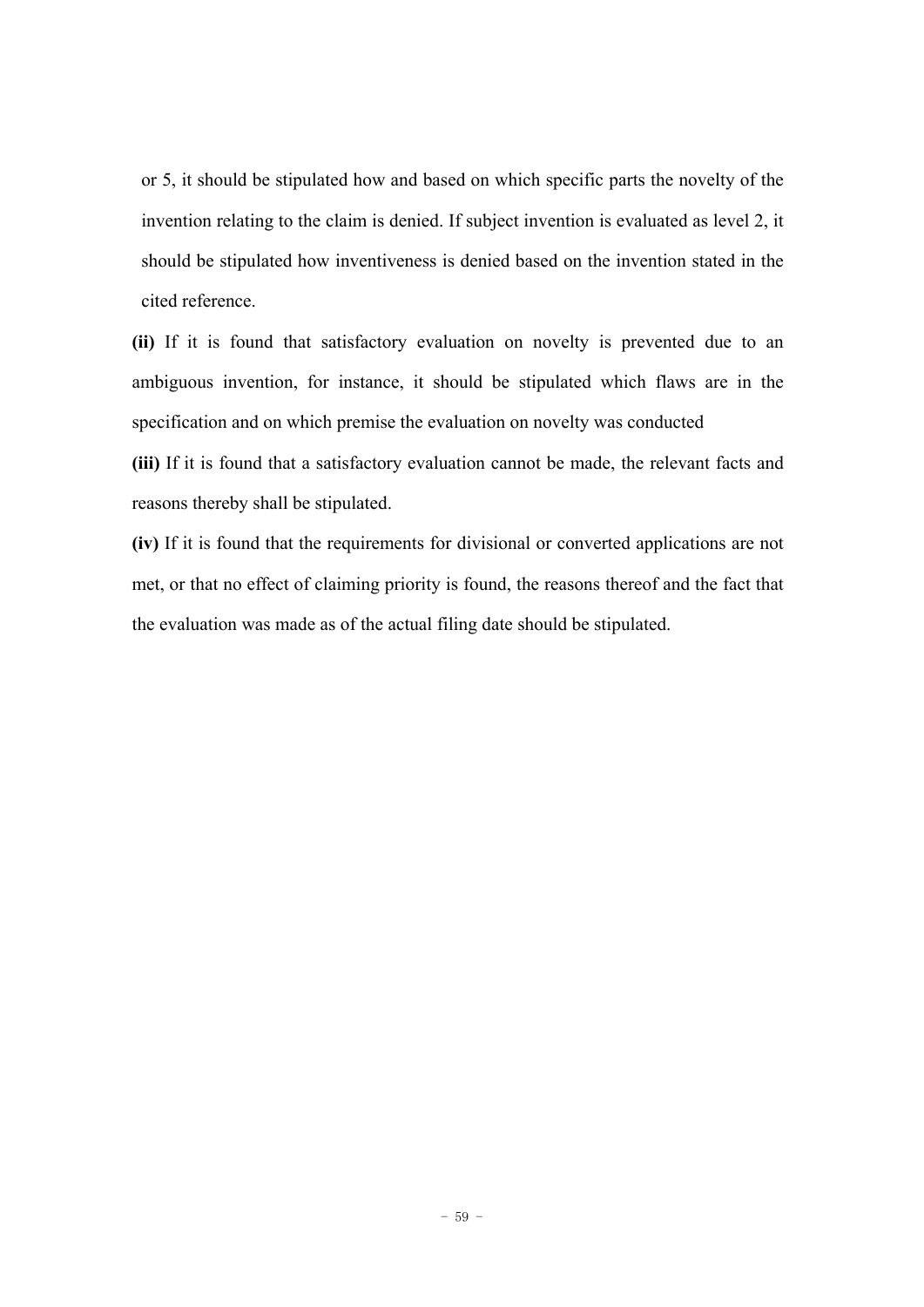or 5, it should be stipulated how and based on which specific parts the novelty of the invention relating to the claim is denied. If subject invention is evaluated as level 2, it should be stipulated how inventiveness is denied based on the invention stated in the cited reference.

**(ii)** If it is found that satisfactory evaluation on novelty is prevented due to an ambiguous invention, for instance, it should be stipulated which flaws are in the specification and on which premise the evaluation on novelty was conducted

**(iii)** If it is found that a satisfactory evaluation cannot be made, the relevant facts and reasons thereby shall be stipulated.

**(iv)** If it is found that the requirements for divisional or converted applications are not met, or that no effect of claiming priority is found, the reasons thereof and the fact that the evaluation was made as of the actual filing date should be stipulated.